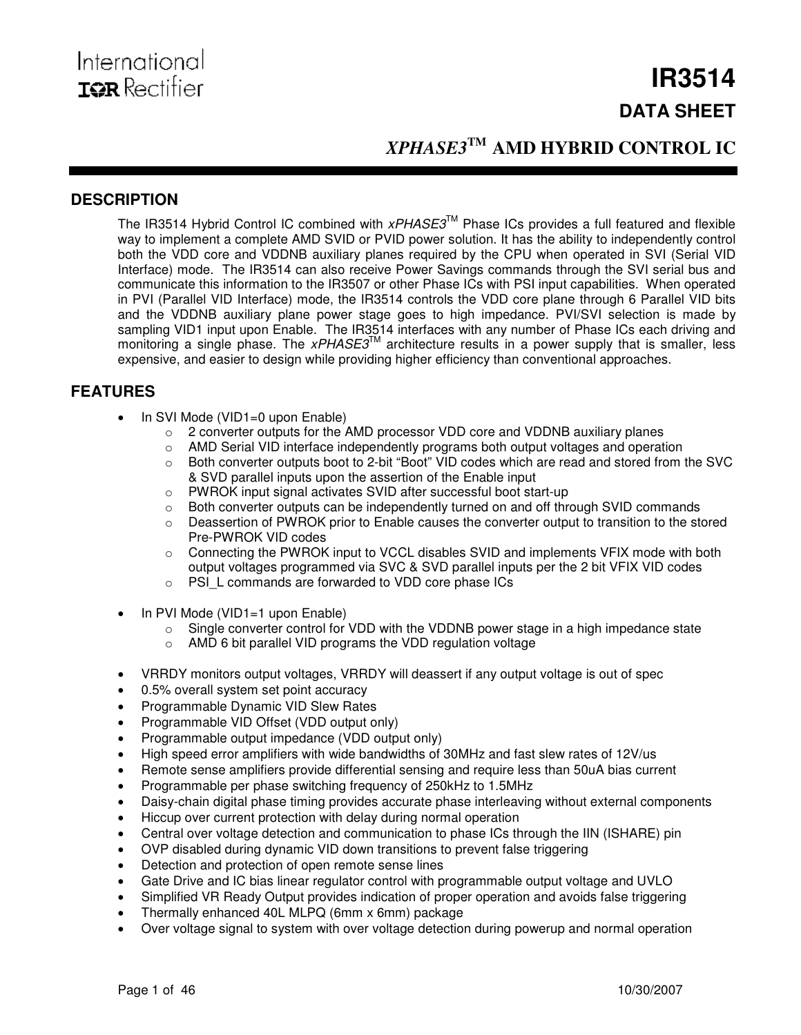International
IOR Rectifier

# IR3514

## DATA SHEET

## *XPHASE3*™ AMD HYBRID CONTROL IC

## DESCRIPTION

The IR3514 Hybrid Control IC combined with *xPHASE3*™ Phase ICs provides a full featured and flexible way to implement a complete AMD SVID or PVID power solution. It has the ability to independently control both the VDD core and VDDNB auxiliary planes required by the CPU when operated in SVI (Serial VID Interface) mode. The IR3514 can also receive Power Savings commands through the SVI serial bus and communicate this information to the IR3507 or other Phase ICs with PSI input capabilities. When operated in PVI (Parallel VID Interface) mode, the IR3514 controls the VDD core plane through 6 Parallel VID bits and the VDDNB auxiliary plane power stage goes to high impedance. PVI/SVI selection is made by sampling VID1 input upon Enable. The IR3514 interfaces with any number of Phase ICs each driving and monitoring a single phase. The *xPHASE3*™ architecture results in a power supply that is smaller, less expensive, and easier to design while providing higher efficiency than conventional approaches.

## FEATURES

- In SVI Mode (VID1=0 upon Enable)
  - 2 converter outputs for the AMD processor VDD core and VDDNB auxiliary planes
  - AMD Serial VID interface independently programs both output voltages and operation
  - Both converter outputs boot to 2-bit "Boot" VID codes which are read and stored from the SVC & SVD parallel inputs upon the assertion of the Enable input
  - PWROK input signal activates SVID after successful boot start-up
  - Both converter outputs can be independently turned on and off through SVID commands
  - Deassertion of PWROK prior to Enable causes the converter output to transition to the stored Pre-PWROK VID codes
  - Connecting the PWROK input to VCCL disables SVID and implements VFIX mode with both output voltages programmed via SVC & SVD parallel inputs per the 2 bit VFIX VID codes
  - PSI_L commands are forwarded to VDD core phase ICs

- In PVI Mode (VID1=1 upon Enable)
  - Single converter control for VDD with the VDDNB power stage in a high impedance state
  - AMD 6 bit parallel VID programs the VDD regulation voltage

- VRRDY monitors output voltages, VRRDY will deassert if any output voltage is out of spec
- 0.5% overall system set point accuracy
- Programmable Dynamic VID Slew Rates
- Programmable VID Offset (VDD output only)
- Programmable output impedance (VDD output only)
- High speed error amplifiers with wide bandwidths of 30MHz and fast slew rates of 12V/us
- Remote sense amplifiers provide differential sensing and require less than 50uA bias current
- Programmable per phase switching frequency of 250kHz to 1.5MHz
- Daisy-chain digital phase timing provides accurate phase interleaving without external components
- Hiccup over current protection with delay during normal operation
- Central over voltage detection and communication to phase ICs through the IIN (ISHARE) pin
- OVP disabled during dynamic VID down transitions to prevent false triggering
- Detection and protection of open remote sense lines
- Gate Drive and IC bias linear regulator control with programmable output voltage and UVLO
- Simplified VR Ready Output provides indication of proper operation and avoids false triggering
- Thermally enhanced 40L MLPQ (6mm x 6mm) package
- Over voltage signal to system with over voltage detection during powerup and normal operation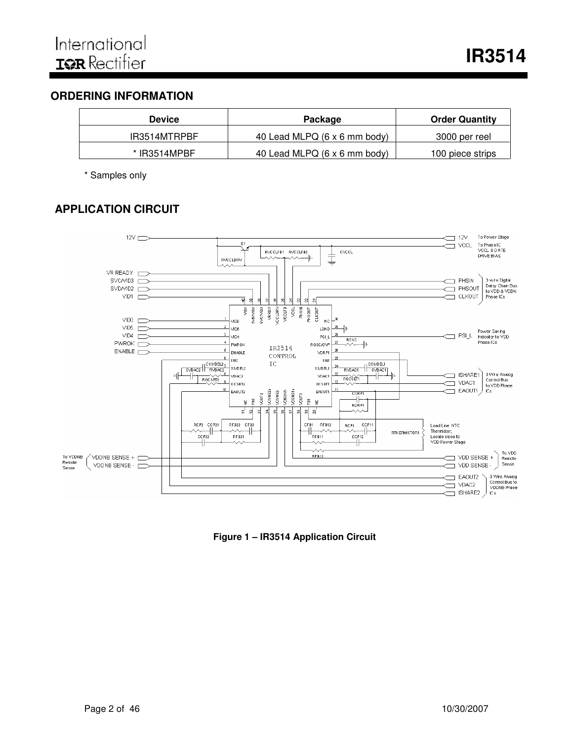## ORDERING INFORMATION

| Device | Package | Order Quantity |
|---|---|---|
| IR3514MTRPBF | 40 Lead MLPQ (6 x 6 mm body) | 3000 per reel |
| * IR3514MPBF | 40 Lead MLPQ (6 x 6 mm body) | 100 piece strips |

* Samples only

## APPLICATION CIRCUIT

Figure 1 – IR3514 Application Circuit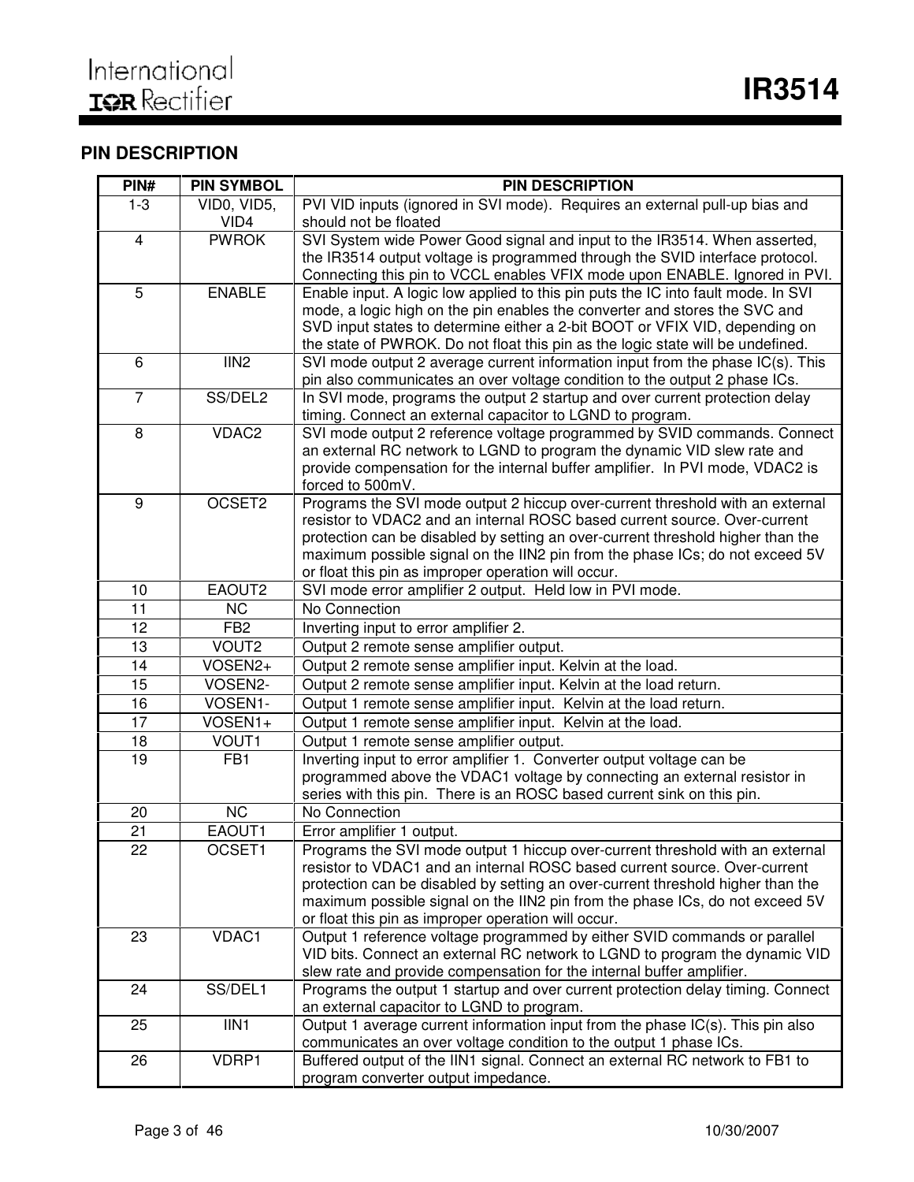## PIN DESCRIPTION

| PIN# | PIN SYMBOL | PIN DESCRIPTION |
|---|---|---|
| 1-3 | VID0, VID5, VID4 | PVI VID inputs (ignored in SVI mode). Requires an external pull-up bias and should not be floated |
| 4 | PWROK | SVI System wide Power Good signal and input to the IR3514. When asserted, the IR3514 output voltage is programmed through the SVID interface protocol. Connecting this pin to VCCL enables VFIX mode upon ENABLE. Ignored in PVI. |
| 5 | ENABLE | Enable input. A logic low applied to this pin puts the IC into fault mode. In SVI mode, a logic high on the pin enables the converter and stores the SVC and SVD input states to determine either a 2-bit BOOT or VFIX VID, depending on the state of PWROK. Do not float this pin as the logic state will be undefined. |
| 6 | IIN2 | SVI mode output 2 average current information input from the phase IC(s). This pin also communicates an over voltage condition to the output 2 phase ICs. |
| 7 | SS/DEL2 | In SVI mode, programs the output 2 startup and over current protection delay timing. Connect an external capacitor to LGND to program. |
| 8 | VDAC2 | SVI mode output 2 reference voltage programmed by SVID commands. Connect an external RC network to LGND to program the dynamic VID slew rate and provide compensation for the internal buffer amplifier. In PVI mode, VDAC2 is forced to 500mV. |
| 9 | OCSET2 | Programs the SVI mode output 2 hiccup over-current threshold with an external resistor to VDAC2 and an internal ROSC based current source. Over-current protection can be disabled by setting an over-current threshold higher than the maximum possible signal on the IIN2 pin from the phase ICs; do not exceed 5V or float this pin as improper operation will occur. |
| 10 | EAOUT2 | SVI mode error amplifier 2 output. Held low in PVI mode. |
| 11 | NC | No Connection |
| 12 | FB2 | Inverting input to error amplifier 2. |
| 13 | VOUT2 | Output 2 remote sense amplifier output. |
| 14 | VOSEN2+ | Output 2 remote sense amplifier input. Kelvin at the load. |
| 15 | VOSEN2- | Output 2 remote sense amplifier input. Kelvin at the load return. |
| 16 | VOSEN1- | Output 1 remote sense amplifier input. Kelvin at the load return. |
| 17 | VOSEN1+ | Output 1 remote sense amplifier input. Kelvin at the load. |
| 18 | VOUT1 | Output 1 remote sense amplifier output. |
| 19 | FB1 | Inverting input to error amplifier 1. Converter output voltage can be programmed above the VDAC1 voltage by connecting an external resistor in series with this pin. There is an ROSC based current sink on this pin. |
| 20 | NC | No Connection |
| 21 | EAOUT1 | Error amplifier 1 output. |
| 22 | OCSET1 | Programs the SVI mode output 1 hiccup over-current threshold with an external resistor to VDAC1 and an internal ROSC based current source. Over-current protection can be disabled by setting an over-current threshold higher than the maximum possible signal on the IIN2 pin from the phase ICs, do not exceed 5V or float this pin as improper operation will occur. |
| 23 | VDAC1 | Output 1 reference voltage programmed by either SVID commands or parallel VID bits. Connect an external RC network to LGND to program the dynamic VID slew rate and provide compensation for the internal buffer amplifier. |
| 24 | SS/DEL1 | Programs the output 1 startup and over current protection delay timing. Connect an external capacitor to LGND to program. |
| 25 | IIN1 | Output 1 average current information input from the phase IC(s). This pin also communicates an over voltage condition to the output 1 phase ICs. |
| 26 | VDRP1 | Buffered output of the IIN1 signal. Connect an external RC network to FB1 to program converter output impedance. |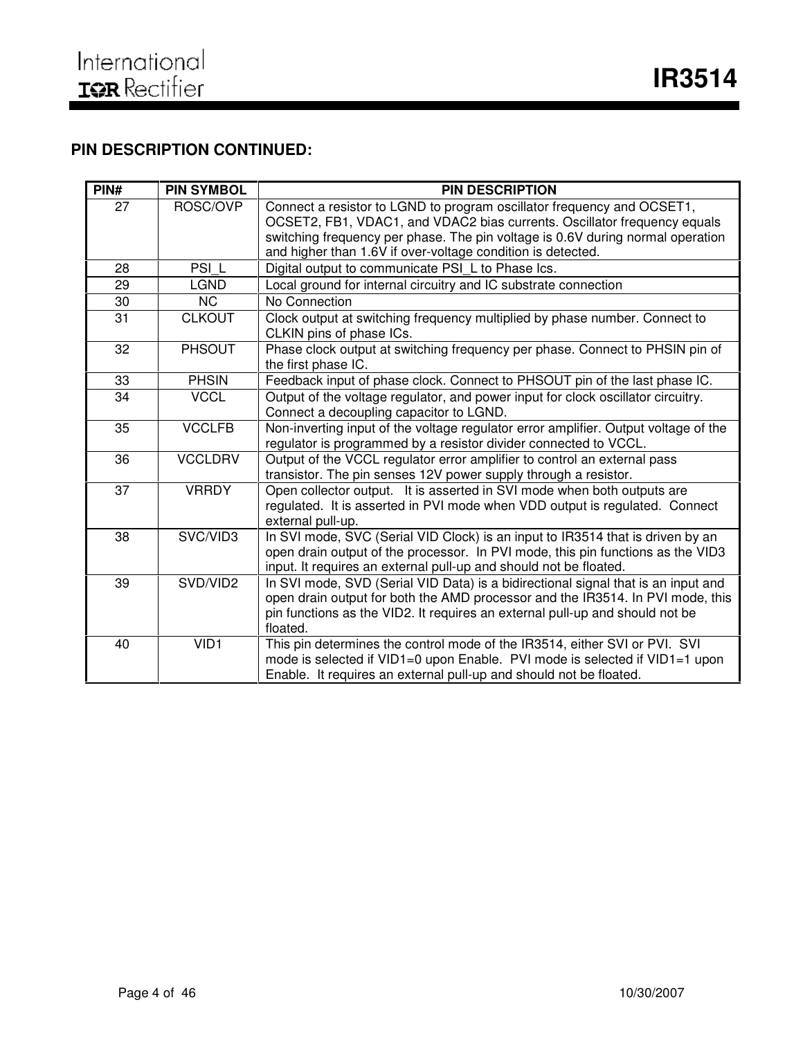## PIN DESCRIPTION CONTINUED:

| PIN# | PIN SYMBOL | PIN DESCRIPTION |
|---|---|---|
| 27 | ROSC/OVP | Connect a resistor to LGND to program oscillator frequency and OCSET1, OCSET2, FB1, VDAC1, and VDAC2 bias currents. Oscillator frequency equals switching frequency per phase. The pin voltage is 0.6V during normal operation and higher than 1.6V if over-voltage condition is detected. |
| 28 | PSI_L | Digital output to communicate PSI_L to Phase Ics. |
| 29 | LGND | Local ground for internal circuitry and IC substrate connection |
| 30 | NC | No Connection |
| 31 | CLKOUT | Clock output at switching frequency multiplied by phase number. Connect to CLKIN pins of phase ICs. |
| 32 | PHSOUT | Phase clock output at switching frequency per phase. Connect to PHSIN pin of the first phase IC. |
| 33 | PHSIN | Feedback input of phase clock. Connect to PHSOUT pin of the last phase IC. |
| 34 | VCCL | Output of the voltage regulator, and power input for clock oscillator circuitry. Connect a decoupling capacitor to LGND. |
| 35 | VCCLFB | Non-inverting input of the voltage regulator error amplifier. Output voltage of the regulator is programmed by a resistor divider connected to VCCL. |
| 36 | VCCLDRV | Output of the VCCL regulator error amplifier to control an external pass transistor. The pin senses 12V power supply through a resistor. |
| 37 | VRRDY | Open collector output. It is asserted in SVI mode when both outputs are regulated. It is asserted in PVI mode when VDD output is regulated. Connect external pull-up. |
| 38 | SVC/VID3 | In SVI mode, SVC (Serial VID Clock) is an input to IR3514 that is driven by an open drain output of the processor. In PVI mode, this pin functions as the VID3 input. It requires an external pull-up and should not be floated. |
| 39 | SVD/VID2 | In SVI mode, SVD (Serial VID Data) is a bidirectional signal that is an input and open drain output for both the AMD processor and the IR3514. In PVI mode, this pin functions as the VID2. It requires an external pull-up and should not be floated. |
| 40 | VID1 | This pin determines the control mode of the IR3514, either SVI or PVI. SVI mode is selected if VID1=0 upon Enable. PVI mode is selected if VID1=1 upon Enable. It requires an external pull-up and should not be floated. |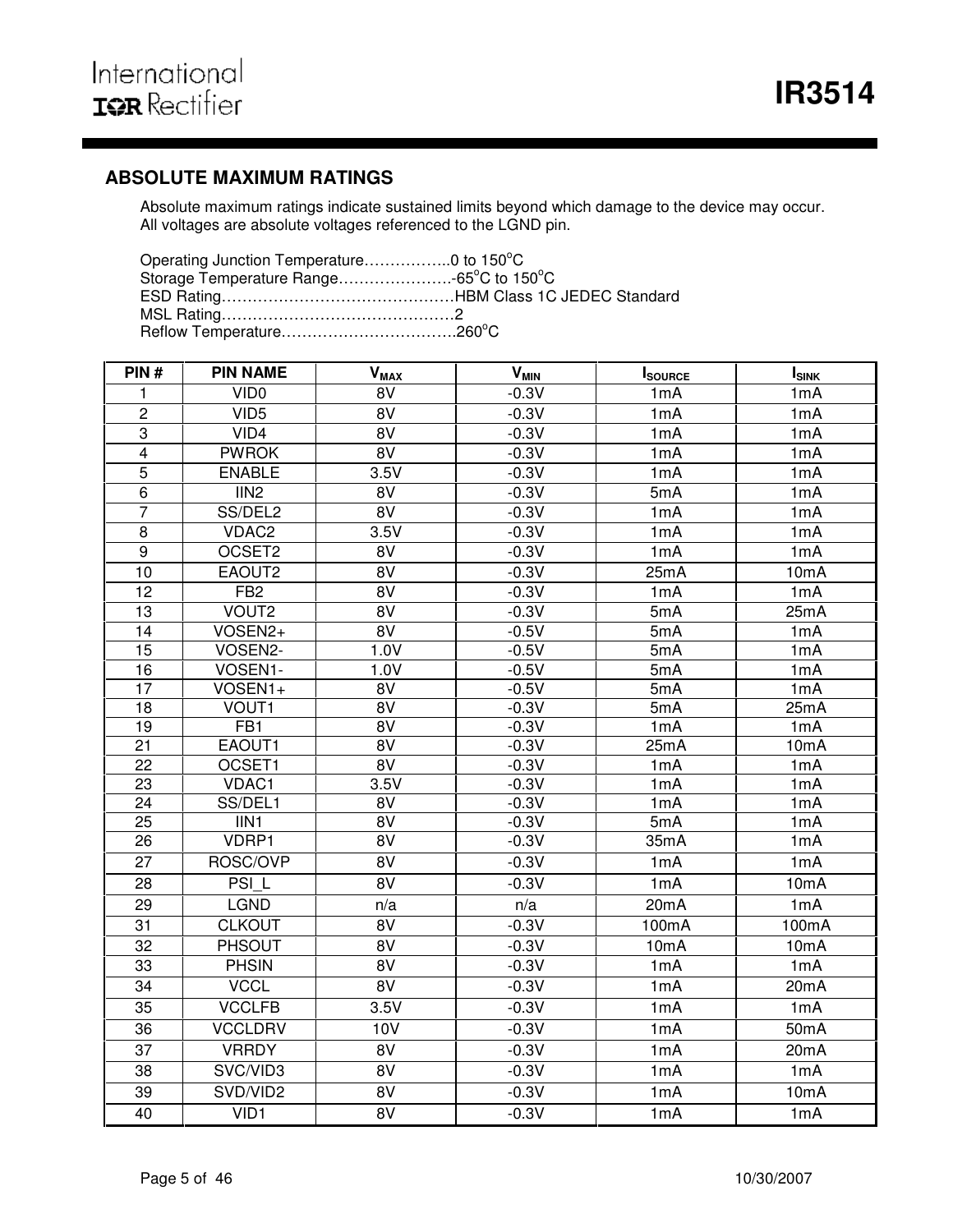## ABSOLUTE MAXIMUM RATINGS

Absolute maximum ratings indicate sustained limits beyond which damage to the device may occur.
All voltages are absolute voltages referenced to the LGND pin.

Operating Junction Temperature……………..0 to 150°C
Storage Temperature Range………………….-65°C to 150°C
ESD Rating………………………………………HBM Class 1C JEDEC Standard
MSL Rating………………………………………2
Reflow Temperature…………………………….260°C

| PIN # | PIN NAME | $V_{MAX}$ | $V_{MIN}$ | $I_{SOURCE}$ | $I_{SINK}$ |
|---|---|---|---|---|---|
| 1 | VID0 | 8V | -0.3V | 1mA | 1mA |
| 2 | VID5 | 8V | -0.3V | 1mA | 1mA |
| 3 | VID4 | 8V | -0.3V | 1mA | 1mA |
| 4 | PWROK | 8V | -0.3V | 1mA | 1mA |
| 5 | ENABLE | 3.5V | -0.3V | 1mA | 1mA |
| 6 | IIN2 | 8V | -0.3V | 5mA | 1mA |
| 7 | SS/DEL2 | 8V | -0.3V | 1mA | 1mA |
| 8 | VDAC2 | 3.5V | -0.3V | 1mA | 1mA |
| 9 | OCSET2 | 8V | -0.3V | 1mA | 1mA |
| 10 | EAOUT2 | 8V | -0.3V | 25mA | 10mA |
| 12 | FB2 | 8V | -0.3V | 1mA | 1mA |
| 13 | VOUT2 | 8V | -0.3V | 5mA | 25mA |
| 14 | VOSEN2+ | 8V | -0.5V | 5mA | 1mA |
| 15 | VOSEN2- | 1.0V | -0.5V | 5mA | 1mA |
| 16 | VOSEN1- | 1.0V | -0.5V | 5mA | 1mA |
| 17 | VOSEN1+ | 8V | -0.5V | 5mA | 1mA |
| 18 | VOUT1 | 8V | -0.3V | 5mA | 25mA |
| 19 | FB1 | 8V | -0.3V | 1mA | 1mA |
| 21 | EAOUT1 | 8V | -0.3V | 25mA | 10mA |
| 22 | OCSET1 | 8V | -0.3V | 1mA | 1mA |
| 23 | VDAC1 | 3.5V | -0.3V | 1mA | 1mA |
| 24 | SS/DEL1 | 8V | -0.3V | 1mA | 1mA |
| 25 | IIN1 | 8V | -0.3V | 5mA | 1mA |
| 26 | VDRP1 | 8V | -0.3V | 35mA | 1mA |
| 27 | ROSC/OVP | 8V | -0.3V | 1mA | 1mA |
| 28 | PSI_L | 8V | -0.3V | 1mA | 10mA |
| 29 | LGND | n/a | n/a | 20mA | 1mA |
| 31 | CLKOUT | 8V | -0.3V | 100mA | 100mA |
| 32 | PHSOUT | 8V | -0.3V | 10mA | 10mA |
| 33 | PHSIN | 8V | -0.3V | 1mA | 1mA |
| 34 | VCCL | 8V | -0.3V | 1mA | 20mA |
| 35 | VCCLFB | 3.5V | -0.3V | 1mA | 1mA |
| 36 | VCCLDRV | 10V | -0.3V | 1mA | 50mA |
| 37 | VRRDY | 8V | -0.3V | 1mA | 20mA |
| 38 | SVC/VID3 | 8V | -0.3V | 1mA | 1mA |
| 39 | SVD/VID2 | 8V | -0.3V | 1mA | 10mA |
| 40 | VID1 | 8V | -0.3V | 1mA | 1mA |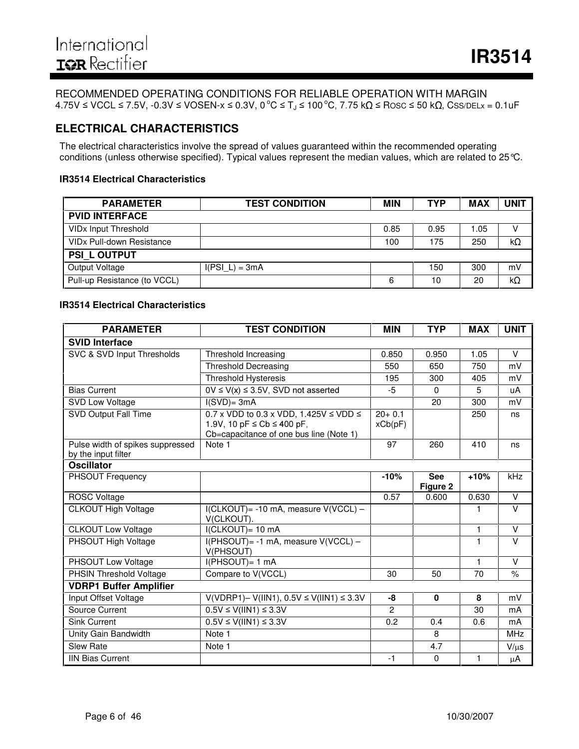RECOMMENDED OPERATING CONDITIONS FOR RELIABLE OPERATION WITH MARGIN
4.75V ≤ VCCL ≤ 7.5V, -0.3V ≤ VOSEN-x ≤ 0.3V, 0 °C ≤ $T_J$ ≤ 100 °C, 7.75 kΩ ≤ $R_{OSC}$ ≤ 50 kΩ, $C_{SS/DELx}$ = 0.1uF

## ELECTRICAL CHARACTERISTICS

The electrical characteristics involve the spread of values guaranteed within the recommended operating conditions (unless otherwise specified). Typical values represent the median values, which are related to 25°C.

**IR3514 Electrical Characteristics**

| PARAMETER | TEST CONDITION | MIN | TYP | MAX | UNIT |
|---|---|---|---|---|---|
| **PVID INTERFACE** | | | | | |
| VIDx Input Threshold | | 0.85 | 0.95 | 1.05 | V |
| VIDx Pull-down Resistance | | 100 | 175 | 250 | kΩ |
| **PSI_L OUTPUT** | | | | | |
| Output Voltage | I(PSI_L) = 3mA | | 150 | 300 | mV |
| Pull-up Resistance (to VCCL) | | 6 | 10 | 20 | kΩ |

**IR3514 Electrical Characteristics**

| PARAMETER | TEST CONDITION | MIN | TYP | MAX | UNIT |
|---|---|---|---|---|---|
| **SVID Interface** | | | | | |
| SVC & SVD Input Thresholds | Threshold Increasing | 0.850 | 0.950 | 1.05 | V |
| | Threshold Decreasing | 550 | 650 | 750 | mV |
| | Threshold Hysteresis | 195 | 300 | 405 | mV |
| Bias Current | 0V ≤ V(x) ≤ 3.5V, SVD not asserted | -5 | 0 | 5 | uA |
| SVD Low Voltage | I(SVD)= 3mA | | 20 | 300 | mV |
| SVD Output Fall Time | 0.7 x VDD to 0.3 x VDD, 1.425V ≤ VDD ≤ 1.9V, 10 pF ≤ Cb ≤ 400 pF, Cb=capacitance of one bus line (Note 1) | 20+ 0.1 xCb(pF) | | 250 | ns |
| Pulse width of spikes suppressed by the input filter | Note 1 | 97 | 260 | 410 | ns |
| **Oscillator** | | | | | |
| PHSOUT Frequency | | **-10%** | **See Figure 2** | **+10%** | kHz |
| ROSC Voltage | | 0.57 | 0.600 | 0.630 | V |
| CLKOUT High Voltage | I(CLKOUT)= -10 mA, measure V(VCCL) – V(CLKOUT). | | | 1 | V |
| CLKOUT Low Voltage | I(CLKOUT)= 10 mA | | | 1 | V |
| PHSOUT High Voltage | I(PHSOUT)= -1 mA, measure V(VCCL) – V(PHSOUT) | | | 1 | V |
| PHSOUT Low Voltage | I(PHSOUT)= 1 mA | | | 1 | V |
| PHSIN Threshold Voltage | Compare to V(VCCL) | 30 | 50 | 70 | % |
| **VDRP1 Buffer Amplifier** | | | | | |
| Input Offset Voltage | V(VDRP1)– V(IIN1), 0.5V ≤ V(IIN1) ≤ 3.3V | **-8** | **0** | **8** | mV |
| Source Current | 0.5V ≤ V(IIN1) ≤ 3.3V | 2 | | 30 | mA |
| Sink Current | 0.5V ≤ V(IIN1) ≤ 3.3V | 0.2 | 0.4 | 0.6 | mA |
| Unity Gain Bandwidth | Note 1 | | 8 | | MHz |
| Slew Rate | Note 1 | | 4.7 | | V/μs |
| IIN Bias Current | | -1 | 0 | 1 | μA |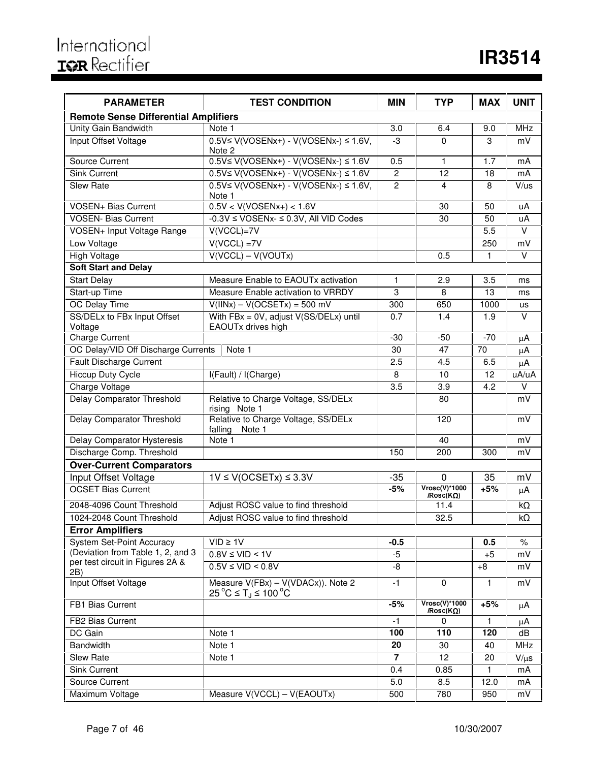| PARAMETER | TEST CONDITION | MIN | TYP | MAX | UNIT |
|---|---|---|---|---|---|
| **Remote Sense Differential Amplifiers** | | | | | |
| Unity Gain Bandwidth | Note 1 | 3.0 | 6.4 | 9.0 | MHz |
| Input Offset Voltage | 0.5V≤ V(VOSENx+) - V(VOSENx-) ≤ 1.6V, Note 2 | -3 | 0 | 3 | mV |
| Source Current | 0.5V≤ V(VOSENx+) - V(VOSENx-) ≤ 1.6V | 0.5 | 1 | 1.7 | mA |
| Sink Current | 0.5V≤ V(VOSENx+) - V(VOSENx-) ≤ 1.6V | 2 | 12 | 18 | mA |
| Slew Rate | 0.5V≤ V(VOSENx+) - V(VOSENx-) ≤ 1.6V, Note 1 | 2 | 4 | 8 | V/us |
| VOSEN+ Bias Current | 0.5V < V(VOSENx+) < 1.6V | | 30 | 50 | uA |
| VOSEN- Bias Current | -0.3V ≤ VOSENx- ≤ 0.3V, All VID Codes | | 30 | 50 | uA |
| VOSEN+ Input Voltage Range | V(VCCL)=7V | | | 5.5 | V |
| Low Voltage | V(VCCL) =7V | | | 250 | mV |
| High Voltage | V(VCCL) – V(VOUTx) | | 0.5 | 1 | V |
| **Soft Start and Delay** | | | | | |
| Start Delay | Measure Enable to EAOUTx activation | 1 | 2.9 | 3.5 | ms |
| Start-up Time | Measure Enable activation to VRRDY | 3 | 8 | 13 | ms |
| OC Delay Time | V(IINx) – V(OCSETx) = 500 mV | 300 | 650 | 1000 | us |
| SS/DELx to FBx Input Offset Voltage | With FBx = 0V, adjust V(SS/DELx) until EAOUTx drives high | 0.7 | 1.4 | 1.9 | V |
| Charge Current | | -30 | -50 | -70 | μA |
| OC Delay/VID Off Discharge Currents | Note 1 | 30 | 47 | 70 | μA |
| Fault Discharge Current | | 2.5 | 4.5 | 6.5 | μA |
| Hiccup Duty Cycle | I(Fault) / I(Charge) | 8 | 10 | 12 | uA/uA |
| Charge Voltage | | 3.5 | 3.9 | 4.2 | V |
| Delay Comparator Threshold | Relative to Charge Voltage, SS/DELx rising Note 1 | | 80 | | mV |
| Delay Comparator Threshold | Relative to Charge Voltage, SS/DELx falling Note 1 | | 120 | | mV |
| Delay Comparator Hysteresis | Note 1 | | 40 | | mV |
| Discharge Comp. Threshold | | 150 | 200 | 300 | mV |
| **Over-Current Comparators** | | | | | |
| Input Offset Voltage | 1V ≤ V(OCSETx) ≤ 3.3V | -35 | 0 | 35 | mV |
| OCSET Bias Current | | **-5%** | **Vrosc(V)*1000 /Rosc(KΩ)** | **+5%** | μA |
| 2048-4096 Count Threshold | Adjust ROSC value to find threshold | | 11.4 | | kΩ |
| 1024-2048 Count Threshold | Adjust ROSC value to find threshold | | 32.5 | | kΩ |
| **Error Amplifiers** | | | | | |
| System Set-Point Accuracy (Deviation from Table 1, 2, and 3 per test circuit in Figures 2A & 2B) | VID ≥ 1V | **-0.5** | | **0.5** | % |
| | 0.8V ≤ VID < 1V | -5 | | +5 | mV |
| | 0.5V ≤ VID < 0.8V | -8 | | +8 | mV |
| Input Offset Voltage | Measure V(FBx) – V(VDACx)). Note 2 25 °C ≤ $T_J$ ≤ 100 °C | -1 | 0 | 1 | mV |
| FB1 Bias Current | | **-5%** | **Vrosc(V)*1000 /Rosc(KΩ)** | **+5%** | μA |
| FB2 Bias Current | | -1 | 0 | 1 | μA |
| DC Gain | Note 1 | **100** | **110** | **120** | dB |
| Bandwidth | Note 1 | **20** | 30 | 40 | MHz |
| Slew Rate | Note 1 | **7** | 12 | 20 | V/μs |
| Sink Current | | 0.4 | 0.85 | 1 | mA |
| Source Current | | 5.0 | 8.5 | 12.0 | mA |
| Maximum Voltage | Measure V(VCCL) – V(EAOUTx) | 500 | 780 | 950 | mV |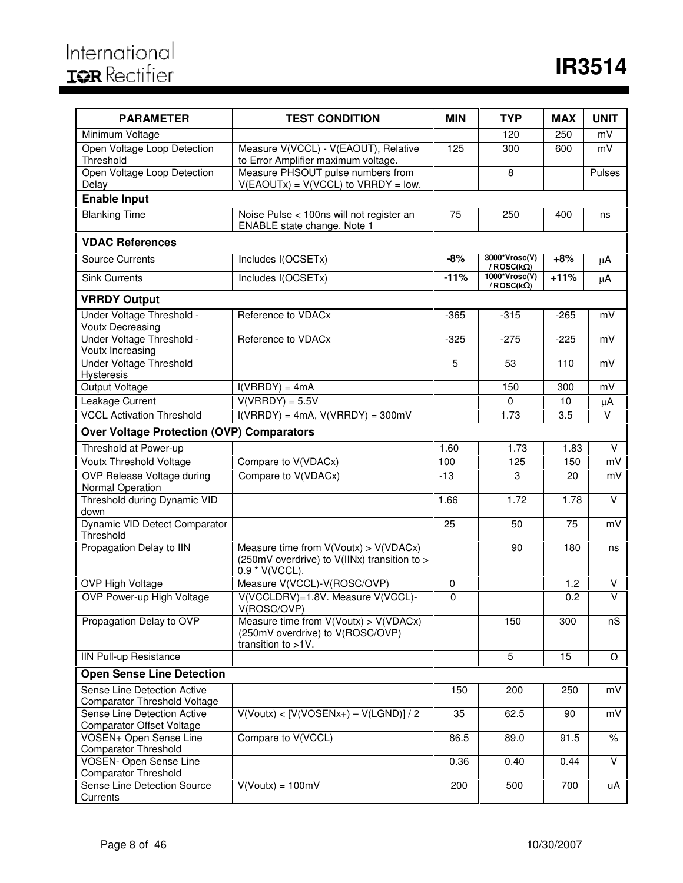| PARAMETER | TEST CONDITION | MIN | TYP | MAX | UNIT |
|---|---|---|---|---|---|
| Minimum Voltage | | | 120 | 250 | mV |
| Open Voltage Loop Detection Threshold | Measure V(VCCL) - V(EAOUT), Relative to Error Amplifier maximum voltage. | 125 | 300 | 600 | mV |
| Open Voltage Loop Detection Delay | Measure PHSOUT pulse numbers from V(EAOUTx) = V(VCCL) to VRRDY = low. | | 8 | | Pulses |
| **Enable Input** | | | | | |
| Blanking Time | Noise Pulse < 100ns will not register an ENABLE state change. Note 1 | 75 | 250 | 400 | ns |
| **VDAC References** | | | | | |
| Source Currents | Includes I(OCSETx) | **-8%** | **3000*Vrosc(V) / ROSC(kΩ)** | **+8%** | μA |
| Sink Currents | Includes I(OCSETx) | **-11%** | **1000*Vrosc(V) / ROSC(kΩ)** | **+11%** | μA |
| **VRRDY Output** | | | | | |
| Under Voltage Threshold - Voutx Decreasing | Reference to VDACx | -365 | -315 | -265 | mV |
| Under Voltage Threshold - Voutx Increasing | Reference to VDACx | -325 | -275 | -225 | mV |
| Under Voltage Threshold Hysteresis | | 5 | 53 | 110 | mV |
| Output Voltage | I(VRRDY) = 4mA | | 150 | 300 | mV |
| Leakage Current | V(VRRDY) = 5.5V | | 0 | 10 | μA |
| VCCL Activation Threshold | I(VRRDY) = 4mA, V(VRRDY) = 300mV | | 1.73 | 3.5 | V |
| **Over Voltage Protection (OVP) Comparators** | | | | | |
| Threshold at Power-up | | 1.60 | 1.73 | 1.83 | V |
| Voutx Threshold Voltage | Compare to V(VDACx) | 100 | 125 | 150 | mV |
| OVP Release Voltage during Normal Operation | Compare to V(VDACx) | -13 | 3 | 20 | mV |
| Threshold during Dynamic VID down | | 1.66 | 1.72 | 1.78 | V |
| Dynamic VID Detect Comparator Threshold | | 25 | 50 | 75 | mV |
| Propagation Delay to IIN | Measure time from V(Voutx) > V(VDACx) (250mV overdrive) to V(IINx) transition to > 0.9 * V(VCCL). | | 90 | 180 | ns |
| OVP High Voltage | Measure V(VCCL)-V(ROSC/OVP) | 0 | | 1.2 | V |
| OVP Power-up High Voltage | V(VCCLDRV)=1.8V. Measure V(VCCL)-V(ROSC/OVP) | 0 | | 0.2 | V |
| Propagation Delay to OVP | Measure time from V(Voutx) > V(VDACx) (250mV overdrive) to V(ROSC/OVP) transition to >1V. | | 150 | 300 | nS |
| IIN Pull-up Resistance | | | 5 | 15 | Ω |
| **Open Sense Line Detection** | | | | | |
| Sense Line Detection Active Comparator Threshold Voltage | | 150 | 200 | 250 | mV |
| Sense Line Detection Active Comparator Offset Voltage | V(Voutx) < [V(VOSENx+) – V(LGND)] / 2 | 35 | 62.5 | 90 | mV |
| VOSEN+ Open Sense Line Comparator Threshold | Compare to V(VCCL) | 86.5 | 89.0 | 91.5 | % |
| VOSEN- Open Sense Line Comparator Threshold | | 0.36 | 0.40 | 0.44 | V |
| Sense Line Detection Source Currents | V(Voutx) = 100mV | 200 | 500 | 700 | uA |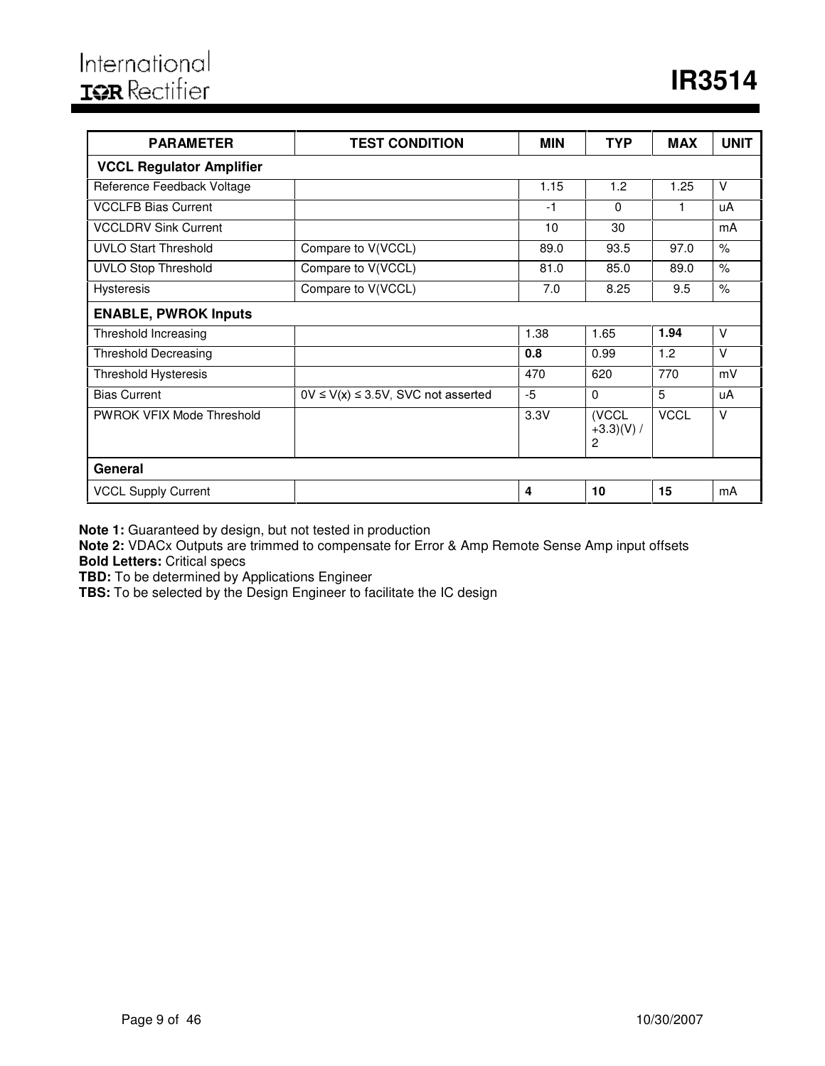| PARAMETER | TEST CONDITION | MIN | TYP | MAX | UNIT |
|---|---|---|---|---|---|
| **VCCL Regulator Amplifier** | | | | | |
| Reference Feedback Voltage | | 1.15 | 1.2 | 1.25 | V |
| VCCLFB Bias Current | | -1 | 0 | 1 | uA |
| VCCLDRV Sink Current | | 10 | 30 | | mA |
| UVLO Start Threshold | Compare to V(VCCL) | 89.0 | 93.5 | 97.0 | % |
| UVLO Stop Threshold | Compare to V(VCCL) | 81.0 | 85.0 | 89.0 | % |
| Hysteresis | Compare to V(VCCL) | 7.0 | 8.25 | 9.5 | % |
| **ENABLE, PWROK Inputs** | | | | | |
| Threshold Increasing | | 1.38 | 1.65 | **1.94** | V |
| Threshold Decreasing | | **0.8** | 0.99 | 1.2 | V |
| Threshold Hysteresis | | 470 | 620 | 770 | mV |
| Bias Current | 0V ≤ V(x) ≤ 3.5V, SVC not asserted | -5 | 0 | 5 | uA |
| PWROK VFIX Mode Threshold | | 3.3V | (VCCL +3.3)(V) / 2 | VCCL | V |
| **General** | | | | | |
| VCCL Supply Current | | **4** | **10** | **15** | mA |

**Note 1:** Guaranteed by design, but not tested in production
**Note 2:** VDACx Outputs are trimmed to compensate for Error & Amp Remote Sense Amp input offsets
**Bold Letters:** Critical specs
**TBD:** To be determined by Applications Engineer
**TBS:** To be selected by the Design Engineer to facilitate the IC design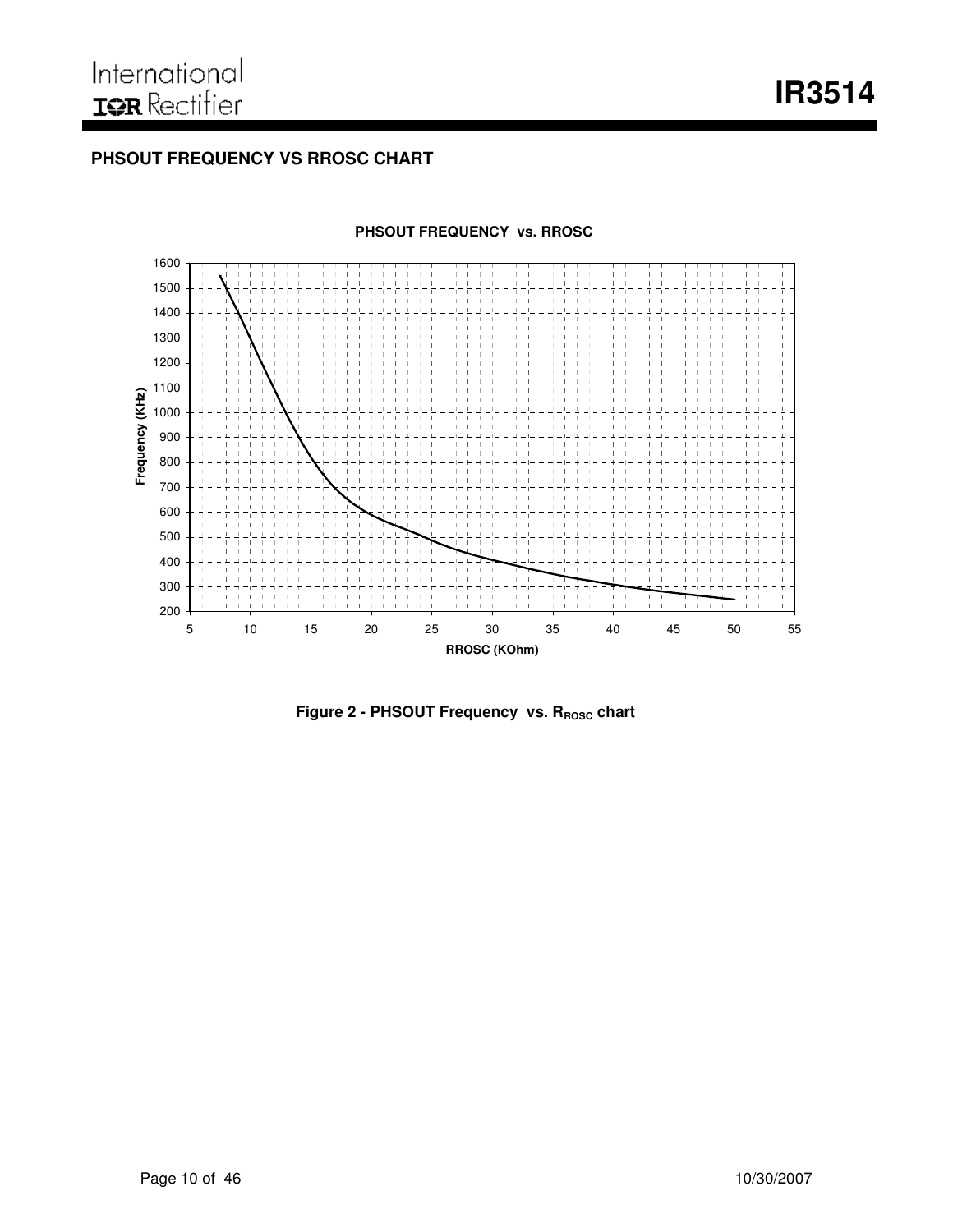## PHSOUT FREQUENCY VS RROSC CHART

**PHSOUT FREQUENCY vs. RROSC**

Frequency (KHz)

RROSC (KOhm)

**Figure 2 - PHSOUT Frequency vs. $R_{ROSC}$ chart**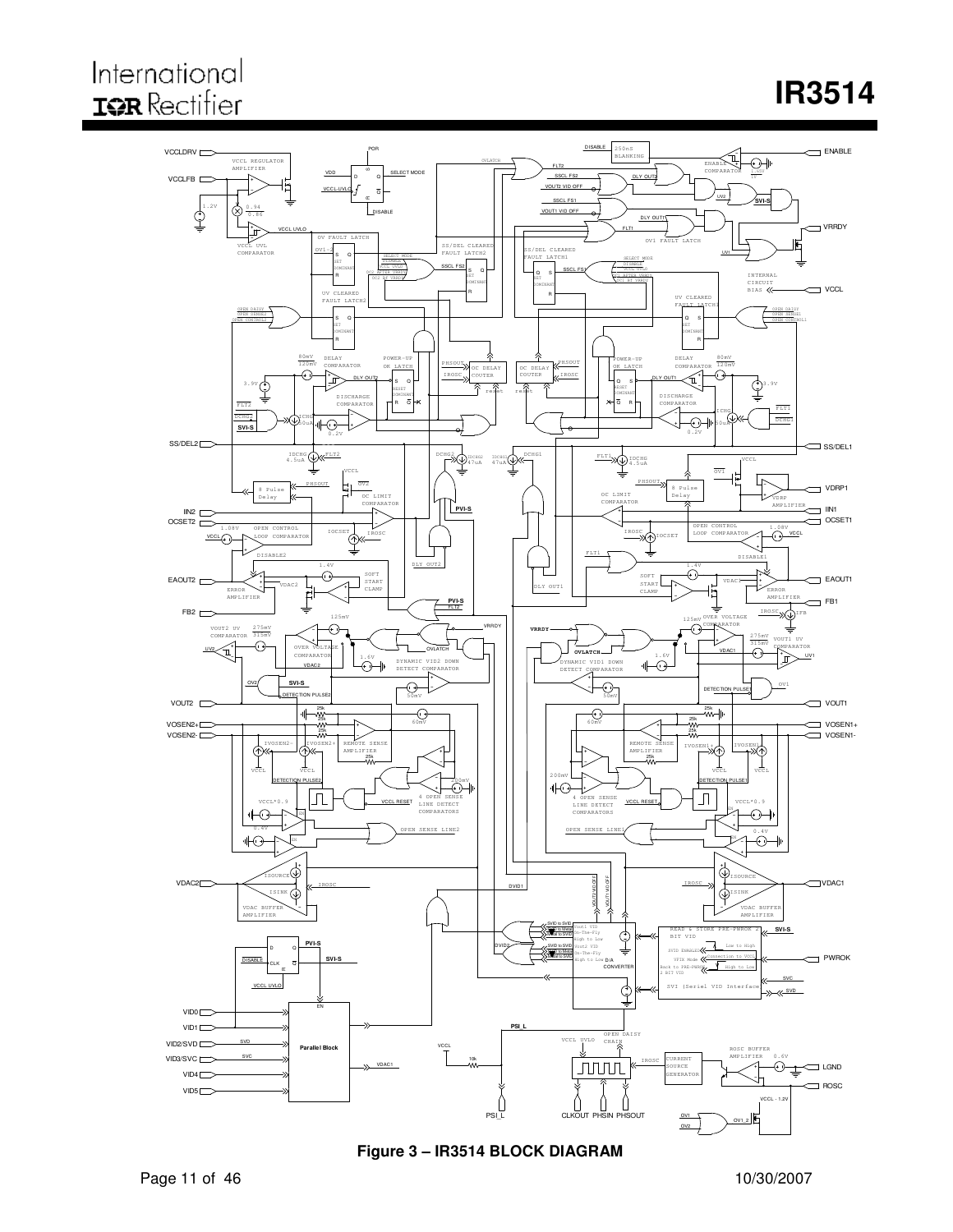**Figure 3 – IR3514 BLOCK DIAGRAM**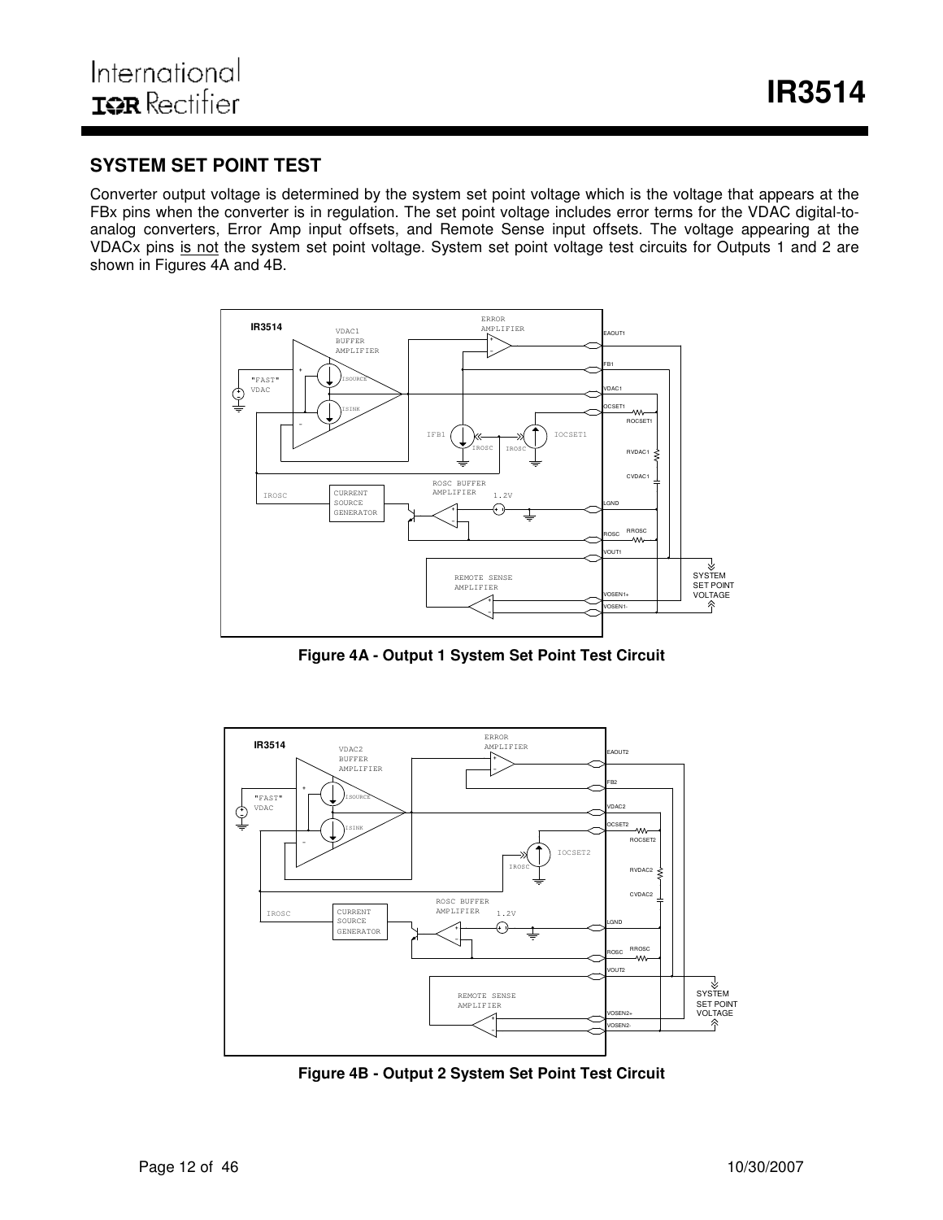## SYSTEM SET POINT TEST

Converter output voltage is determined by the system set point voltage which is the voltage that appears at the FBx pins when the converter is in regulation. The set point voltage includes error terms for the VDAC digital-to-analog converters, Error Amp input offsets, and Remote Sense input offsets. The voltage appearing at the VDACx pins is not the system set point voltage. System set point voltage test circuits for Outputs 1 and 2 are shown in Figures 4A and 4B.

**Figure 4A - Output 1 System Set Point Test Circuit**

**Figure 4B - Output 2 System Set Point Test Circuit**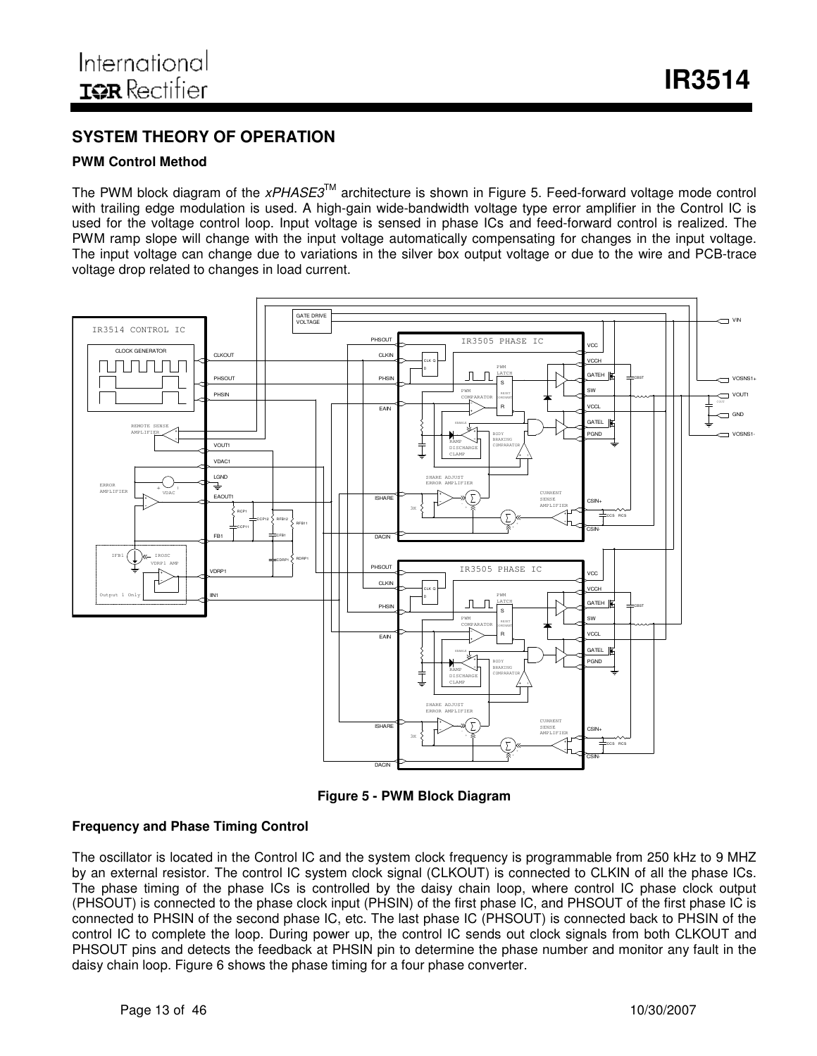## SYSTEM THEORY OF OPERATION

### PWM Control Method

The PWM block diagram of the *xPHASE3*™ architecture is shown in Figure 5. Feed-forward voltage mode control with trailing edge modulation is used. A high-gain wide-bandwidth voltage type error amplifier in the Control IC is used for the voltage control loop. Input voltage is sensed in phase ICs and feed-forward control is realized. The PWM ramp slope will change with the input voltage automatically compensating for changes in the input voltage. The input voltage can change due to variations in the silver box output voltage or due to the wire and PCB-trace voltage drop related to changes in load current.

**Figure 5 - PWM Block Diagram**

### Frequency and Phase Timing Control

The oscillator is located in the Control IC and the system clock frequency is programmable from 250 kHz to 9 MHZ by an external resistor. The control IC system clock signal (CLKOUT) is connected to CLKIN of all the phase ICs. The phase timing of the phase ICs is controlled by the daisy chain loop, where control IC phase clock output (PHSOUT) is connected to the phase clock input (PHSIN) of the first phase IC, and PHSOUT of the first phase IC is connected to PHSIN of the second phase IC, etc. The last phase IC (PHSOUT) is connected back to PHSIN of the control IC to complete the loop. During power up, the control IC sends out clock signals from both CLKOUT and PHSOUT pins and detects the feedback at PHSIN pin to determine the phase number and monitor any fault in the daisy chain loop. Figure 6 shows the phase timing for a four phase converter.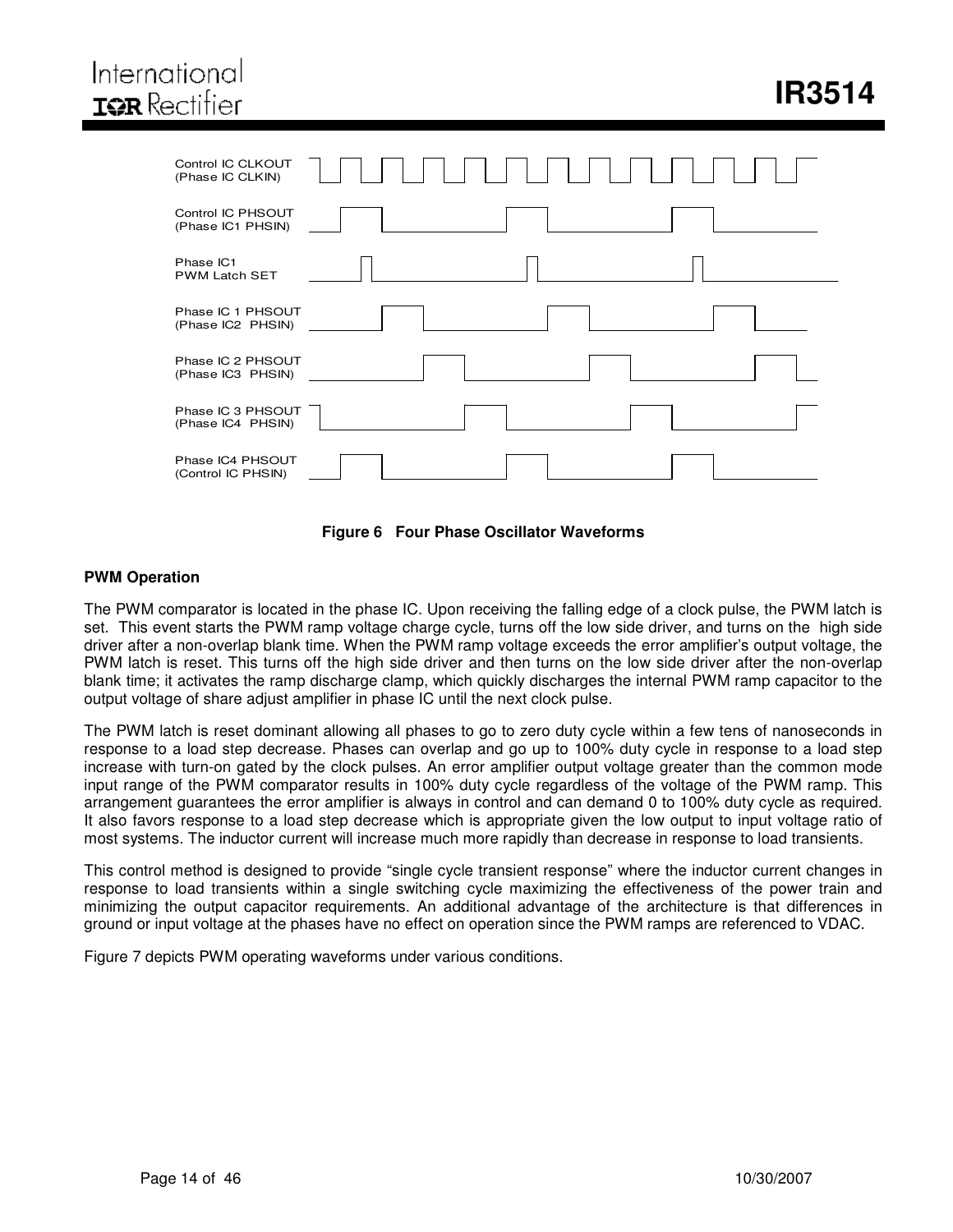Control IC CLKOUT (Phase IC CLKIN)

Control IC PHSOUT (Phase IC1 PHSIN)

Phase IC1 PWM Latch SET

Phase IC 1 PHSOUT (Phase IC2 PHSIN)

Phase IC 2 PHSOUT (Phase IC3 PHSIN)

Phase IC 3 PHSOUT (Phase IC4 PHSIN)

Phase IC4 PHSOUT (Control IC PHSIN)

**Figure 6 Four Phase Oscillator Waveforms**

**PWM Operation**

The PWM comparator is located in the phase IC. Upon receiving the falling edge of a clock pulse, the PWM latch is set. This event starts the PWM ramp voltage charge cycle, turns off the low side driver, and turns on the high side driver after a non-overlap blank time. When the PWM ramp voltage exceeds the error amplifier's output voltage, the PWM latch is reset. This turns off the high side driver and then turns on the low side driver after the non-overlap blank time; it activates the ramp discharge clamp, which quickly discharges the internal PWM ramp capacitor to the output voltage of share adjust amplifier in phase IC until the next clock pulse.

The PWM latch is reset dominant allowing all phases to go to zero duty cycle within a few tens of nanoseconds in response to a load step decrease. Phases can overlap and go up to 100% duty cycle in response to a load step increase with turn-on gated by the clock pulses. An error amplifier output voltage greater than the common mode input range of the PWM comparator results in 100% duty cycle regardless of the voltage of the PWM ramp. This arrangement guarantees the error amplifier is always in control and can demand 0 to 100% duty cycle as required. It also favors response to a load step decrease which is appropriate given the low output to input voltage ratio of most systems. The inductor current will increase much more rapidly than decrease in response to load transients.

This control method is designed to provide "single cycle transient response" where the inductor current changes in response to load transients within a single switching cycle maximizing the effectiveness of the power train and minimizing the output capacitor requirements. An additional advantage of the architecture is that differences in ground or input voltage at the phases have no effect on operation since the PWM ramps are referenced to VDAC.

Figure 7 depicts PWM operating waveforms under various conditions.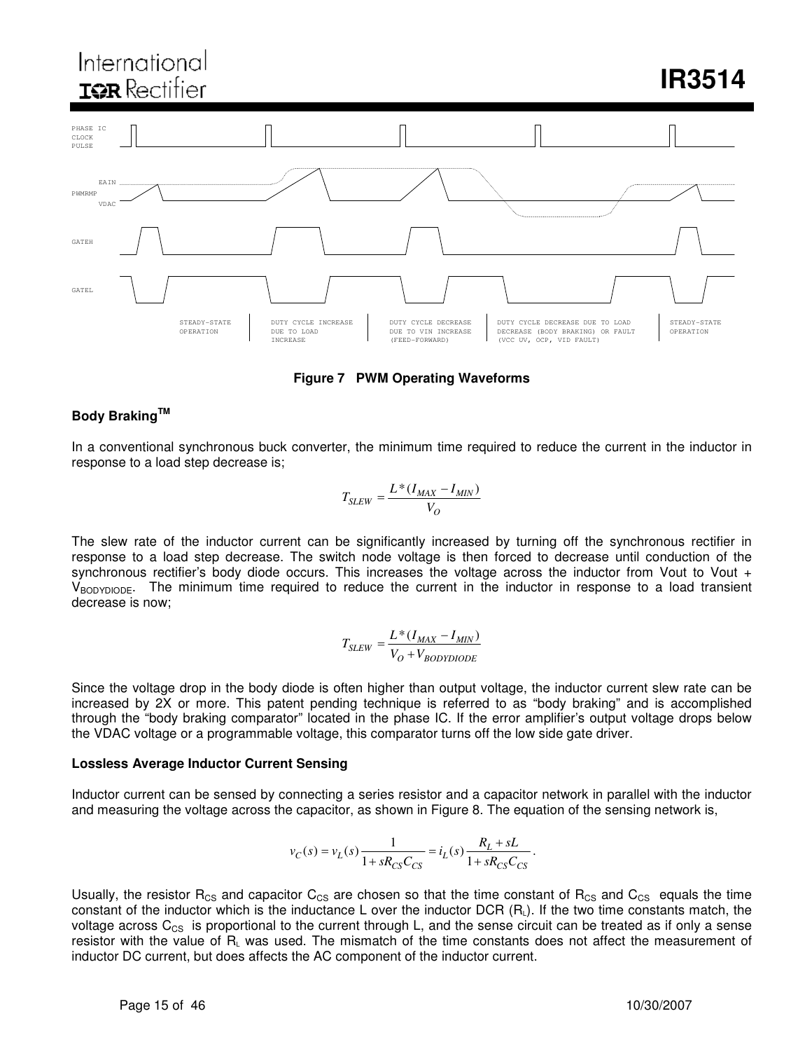PHASE IC CLOCK PULSE

EAIN

PWMRMP

VDAC

GATEH

GATEL

STEADY-STATE OPERATION | DUTY CYCLE INCREASE DUE TO LOAD INCREASE | DUTY CYCLE DECREASE DUE TO VIN INCREASE (FEED-FORWARD) | DUTY CYCLE DECREASE DUE TO LOAD DECREASE (BODY BRAKING) OR FAULT (VCC UV, OCP, VID FAULT) | STEADY-STATE OPERATION

**Figure 7 PWM Operating Waveforms**

### Body Braking™

In a conventional synchronous buck converter, the minimum time required to reduce the current in the inductor in response to a load step decrease is;

$$T_{SLEW} = \frac{L * (I_{MAX} - I_{MIN})}{V_O}$$

The slew rate of the inductor current can be significantly increased by turning off the synchronous rectifier in response to a load step decrease. The switch node voltage is then forced to decrease until conduction of the synchronous rectifier's body diode occurs. This increases the voltage across the inductor from Vout to Vout + $V_{BODYDIODE}$. The minimum time required to reduce the current in the inductor in response to a load transient decrease is now;

$$T_{SLEW} = \frac{L * (I_{MAX} - I_{MIN})}{V_O + V_{BODYDIODE}}$$

Since the voltage drop in the body diode is often higher than output voltage, the inductor current slew rate can be increased by 2X or more. This patent pending technique is referred to as "body braking" and is accomplished through the "body braking comparator" located in the phase IC. If the error amplifier's output voltage drops below the VDAC voltage or a programmable voltage, this comparator turns off the low side gate driver.

### Lossless Average Inductor Current Sensing

Inductor current can be sensed by connecting a series resistor and a capacitor network in parallel with the inductor and measuring the voltage across the capacitor, as shown in Figure 8. The equation of the sensing network is,

$$v_C(s) = v_L(s)\frac{1}{1 + sR_{CS}C_{CS}} = i_L(s)\frac{R_L + sL}{1 + sR_{CS}C_{CS}}.$$

Usually, the resistor $R_{CS}$ and capacitor $C_{CS}$ are chosen so that the time constant of $R_{CS}$ and $C_{CS}$ equals the time constant of the inductor which is the inductance L over the inductor DCR ($R_L$). If the two time constants match, the voltage across $C_{CS}$ is proportional to the current through L, and the sense circuit can be treated as if only a sense resistor with the value of $R_L$ was used. The mismatch of the time constants does not affect the measurement of inductor DC current, but does affects the AC component of the inductor current.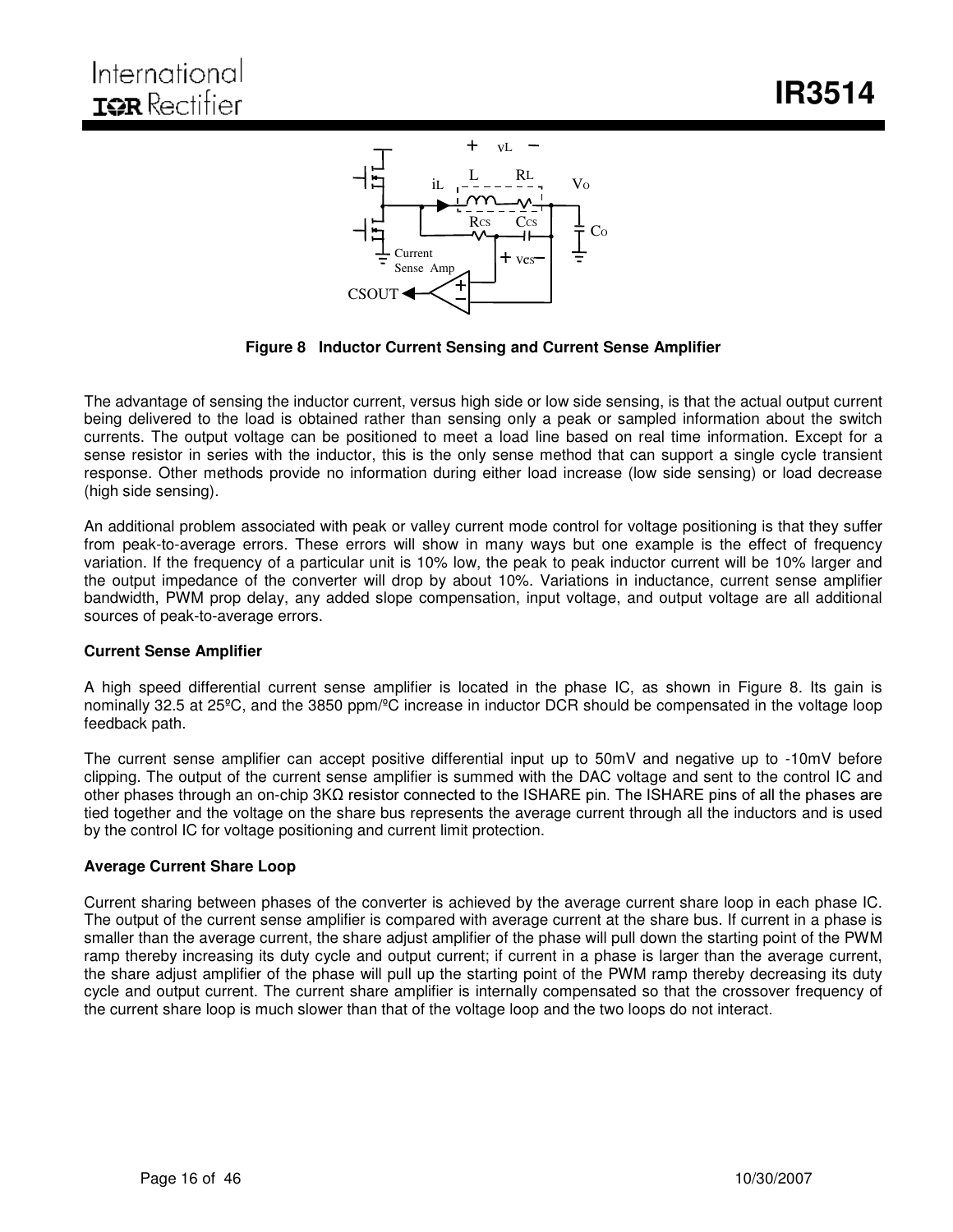**Figure 8 Inductor Current Sensing and Current Sense Amplifier**

The advantage of sensing the inductor current, versus high side or low side sensing, is that the actual output current being delivered to the load is obtained rather than sensing only a peak or sampled information about the switch currents. The output voltage can be positioned to meet a load line based on real time information. Except for a sense resistor in series with the inductor, this is the only sense method that can support a single cycle transient response. Other methods provide no information during either load increase (low side sensing) or load decrease (high side sensing).

An additional problem associated with peak or valley current mode control for voltage positioning is that they suffer from peak-to-average errors. These errors will show in many ways but one example is the effect of frequency variation. If the frequency of a particular unit is 10% low, the peak to peak inductor current will be 10% larger and the output impedance of the converter will drop by about 10%. Variations in inductance, current sense amplifier bandwidth, PWM prop delay, any added slope compensation, input voltage, and output voltage are all additional sources of peak-to-average errors.

**Current Sense Amplifier**

A high speed differential current sense amplifier is located in the phase IC, as shown in Figure 8. Its gain is nominally 32.5 at 25ºC, and the 3850 ppm/ºC increase in inductor DCR should be compensated in the voltage loop feedback path.

The current sense amplifier can accept positive differential input up to 50mV and negative up to -10mV before clipping. The output of the current sense amplifier is summed with the DAC voltage and sent to the control IC and other phases through an on-chip 3KΩ resistor connected to the ISHARE pin. The ISHARE pins of all the phases are tied together and the voltage on the share bus represents the average current through all the inductors and is used by the control IC for voltage positioning and current limit protection.

**Average Current Share Loop**

Current sharing between phases of the converter is achieved by the average current share loop in each phase IC. The output of the current sense amplifier is compared with average current at the share bus. If current in a phase is smaller than the average current, the share adjust amplifier of the phase will pull down the starting point of the PWM ramp thereby increasing its duty cycle and output current; if current in a phase is larger than the average current, the share adjust amplifier of the phase will pull up the starting point of the PWM ramp thereby decreasing its duty cycle and output current. The current share amplifier is internally compensated so that the crossover frequency of the current share loop is much slower than that of the voltage loop and the two loops do not interact.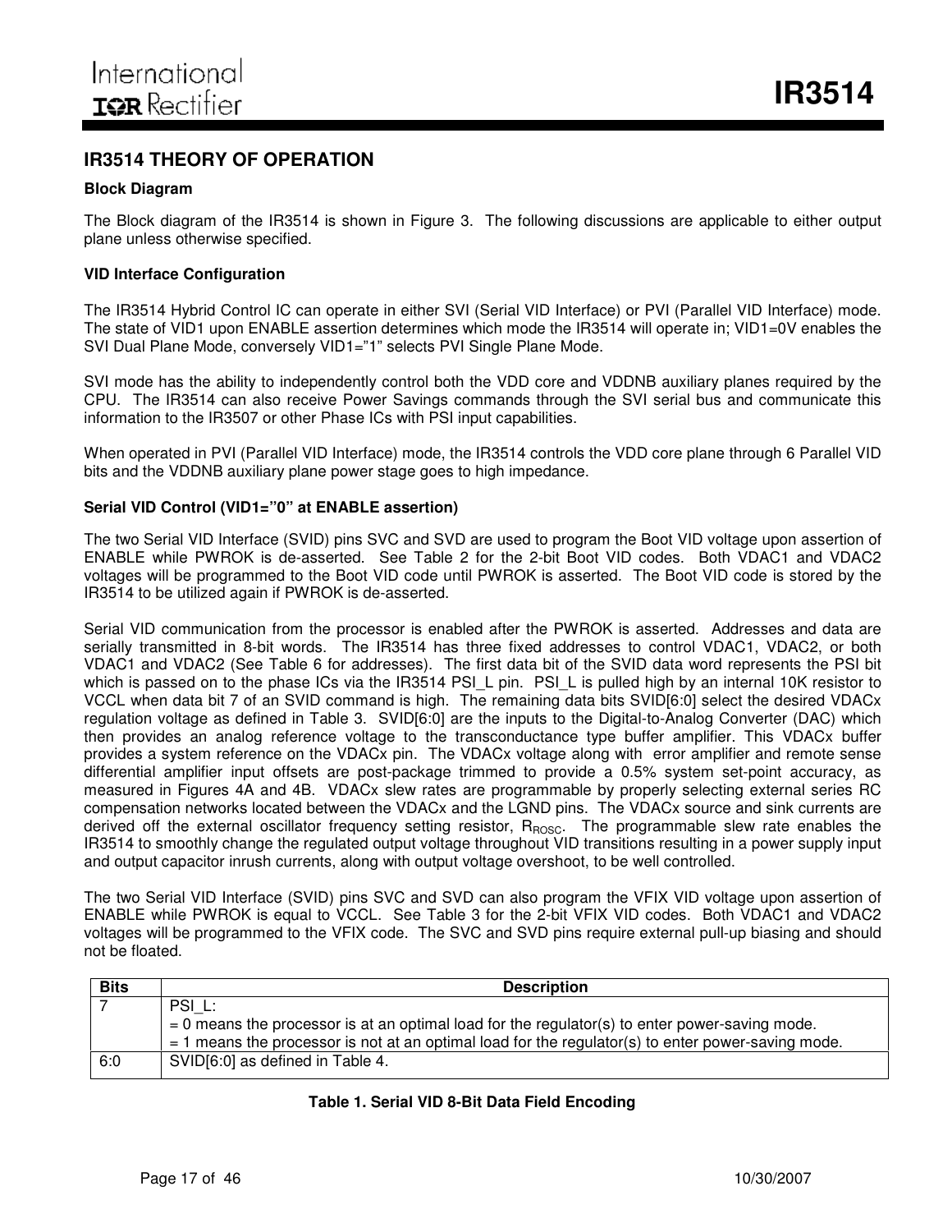## IR3514 THEORY OF OPERATION

### Block Diagram

The Block diagram of the IR3514 is shown in Figure 3. The following discussions are applicable to either output plane unless otherwise specified.

### VID Interface Configuration

The IR3514 Hybrid Control IC can operate in either SVI (Serial VID Interface) or PVI (Parallel VID Interface) mode. The state of VID1 upon ENABLE assertion determines which mode the IR3514 will operate in; VID1=0V enables the SVI Dual Plane Mode, conversely VID1="1" selects PVI Single Plane Mode.

SVI mode has the ability to independently control both the VDD core and VDDNB auxiliary planes required by the CPU. The IR3514 can also receive Power Savings commands through the SVI serial bus and communicate this information to the IR3507 or other Phase ICs with PSI input capabilities.

When operated in PVI (Parallel VID Interface) mode, the IR3514 controls the VDD core plane through 6 Parallel VID bits and the VDDNB auxiliary plane power stage goes to high impedance.

### Serial VID Control (VID1="0" at ENABLE assertion)

The two Serial VID Interface (SVID) pins SVC and SVD are used to program the Boot VID voltage upon assertion of ENABLE while PWROK is de-asserted. See Table 2 for the 2-bit Boot VID codes. Both VDAC1 and VDAC2 voltages will be programmed to the Boot VID code until PWROK is asserted. The Boot VID code is stored by the IR3514 to be utilized again if PWROK is de-asserted.

Serial VID communication from the processor is enabled after the PWROK is asserted. Addresses and data are serially transmitted in 8-bit words. The IR3514 has three fixed addresses to control VDAC1, VDAC2, or both VDAC1 and VDAC2 (See Table 6 for addresses). The first data bit of the SVID data word represents the PSI bit which is passed on to the phase ICs via the IR3514 PSI_L pin. PSI_L is pulled high by an internal 10K resistor to VCCL when data bit 7 of an SVID command is high. The remaining data bits SVID[6:0] select the desired VDACx regulation voltage as defined in Table 3. SVID[6:0] are the inputs to the Digital-to-Analog Converter (DAC) which then provides an analog reference voltage to the transconductance type buffer amplifier. This VDACx buffer provides a system reference on the VDACx pin. The VDACx voltage along with error amplifier and remote sense differential amplifier input offsets are post-package trimmed to provide a 0.5% system set-point accuracy, as measured in Figures 4A and 4B. VDACx slew rates are programmable by properly selecting external series RC compensation networks located between the VDACx and the LGND pins. The VDACx source and sink currents are derived off the external oscillator frequency setting resistor, $R_{ROSC}$. The programmable slew rate enables the IR3514 to smoothly change the regulated output voltage throughout VID transitions resulting in a power supply input and output capacitor inrush currents, along with output voltage overshoot, to be well controlled.

The two Serial VID Interface (SVID) pins SVC and SVD can also program the VFIX VID voltage upon assertion of ENABLE while PWROK is equal to VCCL. See Table 3 for the 2-bit VFIX VID codes. Both VDAC1 and VDAC2 voltages will be programmed to the VFIX code. The SVC and SVD pins require external pull-up biasing and should not be floated.

| Bits | Description |
|---|---|
| 7 | PSI_L:<br>= 0 means the processor is at an optimal load for the regulator(s) to enter power-saving mode.<br>= 1 means the processor is not at an optimal load for the regulator(s) to enter power-saving mode. |
| 6:0 | SVID[6:0] as defined in Table 4. |

**Table 1. Serial VID 8-Bit Data Field Encoding**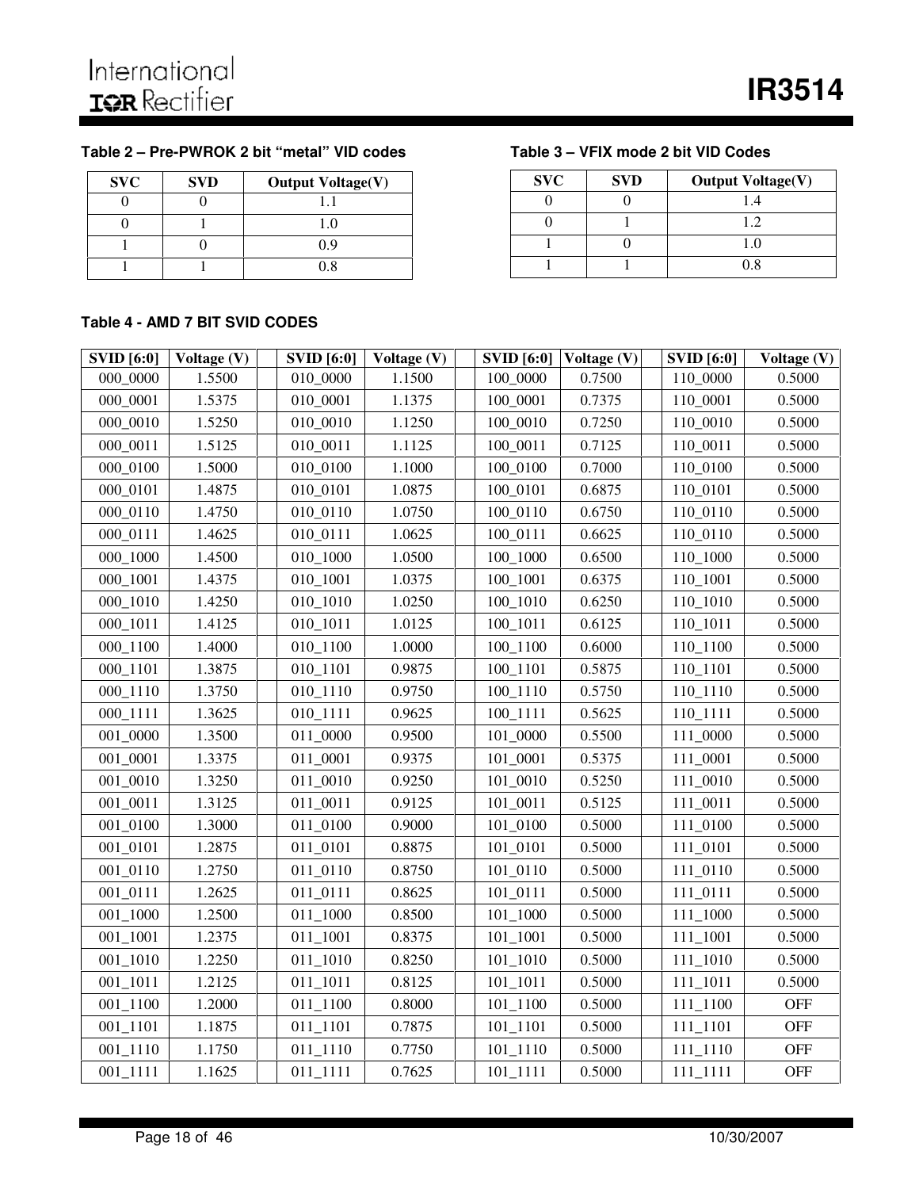**Table 2 – Pre-PWROK 2 bit "metal" VID codes**

| SVC | SVD | Output Voltage(V) |
|---|---|---|
| 0 | 0 | 1.1 |
| 0 | 1 | 1.0 |
| 1 | 0 | 0.9 |
| 1 | 1 | 0.8 |

**Table 3 – VFIX mode 2 bit VID Codes**

| SVC | SVD | Output Voltage(V) |
|---|---|---|
| 0 | 0 | 1.4 |
| 0 | 1 | 1.2 |
| 1 | 0 | 1.0 |
| 1 | 1 | 0.8 |

**Table 4 - AMD 7 BIT SVID CODES**

| SVID [6:0] | Voltage (V) | SVID [6:0] | Voltage (V) | SVID [6:0] | Voltage (V) | SVID [6:0] | Voltage (V) |
|---|---|---|---|---|---|---|---|
| 000_0000 | 1.5500 | 010_0000 | 1.1500 | 100_0000 | 0.7500 | 110_0000 | 0.5000 |
| 000_0001 | 1.5375 | 010_0001 | 1.1375 | 100_0001 | 0.7375 | 110_0001 | 0.5000 |
| 000_0010 | 1.5250 | 010_0010 | 1.1250 | 100_0010 | 0.7250 | 110_0010 | 0.5000 |
| 000_0011 | 1.5125 | 010_0011 | 1.1125 | 100_0011 | 0.7125 | 110_0011 | 0.5000 |
| 000_0100 | 1.5000 | 010_0100 | 1.1000 | 100_0100 | 0.7000 | 110_0100 | 0.5000 |
| 000_0101 | 1.4875 | 010_0101 | 1.0875 | 100_0101 | 0.6875 | 110_0101 | 0.5000 |
| 000_0110 | 1.4750 | 010_0110 | 1.0750 | 100_0110 | 0.6750 | 110_0110 | 0.5000 |
| 000_0111 | 1.4625 | 010_0111 | 1.0625 | 100_0111 | 0.6625 | 110_0110 | 0.5000 |
| 000_1000 | 1.4500 | 010_1000 | 1.0500 | 100_1000 | 0.6500 | 110_1000 | 0.5000 |
| 000_1001 | 1.4375 | 010_1001 | 1.0375 | 100_1001 | 0.6375 | 110_1001 | 0.5000 |
| 000_1010 | 1.4250 | 010_1010 | 1.0250 | 100_1010 | 0.6250 | 110_1010 | 0.5000 |
| 000_1011 | 1.4125 | 010_1011 | 1.0125 | 100_1011 | 0.6125 | 110_1011 | 0.5000 |
| 000_1100 | 1.4000 | 010_1100 | 1.0000 | 100_1100 | 0.6000 | 110_1100 | 0.5000 |
| 000_1101 | 1.3875 | 010_1101 | 0.9875 | 100_1101 | 0.5875 | 110_1101 | 0.5000 |
| 000_1110 | 1.3750 | 010_1110 | 0.9750 | 100_1110 | 0.5750 | 110_1110 | 0.5000 |
| 000_1111 | 1.3625 | 010_1111 | 0.9625 | 100_1111 | 0.5625 | 110_1111 | 0.5000 |
| 001_0000 | 1.3500 | 011_0000 | 0.9500 | 101_0000 | 0.5500 | 111_0000 | 0.5000 |
| 001_0001 | 1.3375 | 011_0001 | 0.9375 | 101_0001 | 0.5375 | 111_0001 | 0.5000 |
| 001_0010 | 1.3250 | 011_0010 | 0.9250 | 101_0010 | 0.5250 | 111_0010 | 0.5000 |
| 001_0011 | 1.3125 | 011_0011 | 0.9125 | 101_0011 | 0.5125 | 111_0011 | 0.5000 |
| 001_0100 | 1.3000 | 011_0100 | 0.9000 | 101_0100 | 0.5000 | 111_0100 | 0.5000 |
| 001_0101 | 1.2875 | 011_0101 | 0.8875 | 101_0101 | 0.5000 | 111_0101 | 0.5000 |
| 001_0110 | 1.2750 | 011_0110 | 0.8750 | 101_0110 | 0.5000 | 111_0110 | 0.5000 |
| 001_0111 | 1.2625 | 011_0111 | 0.8625 | 101_0111 | 0.5000 | 111_0111 | 0.5000 |
| 001_1000 | 1.2500 | 011_1000 | 0.8500 | 101_1000 | 0.5000 | 111_1000 | 0.5000 |
| 001_1001 | 1.2375 | 011_1001 | 0.8375 | 101_1001 | 0.5000 | 111_1001 | 0.5000 |
| 001_1010 | 1.2250 | 011_1010 | 0.8250 | 101_1010 | 0.5000 | 111_1010 | 0.5000 |
| 001_1011 | 1.2125 | 011_1011 | 0.8125 | 101_1011 | 0.5000 | 111_1011 | 0.5000 |
| 001_1100 | 1.2000 | 011_1100 | 0.8000 | 101_1100 | 0.5000 | 111_1100 | OFF |
| 001_1101 | 1.1875 | 011_1101 | 0.7875 | 101_1101 | 0.5000 | 111_1101 | OFF |
| 001_1110 | 1.1750 | 011_1110 | 0.7750 | 101_1110 | 0.5000 | 111_1110 | OFF |
| 001_1111 | 1.1625 | 011_1111 | 0.7625 | 101_1111 | 0.5000 | 111_1111 | OFF |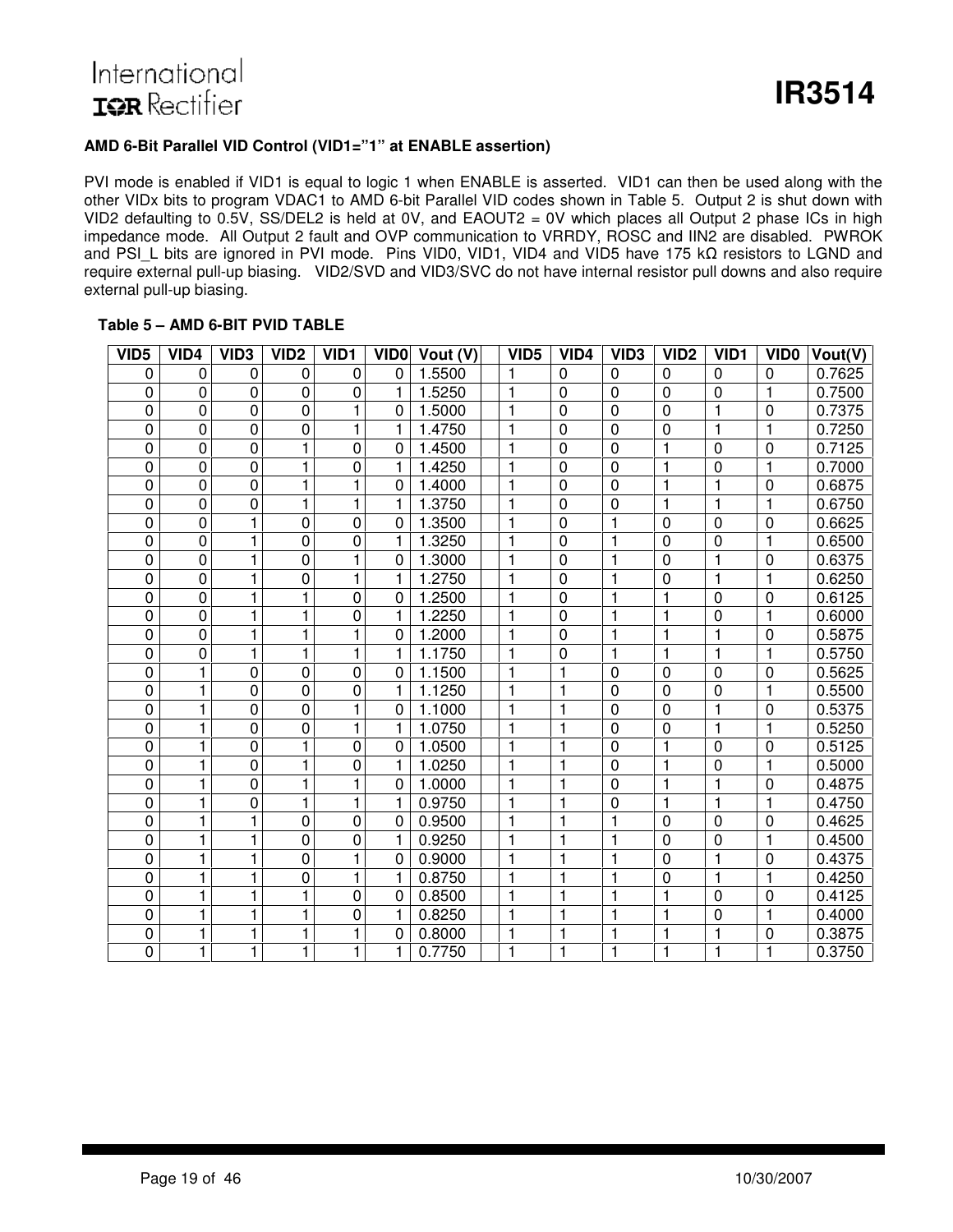### AMD 6-Bit Parallel VID Control (VID1="1" at ENABLE assertion)

PVI mode is enabled if VID1 is equal to logic 1 when ENABLE is asserted. VID1 can then be used along with the other VIDx bits to program VDAC1 to AMD 6-bit Parallel VID codes shown in Table 5. Output 2 is shut down with VID2 defaulting to 0.5V, SS/DEL2 is held at 0V, and EAOUT2 = 0V which places all Output 2 phase ICs in high impedance mode. All Output 2 fault and OVP communication to VRRDY, ROSC and IIN2 are disabled. PWROK and PSI_L bits are ignored in PVI mode. Pins VID0, VID1, VID4 and VID5 have 175 kΩ resistors to LGND and require external pull-up biasing. VID2/SVD and VID3/SVC do not have internal resistor pull downs and also require external pull-up biasing.

**Table 5 – AMD 6-BIT PVID TABLE**

| VID5 | VID4 | VID3 | VID2 | VID1 | VID0 | Vout (V) | | VID5 | VID4 | VID3 | VID2 | VID1 | VID0 | Vout(V) |
|---|---|---|---|---|---|---|---|---|---|---|---|---|---|---|
| 0 | 0 | 0 | 0 | 0 | 0 | 1.5500 | | 1 | 0 | 0 | 0 | 0 | 0 | 0.7625 |
| 0 | 0 | 0 | 0 | 0 | 1 | 1.5250 | | 1 | 0 | 0 | 0 | 0 | 1 | 0.7500 |
| 0 | 0 | 0 | 0 | 1 | 0 | 1.5000 | | 1 | 0 | 0 | 0 | 1 | 0 | 0.7375 |
| 0 | 0 | 0 | 0 | 1 | 1 | 1.4750 | | 1 | 0 | 0 | 0 | 1 | 1 | 0.7250 |
| 0 | 0 | 0 | 1 | 0 | 0 | 1.4500 | | 1 | 0 | 0 | 1 | 0 | 0 | 0.7125 |
| 0 | 0 | 0 | 1 | 0 | 1 | 1.4250 | | 1 | 0 | 0 | 1 | 0 | 1 | 0.7000 |
| 0 | 0 | 0 | 1 | 1 | 0 | 1.4000 | | 1 | 0 | 0 | 1 | 1 | 0 | 0.6875 |
| 0 | 0 | 0 | 1 | 1 | 1 | 1.3750 | | 1 | 0 | 0 | 1 | 1 | 1 | 0.6750 |
| 0 | 0 | 1 | 0 | 0 | 0 | 1.3500 | | 1 | 0 | 1 | 0 | 0 | 0 | 0.6625 |
| 0 | 0 | 1 | 0 | 0 | 1 | 1.3250 | | 1 | 0 | 1 | 0 | 0 | 1 | 0.6500 |
| 0 | 0 | 1 | 0 | 1 | 0 | 1.3000 | | 1 | 0 | 1 | 0 | 1 | 0 | 0.6375 |
| 0 | 0 | 1 | 0 | 1 | 1 | 1.2750 | | 1 | 0 | 1 | 0 | 1 | 1 | 0.6250 |
| 0 | 0 | 1 | 1 | 0 | 0 | 1.2500 | | 1 | 0 | 1 | 1 | 0 | 0 | 0.6125 |
| 0 | 0 | 1 | 1 | 0 | 1 | 1.2250 | | 1 | 0 | 1 | 1 | 0 | 1 | 0.6000 |
| 0 | 0 | 1 | 1 | 1 | 0 | 1.2000 | | 1 | 0 | 1 | 1 | 1 | 0 | 0.5875 |
| 0 | 0 | 1 | 1 | 1 | 1 | 1.1750 | | 1 | 0 | 1 | 1 | 1 | 1 | 0.5750 |
| 0 | 1 | 0 | 0 | 0 | 0 | 1.1500 | | 1 | 1 | 0 | 0 | 0 | 0 | 0.5625 |
| 0 | 1 | 0 | 0 | 0 | 1 | 1.1250 | | 1 | 1 | 0 | 0 | 0 | 1 | 0.5500 |
| 0 | 1 | 0 | 0 | 1 | 0 | 1.1000 | | 1 | 1 | 0 | 0 | 1 | 0 | 0.5375 |
| 0 | 1 | 0 | 0 | 1 | 1 | 1.0750 | | 1 | 1 | 0 | 0 | 1 | 1 | 0.5250 |
| 0 | 1 | 0 | 1 | 0 | 0 | 1.0500 | | 1 | 1 | 0 | 1 | 0 | 0 | 0.5125 |
| 0 | 1 | 0 | 1 | 0 | 1 | 1.0250 | | 1 | 1 | 0 | 1 | 0 | 1 | 0.5000 |
| 0 | 1 | 0 | 1 | 1 | 0 | 1.0000 | | 1 | 1 | 0 | 1 | 1 | 0 | 0.4875 |
| 0 | 1 | 0 | 1 | 1 | 1 | 0.9750 | | 1 | 1 | 0 | 1 | 1 | 1 | 0.4750 |
| 0 | 1 | 1 | 0 | 0 | 0 | 0.9500 | | 1 | 1 | 1 | 0 | 0 | 0 | 0.4625 |
| 0 | 1 | 1 | 0 | 0 | 1 | 0.9250 | | 1 | 1 | 1 | 0 | 0 | 1 | 0.4500 |
| 0 | 1 | 1 | 0 | 1 | 0 | 0.9000 | | 1 | 1 | 1 | 0 | 1 | 0 | 0.4375 |
| 0 | 1 | 1 | 0 | 1 | 1 | 0.8750 | | 1 | 1 | 1 | 0 | 1 | 1 | 0.4250 |
| 0 | 1 | 1 | 1 | 0 | 0 | 0.8500 | | 1 | 1 | 1 | 1 | 0 | 0 | 0.4125 |
| 0 | 1 | 1 | 1 | 0 | 1 | 0.8250 | | 1 | 1 | 1 | 1 | 0 | 1 | 0.4000 |
| 0 | 1 | 1 | 1 | 1 | 0 | 0.8000 | | 1 | 1 | 1 | 1 | 1 | 0 | 0.3875 |
| 0 | 1 | 1 | 1 | 1 | 1 | 0.7750 | | 1 | 1 | 1 | 1 | 1 | 1 | 0.3750 |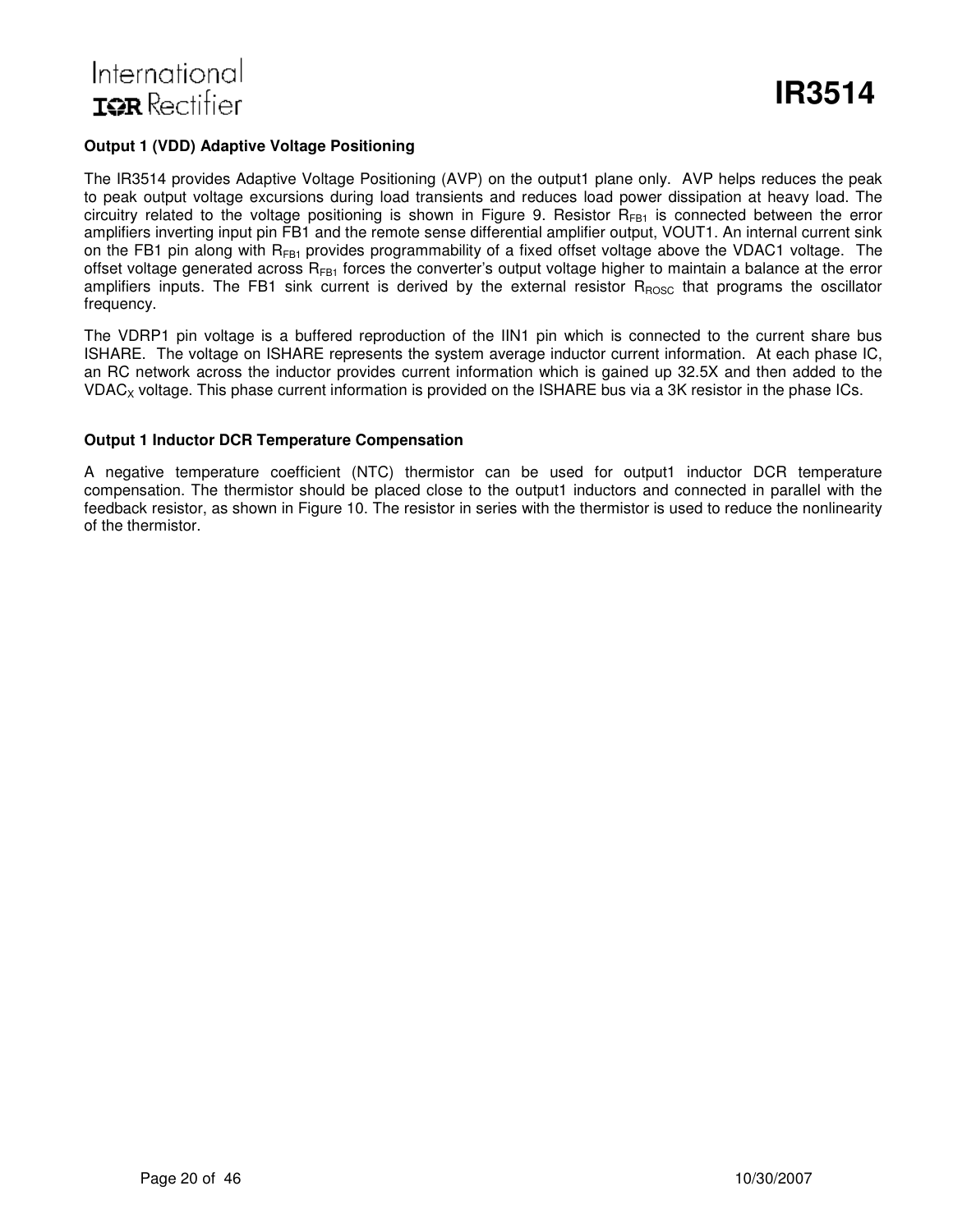### Output 1 (VDD) Adaptive Voltage Positioning

The IR3514 provides Adaptive Voltage Positioning (AVP) on the output1 plane only. AVP helps reduces the peak to peak output voltage excursions during load transients and reduces load power dissipation at heavy load. The circuitry related to the voltage positioning is shown in Figure 9. Resistor $R_{FB1}$ is connected between the error amplifiers inverting input pin FB1 and the remote sense differential amplifier output, VOUT1. An internal current sink on the FB1 pin along with $R_{FB1}$ provides programmability of a fixed offset voltage above the VDAC1 voltage. The offset voltage generated across $R_{FB1}$ forces the converter's output voltage higher to maintain a balance at the error amplifiers inputs. The FB1 sink current is derived by the external resistor $R_{ROSC}$ that programs the oscillator frequency.

The VDRP1 pin voltage is a buffered reproduction of the IIN1 pin which is connected to the current share bus ISHARE. The voltage on ISHARE represents the system average inductor current information. At each phase IC, an RC network across the inductor provides current information which is gained up 32.5X and then added to the $VDAC_X$ voltage. This phase current information is provided on the ISHARE bus via a 3K resistor in the phase ICs.

### Output 1 Inductor DCR Temperature Compensation

A negative temperature coefficient (NTC) thermistor can be used for output1 inductor DCR temperature compensation. The thermistor should be placed close to the output1 inductors and connected in parallel with the feedback resistor, as shown in Figure 10. The resistor in series with the thermistor is used to reduce the nonlinearity of the thermistor.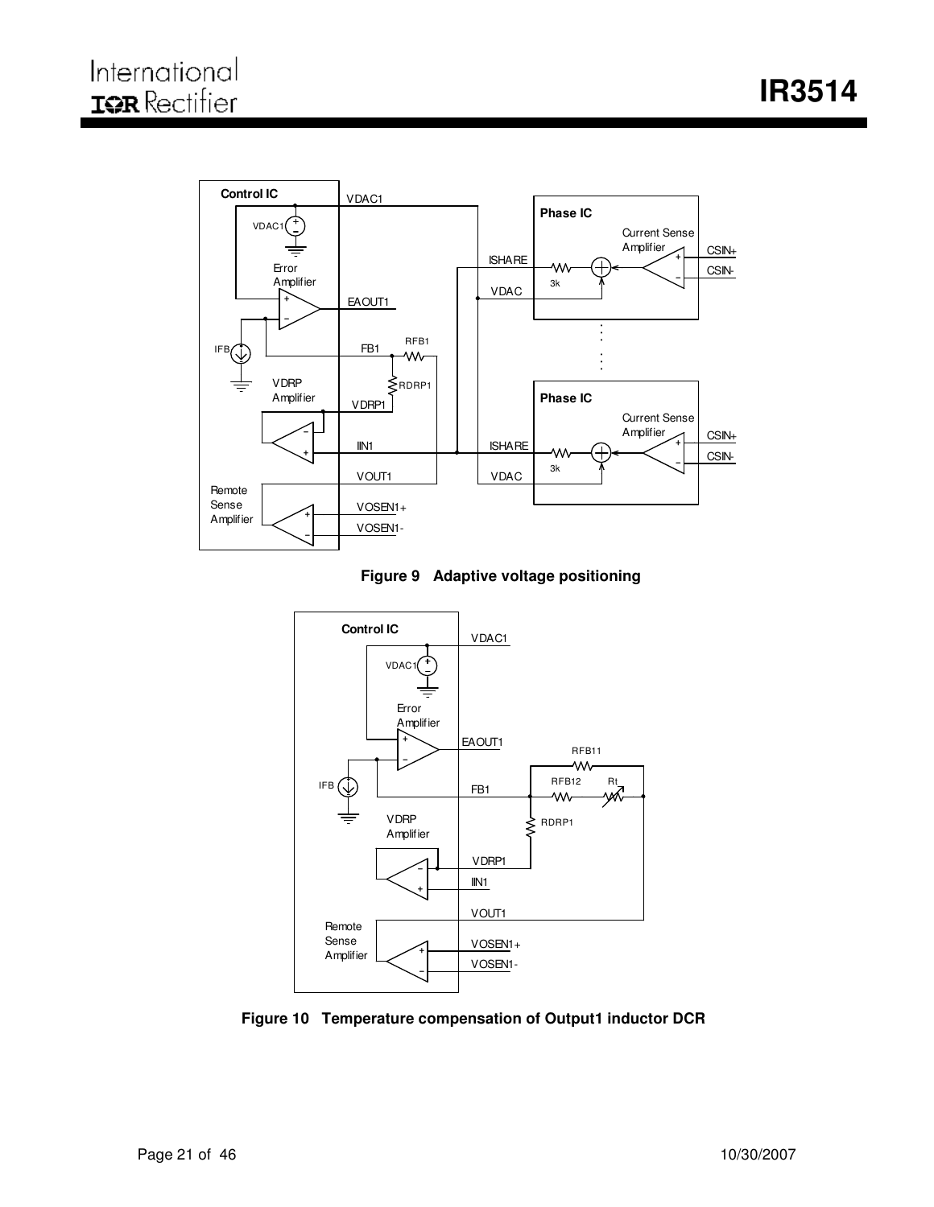**Figure 9 Adaptive voltage positioning**

**Figure 10 Temperature compensation of Output1 inductor DCR**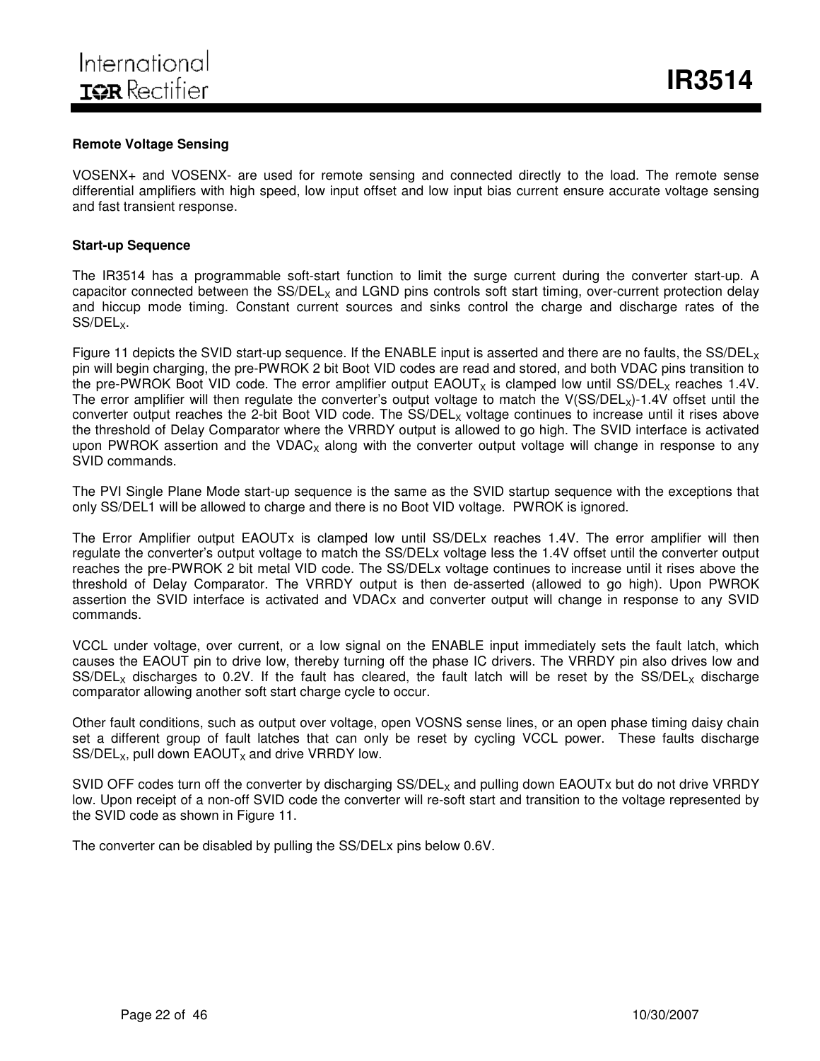### Remote Voltage Sensing

VOSENX+ and VOSENX- are used for remote sensing and connected directly to the load. The remote sense differential amplifiers with high speed, low input offset and low input bias current ensure accurate voltage sensing and fast transient response.

### Start-up Sequence

The IR3514 has a programmable soft-start function to limit the surge current during the converter start-up. A capacitor connected between the $SS/DEL_X$ and LGND pins controls soft start timing, over-current protection delay and hiccup mode timing. Constant current sources and sinks control the charge and discharge rates of the $SS/DEL_X$.

Figure 11 depicts the SVID start-up sequence. If the ENABLE input is asserted and there are no faults, the $SS/DEL_X$ pin will begin charging, the pre-PWROK 2 bit Boot VID codes are read and stored, and both VDAC pins transition to the pre-PWROK Boot VID code. The error amplifier output $EAOUT_X$ is clamped low until $SS/DEL_X$ reaches 1.4V. The error amplifier will then regulate the converter's output voltage to match the $V(SS/DEL_X)$-1.4V offset until the converter output reaches the 2-bit Boot VID code. The $SS/DEL_X$ voltage continues to increase until it rises above the threshold of Delay Comparator where the VRRDY output is allowed to go high. The SVID interface is activated upon PWROK assertion and the $VDAC_X$ along with the converter output voltage will change in response to any SVID commands.

The PVI Single Plane Mode start-up sequence is the same as the SVID startup sequence with the exceptions that only SS/DEL1 will be allowed to charge and there is no Boot VID voltage. PWROK is ignored.

The Error Amplifier output EAOUTx is clamped low until SS/DELx reaches 1.4V. The error amplifier will then regulate the converter's output voltage to match the SS/DELx voltage less the 1.4V offset until the converter output reaches the pre-PWROK 2 bit metal VID code. The SS/DELx voltage continues to increase until it rises above the threshold of Delay Comparator. The VRRDY output is then de-asserted (allowed to go high). Upon PWROK assertion the SVID interface is activated and VDACx and converter output will change in response to any SVID commands.

VCCL under voltage, over current, or a low signal on the ENABLE input immediately sets the fault latch, which causes the EAOUT pin to drive low, thereby turning off the phase IC drivers. The VRRDY pin also drives low and $SS/DEL_X$ discharges to 0.2V. If the fault has cleared, the fault latch will be reset by the $SS/DEL_X$ discharge comparator allowing another soft start charge cycle to occur.

Other fault conditions, such as output over voltage, open VOSNS sense lines, or an open phase timing daisy chain set a different group of fault latches that can only be reset by cycling VCCL power. These faults discharge $SS/DEL_X$, pull down $EAOUT_X$ and drive VRRDY low.

SVID OFF codes turn off the converter by discharging $SS/DEL_X$ and pulling down EAOUTx but do not drive VRRDY low. Upon receipt of a non-off SVID code the converter will re-soft start and transition to the voltage represented by the SVID code as shown in Figure 11.

The converter can be disabled by pulling the SS/DELx pins below 0.6V.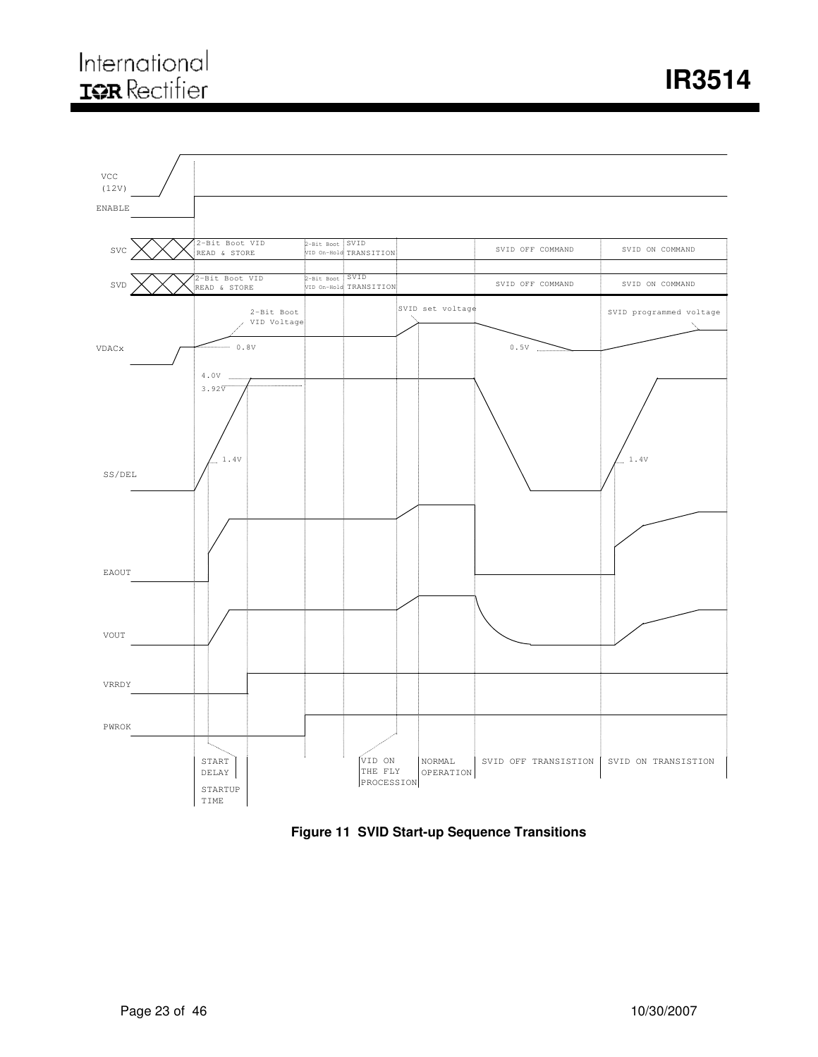Figure 11 SVID Start-up Sequence Transitions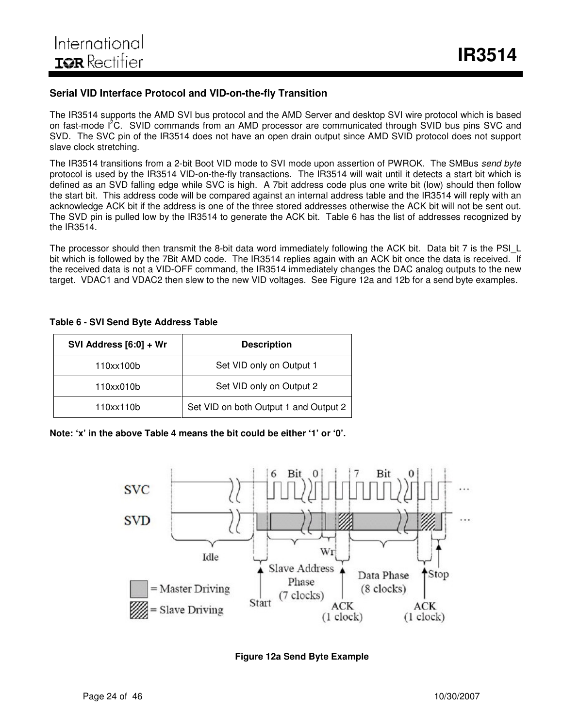## Serial VID Interface Protocol and VID-on-the-fly Transition

The IR3514 supports the AMD SVI bus protocol and the AMD Server and desktop SVI wire protocol which is based on fast-mode $I^2C$. SVID commands from an AMD processor are communicated through SVID bus pins SVC and SVD. The SVC pin of the IR3514 does not have an open drain output since AMD SVID protocol does not support slave clock stretching.

The IR3514 transitions from a 2-bit Boot VID mode to SVI mode upon assertion of PWROK. The SMBus *send byte* protocol is used by the IR3514 VID-on-the-fly transactions. The IR3514 will wait until it detects a start bit which is defined as an SVD falling edge while SVC is high. A 7bit address code plus one write bit (low) should then follow the start bit. This address code will be compared against an internal address table and the IR3514 will reply with an acknowledge ACK bit if the address is one of the three stored addresses otherwise the ACK bit will not be sent out. The SVD pin is pulled low by the IR3514 to generate the ACK bit. Table 6 has the list of addresses recognized by the IR3514.

The processor should then transmit the 8-bit data word immediately following the ACK bit. Data bit 7 is the PSI_L bit which is followed by the 7Bit AMD code. The IR3514 replies again with an ACK bit once the data is received. If the received data is not a VID-OFF command, the IR3514 immediately changes the DAC analog outputs to the new target. VDAC1 and VDAC2 then slew to the new VID voltages. See Figure 12a and 12b for a send byte examples.

**Table 6 - SVI Send Byte Address Table**

| SVI Address [6:0] + Wr | Description |
|---|---|
| 110xx100b | Set VID only on Output 1 |
| 110xx010b | Set VID only on Output 2 |
| 110xx110b | Set VID on both Output 1 and Output 2 |

**Note: 'x' in the above Table 4 means the bit could be either '1' or '0'.**

Figure 12a Send Byte Example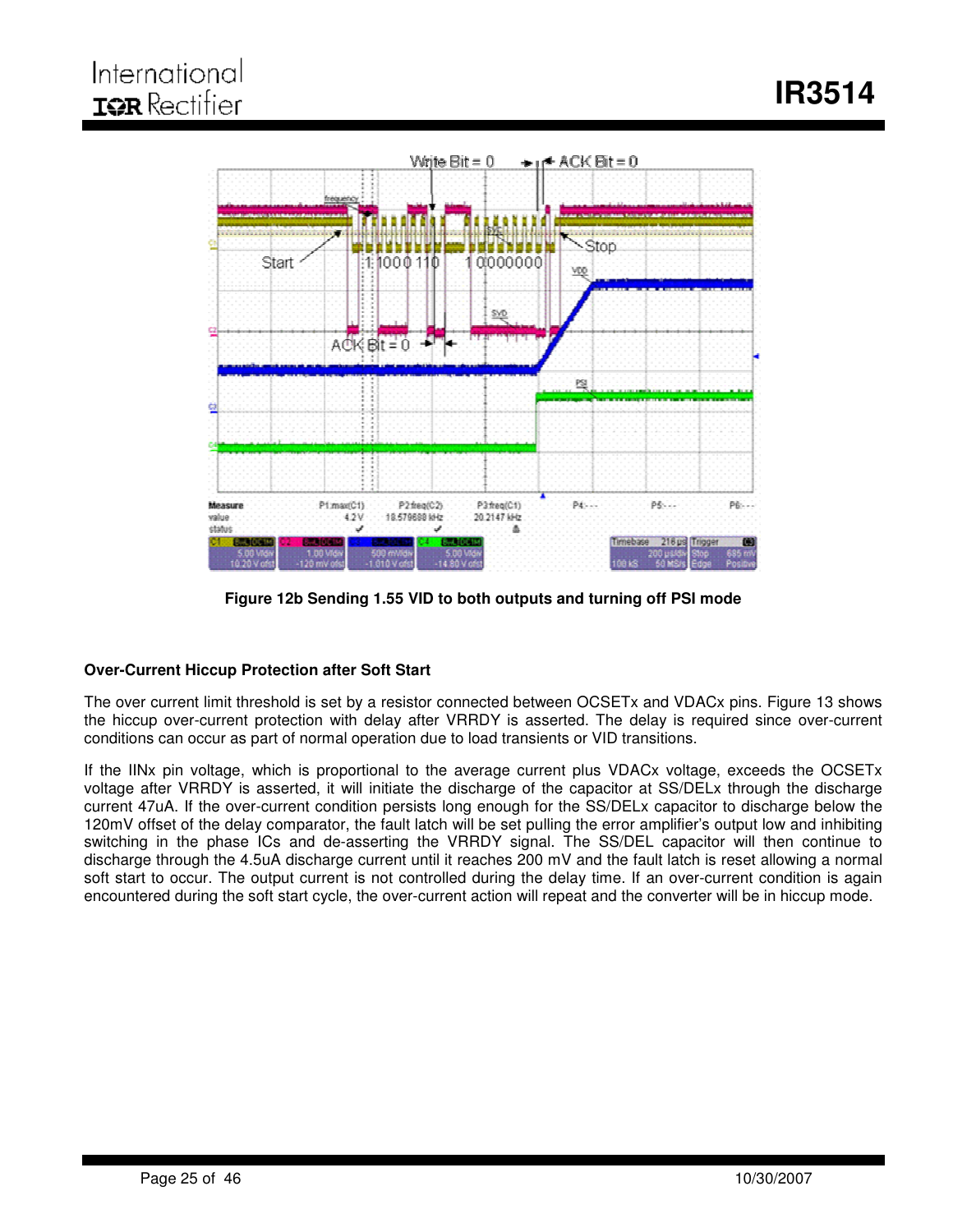Figure 12b Sending 1.55 VID to both outputs and turning off PSI mode

### Over-Current Hiccup Protection after Soft Start

The over current limit threshold is set by a resistor connected between OCSETx and VDACx pins. Figure 13 shows the hiccup over-current protection with delay after VRRDY is asserted. The delay is required since over-current conditions can occur as part of normal operation due to load transients or VID transitions.

If the IINx pin voltage, which is proportional to the average current plus VDACx voltage, exceeds the OCSETx voltage after VRRDY is asserted, it will initiate the discharge of the capacitor at SS/DELx through the discharge current 47uA. If the over-current condition persists long enough for the SS/DELx capacitor to discharge below the 120mV offset of the delay comparator, the fault latch will be set pulling the error amplifier's output low and inhibiting switching in the phase ICs and de-asserting the VRRDY signal. The SS/DEL capacitor will then continue to discharge through the 4.5uA discharge current until it reaches 200 mV and the fault latch is reset allowing a normal soft start to occur. The output current is not controlled during the delay time. If an over-current condition is again encountered during the soft start cycle, the over-current action will repeat and the converter will be in hiccup mode.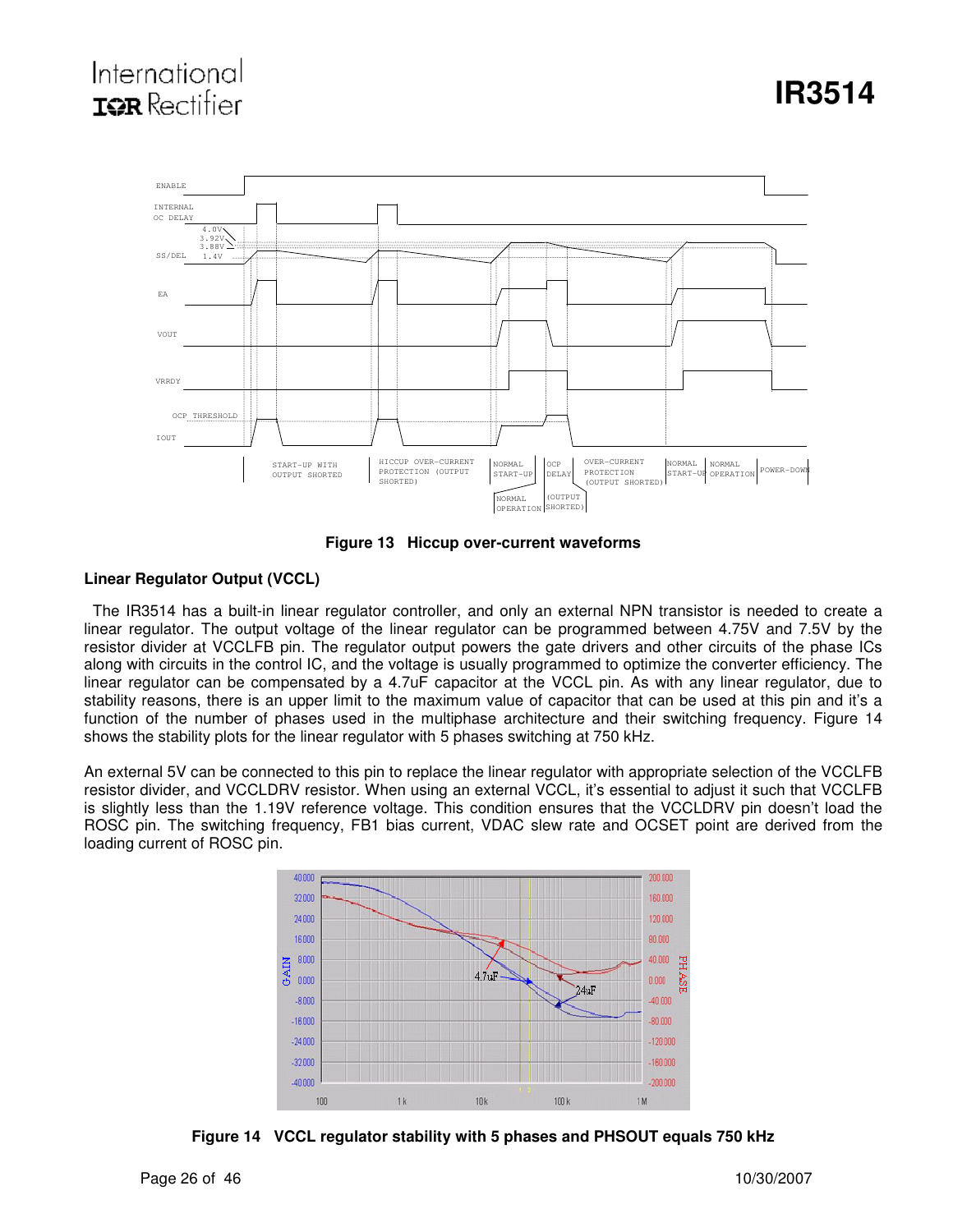Figure 13 Hiccup over-current waveforms

**Linear Regulator Output (VCCL)**

The IR3514 has a built-in linear regulator controller, and only an external NPN transistor is needed to create a linear regulator. The output voltage of the linear regulator can be programmed between 4.75V and 7.5V by the resistor divider at VCCLFB pin. The regulator output powers the gate drivers and other circuits of the phase ICs along with circuits in the control IC, and the voltage is usually programmed to optimize the converter efficiency. The linear regulator can be compensated by a 4.7uF capacitor at the VCCL pin. As with any linear regulator, due to stability reasons, there is an upper limit to the maximum value of capacitor that can be used at this pin and it's a function of the number of phases used in the multiphase architecture and their switching frequency. Figure 14 shows the stability plots for the linear regulator with 5 phases switching at 750 kHz.

An external 5V can be connected to this pin to replace the linear regulator with appropriate selection of the VCCLFB resistor divider, and VCCLDRV resistor. When using an external VCCL, it's essential to adjust it such that VCCLFB is slightly less than the 1.19V reference voltage. This condition ensures that the VCCLDRV pin doesn't load the ROSC pin. The switching frequency, FB1 bias current, VDAC slew rate and OCSET point are derived from the loading current of ROSC pin.

Figure 14 VCCL regulator stability with 5 phases and PHSOUT equals 750 kHz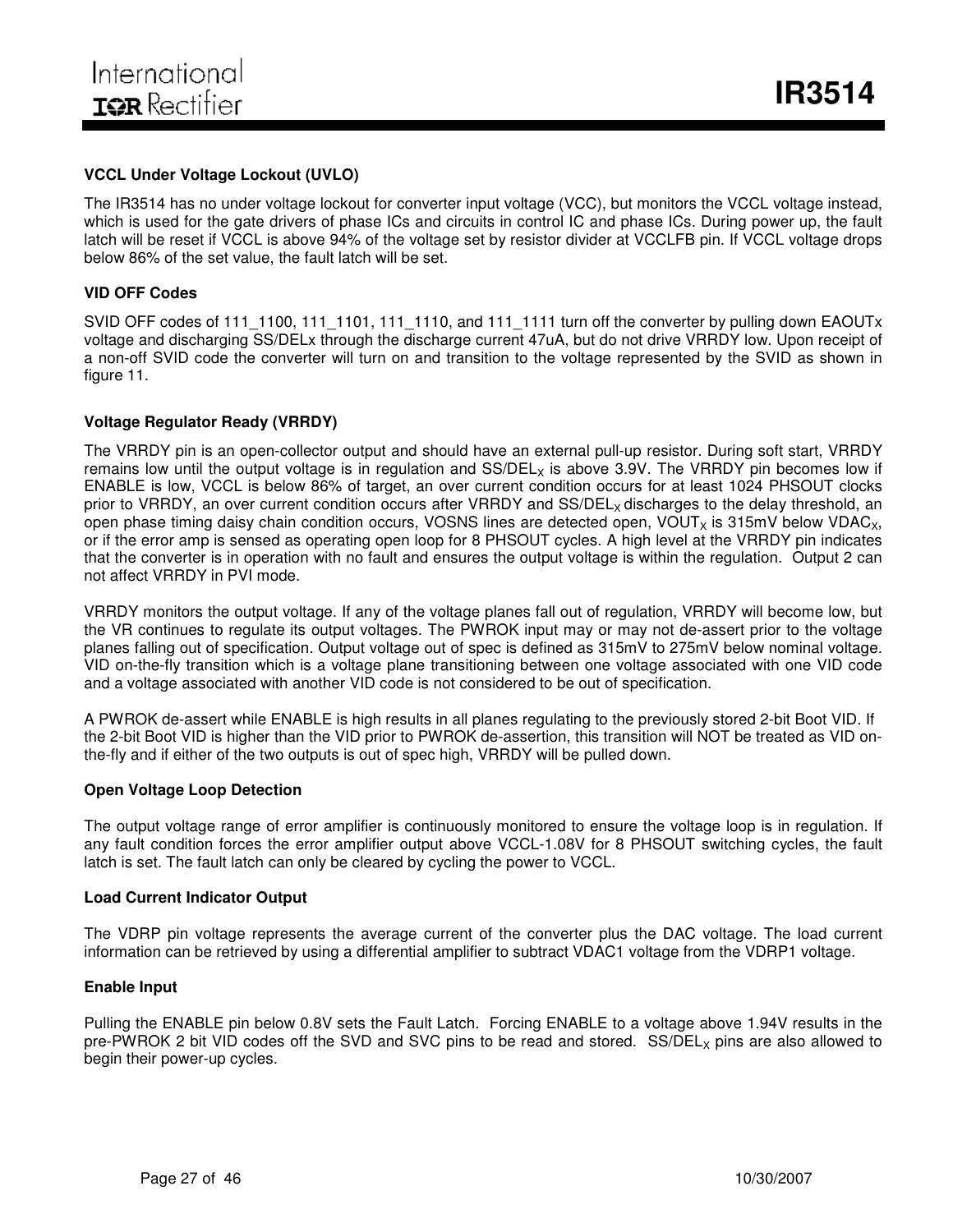### VCCL Under Voltage Lockout (UVLO)

The IR3514 has no under voltage lockout for converter input voltage (VCC), but monitors the VCCL voltage instead, which is used for the gate drivers of phase ICs and circuits in control IC and phase ICs. During power up, the fault latch will be reset if VCCL is above 94% of the voltage set by resistor divider at VCCLFB pin. If VCCL voltage drops below 86% of the set value, the fault latch will be set.

### VID OFF Codes

SVID OFF codes of 111_1100, 111_1101, 111_1110, and 111_1111 turn off the converter by pulling down EAOUTx voltage and discharging SS/DELx through the discharge current 47uA, but do not drive VRRDY low. Upon receipt of a non-off SVID code the converter will turn on and transition to the voltage represented by the SVID as shown in figure 11.

### Voltage Regulator Ready (VRRDY)

The VRRDY pin is an open-collector output and should have an external pull-up resistor. During soft start, VRRDY remains low until the output voltage is in regulation and $SS/DEL_X$ is above 3.9V. The VRRDY pin becomes low if ENABLE is low, VCCL is below 86% of target, an over current condition occurs for at least 1024 PHSOUT clocks prior to VRRDY, an over current condition occurs after VRRDY and $SS/DEL_X$ discharges to the delay threshold, an open phase timing daisy chain condition occurs, VOSNS lines are detected open, $VOUT_X$ is 315mV below $VDAC_X$, or if the error amp is sensed as operating open loop for 8 PHSOUT cycles. A high level at the VRRDY pin indicates that the converter is in operation with no fault and ensures the output voltage is within the regulation. Output 2 can not affect VRRDY in PVI mode.

VRRDY monitors the output voltage. If any of the voltage planes fall out of regulation, VRRDY will become low, but the VR continues to regulate its output voltages. The PWROK input may or may not de-assert prior to the voltage planes falling out of specification. Output voltage out of spec is defined as 315mV to 275mV below nominal voltage. VID on-the-fly transition which is a voltage plane transitioning between one voltage associated with one VID code and a voltage associated with another VID code is not considered to be out of specification.

A PWROK de-assert while ENABLE is high results in all planes regulating to the previously stored 2-bit Boot VID. If the 2-bit Boot VID is higher than the VID prior to PWROK de-assertion, this transition will NOT be treated as VID on-the-fly and if either of the two outputs is out of spec high, VRRDY will be pulled down.

### Open Voltage Loop Detection

The output voltage range of error amplifier is continuously monitored to ensure the voltage loop is in regulation. If any fault condition forces the error amplifier output above VCCL-1.08V for 8 PHSOUT switching cycles, the fault latch is set. The fault latch can only be cleared by cycling the power to VCCL.

### Load Current Indicator Output

The VDRP pin voltage represents the average current of the converter plus the DAC voltage. The load current information can be retrieved by using a differential amplifier to subtract VDAC1 voltage from the VDRP1 voltage.

### Enable Input

Pulling the ENABLE pin below 0.8V sets the Fault Latch. Forcing ENABLE to a voltage above 1.94V results in the pre-PWROK 2 bit VID codes off the SVD and SVC pins to be read and stored. $SS/DEL_X$ pins are also allowed to begin their power-up cycles.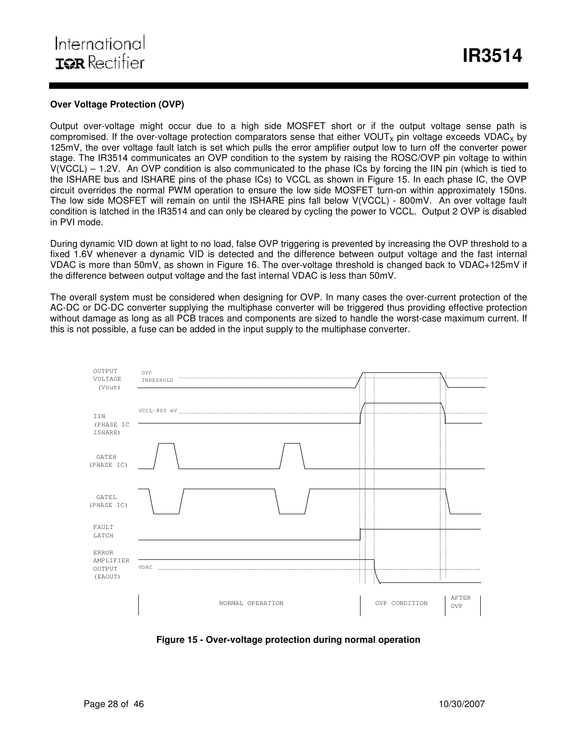### Over Voltage Protection (OVP)

Output over-voltage might occur due to a high side MOSFET short or if the output voltage sense path is compromised. If the over-voltage protection comparators sense that either $VOUT_X$ pin voltage exceeds $VDAC_X$ by 125mV, the over voltage fault latch is set which pulls the error amplifier output low to turn off the converter power stage. The IR3514 communicates an OVP condition to the system by raising the ROSC/OVP pin voltage to within V(VCCL) – 1.2V. An OVP condition is also communicated to the phase ICs by forcing the IIN pin (which is tied to the ISHARE bus and ISHARE pins of the phase ICs) to VCCL as shown in Figure 15. In each phase IC, the OVP circuit overrides the normal PWM operation to ensure the low side MOSFET turn-on within approximately 150ns. The low side MOSFET will remain on until the ISHARE pins fall below V(VCCL) - 800mV. An over voltage fault condition is latched in the IR3514 and can only be cleared by cycling the power to VCCL. Output 2 OVP is disabled in PVI mode.

During dynamic VID down at light to no load, false OVP triggering is prevented by increasing the OVP threshold to a fixed 1.6V whenever a dynamic VID is detected and the difference between output voltage and the fast internal VDAC is more than 50mV, as shown in Figure 16. The over-voltage threshold is changed back to VDAC+125mV if the difference between output voltage and the fast internal VDAC is less than 50mV.

The overall system must be considered when designing for OVP. In many cases the over-current protection of the AC-DC or DC-DC converter supplying the multiphase converter will be triggered thus providing effective protection without damage as long as all PCB traces and components are sized to handle the worst-case maximum current. If this is not possible, a fuse can be added in the input supply to the multiphase converter.

OUTPUT VOLTAGE (Vout) | OVP THRESHOLD | IIN (PHASE IC ISHARE) | VCCL-800 mV | GATEH (PHASE IC) | GATEL (PHASE IC) | FAULT LATCH | ERROR AMPLIFIER OUTPUT (EAOUT) | VDAC | NORMAL OPERATION | OVP CONDITION | AFTER OVP

Figure 15 - Over-voltage protection during normal operation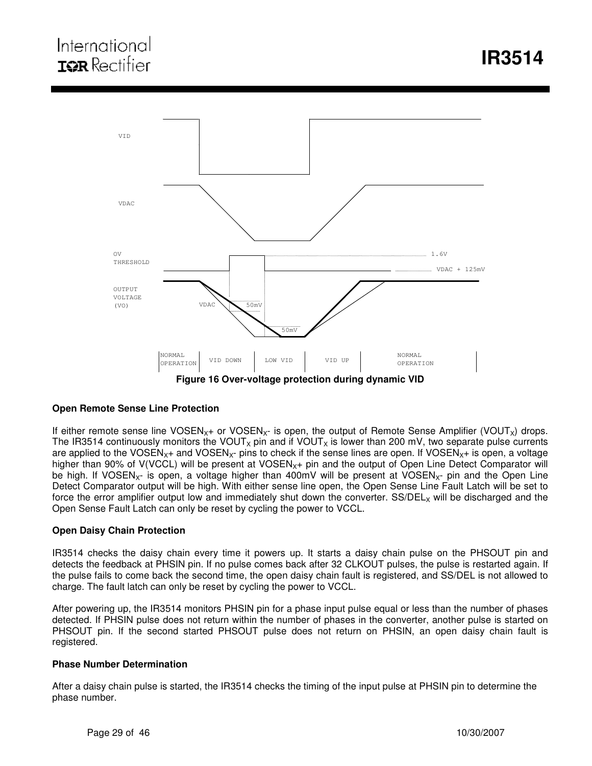Figure 16 Over-voltage protection during dynamic VID

**Open Remote Sense Line Protection**

If either remote sense line $VOSEN_X$+ or $VOSEN_X$- is open, the output of Remote Sense Amplifier ($VOUT_X$) drops. The IR3514 continuously monitors the $VOUT_X$ pin and if $VOUT_X$ is lower than 200 mV, two separate pulse currents are applied to the $VOSEN_X$+ and $VOSEN_X$- pins to check if the sense lines are open. If $VOSEN_X$+ is open, a voltage higher than 90% of V(VCCL) will be present at $VOSEN_X$+ pin and the output of Open Line Detect Comparator will be high. If $VOSEN_X$- is open, a voltage higher than 400mV will be present at $VOSEN_X$- pin and the Open Line Detect Comparator output will be high. With either sense line open, the Open Sense Line Fault Latch will be set to force the error amplifier output low and immediately shut down the converter. $SS/DEL_X$ will be discharged and the Open Sense Fault Latch can only be reset by cycling the power to VCCL.

**Open Daisy Chain Protection**

IR3514 checks the daisy chain every time it powers up. It starts a daisy chain pulse on the PHSOUT pin and detects the feedback at PHSIN pin. If no pulse comes back after 32 CLKOUT pulses, the pulse is restarted again. If the pulse fails to come back the second time, the open daisy chain fault is registered, and SS/DEL is not allowed to charge. The fault latch can only be reset by cycling the power to VCCL.

After powering up, the IR3514 monitors PHSIN pin for a phase input pulse equal or less than the number of phases detected. If PHSIN pulse does not return within the number of phases in the converter, another pulse is started on PHSOUT pin. If the second started PHSOUT pulse does not return on PHSIN, an open daisy chain fault is registered.

**Phase Number Determination**

After a daisy chain pulse is started, the IR3514 checks the timing of the input pulse at PHSIN pin to determine the phase number.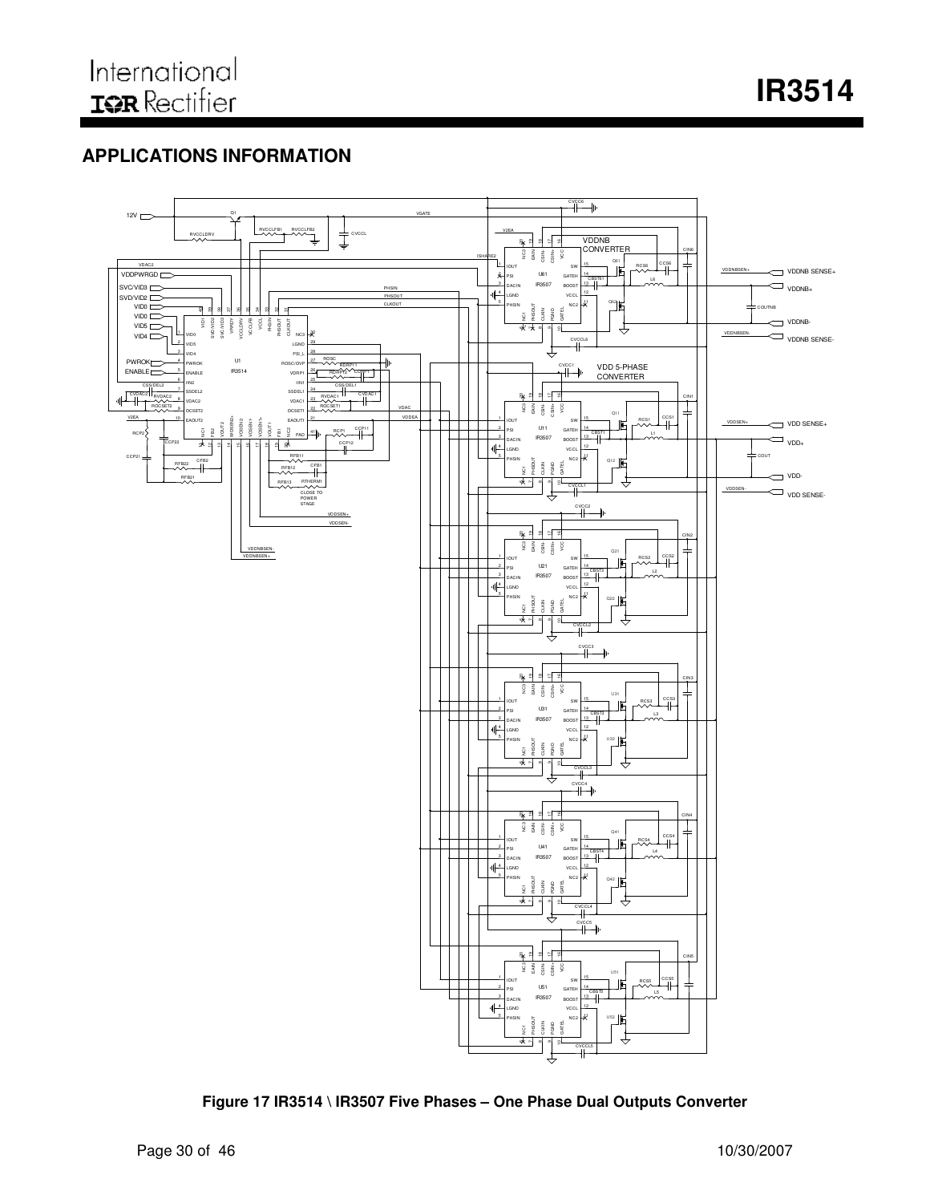## APPLICATIONS INFORMATION

Figure 17 IR3514 \ IR3507 Five Phases – One Phase Dual Outputs Converter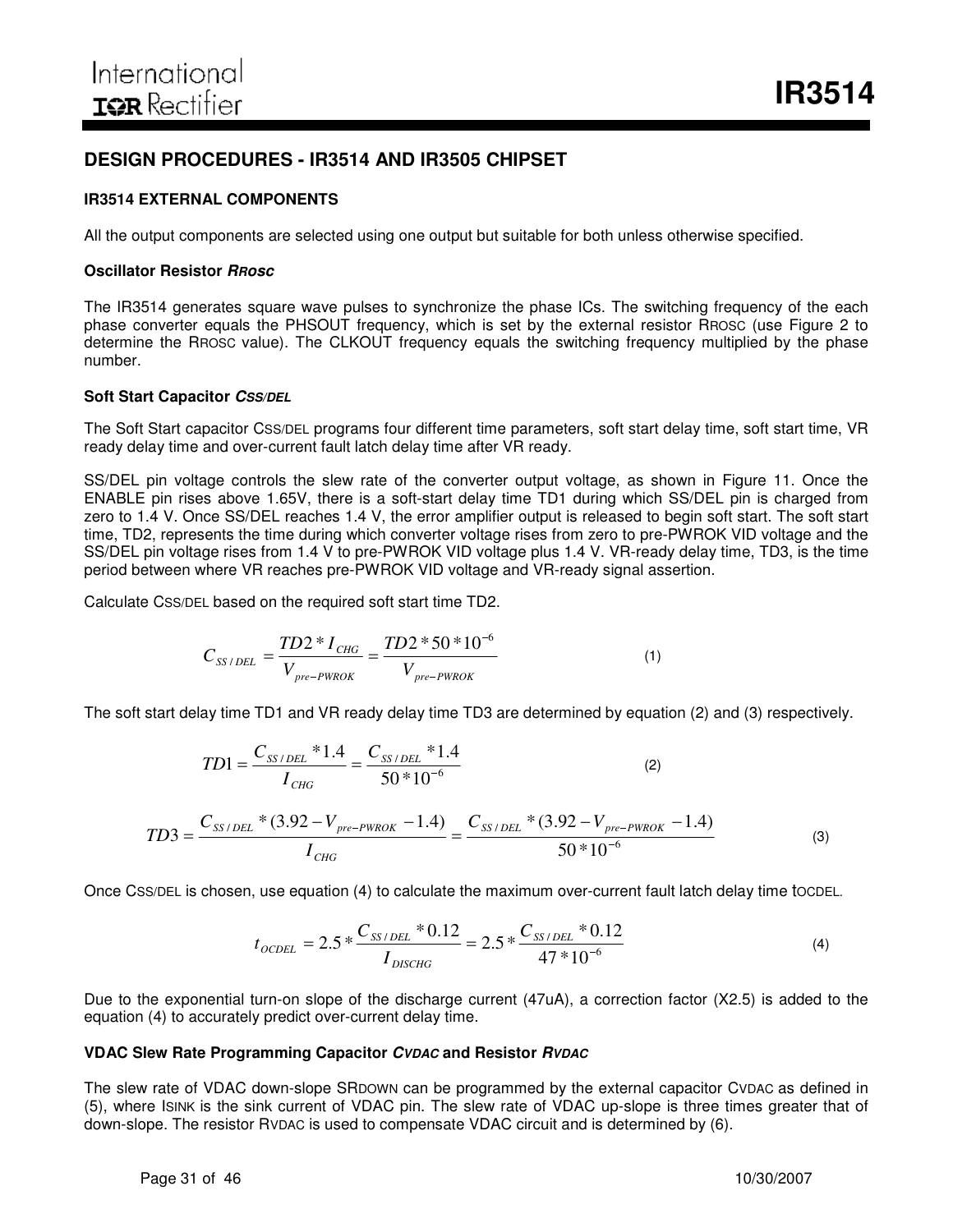## DESIGN PROCEDURES - IR3514 AND IR3505 CHIPSET

### IR3514 EXTERNAL COMPONENTS

All the output components are selected using one output but suitable for both unless otherwise specified.

#### Oscillator Resistor $R_{ROSC}$

The IR3514 generates square wave pulses to synchronize the phase ICs. The switching frequency of the each phase converter equals the PHSOUT frequency, which is set by the external resistor $R_{ROSC}$ (use Figure 2 to determine the $R_{ROSC}$ value). The CLKOUT frequency equals the switching frequency multiplied by the phase number.

#### Soft Start Capacitor $C_{SS/DEL}$

The Soft Start capacitor $C_{SS/DEL}$ programs four different time parameters, soft start delay time, soft start time, VR ready delay time and over-current fault latch delay time after VR ready.

SS/DEL pin voltage controls the slew rate of the converter output voltage, as shown in Figure 11. Once the ENABLE pin rises above 1.65V, there is a soft-start delay time TD1 during which SS/DEL pin is charged from zero to 1.4 V. Once SS/DEL reaches 1.4 V, the error amplifier output is released to begin soft start. The soft start time, TD2, represents the time during which converter voltage rises from zero to pre-PWROK VID voltage and the SS/DEL pin voltage rises from 1.4 V to pre-PWROK VID voltage plus 1.4 V. VR-ready delay time, TD3, is the time period between where VR reaches pre-PWROK VID voltage and VR-ready signal assertion.

Calculate $C_{SS/DEL}$ based on the required soft start time TD2.

$$C_{SS/DEL} = \frac{TD2 * I_{CHG}}{V_{pre-PWROK}} = \frac{TD2 * 50 * 10^{-6}}{V_{pre-PWROK}} \tag{1}$$

The soft start delay time TD1 and VR ready delay time TD3 are determined by equation (2) and (3) respectively.

$$TD1 = \frac{C_{SS/DEL} * 1.4}{I_{CHG}} = \frac{C_{SS/DEL} * 1.4}{50 * 10^{-6}} \tag{2}$$

$$TD3 = \frac{C_{SS/DEL} * (3.92 - V_{pre-PWROK} - 1.4)}{I_{CHG}} = \frac{C_{SS/DEL} * (3.92 - V_{pre-PWROK} - 1.4)}{50 * 10^{-6}} \tag{3}$$

Once $C_{SS/DEL}$ is chosen, use equation (4) to calculate the maximum over-current fault latch delay time $t_{OCDEL}$.

$$t_{OCDEL} = 2.5 * \frac{C_{SS/DEL} * 0.12}{I_{DISCHG}} = 2.5 * \frac{C_{SS/DEL} * 0.12}{47 * 10^{-6}} \tag{4}$$

Due to the exponential turn-on slope of the discharge current (47uA), a correction factor (X2.5) is added to the equation (4) to accurately predict over-current delay time.

#### VDAC Slew Rate Programming Capacitor $C_{VDAC}$ and Resistor $R_{VDAC}$

The slew rate of VDAC down-slope $SR_{DOWN}$ can be programmed by the external capacitor $C_{VDAC}$ as defined in (5), where $I_{SINK}$ is the sink current of VDAC pin. The slew rate of VDAC up-slope is three times greater that of down-slope. The resistor $R_{VDAC}$ is used to compensate VDAC circuit and is determined by (6).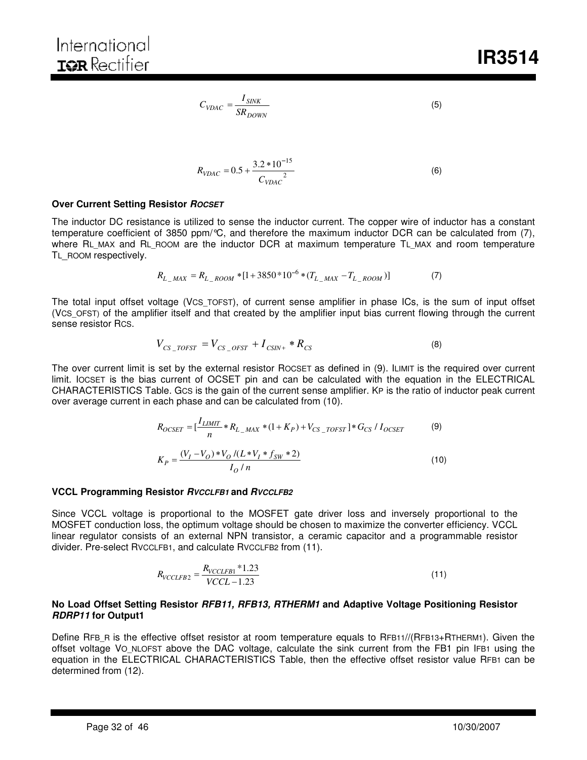$$C_{VDAC} = \frac{I_{SINK}}{SR_{DOWN}} \tag{5}$$

$$R_{VDAC} = 0.5 + \frac{3.2*10^{-15}}{C_{VDAC}{}^{2}} \tag{6}$$

### Over Current Setting Resistor *ROCSET*

The inductor DC resistance is utilized to sense the inductor current. The copper wire of inductor has a constant temperature coefficient of 3850 ppm/°C, and therefore the maximum inductor DCR can be calculated from (7), where $R_{L\_MAX}$ and $R_{L\_ROOM}$ are the inductor DCR at maximum temperature $T_{L\_MAX}$ and room temperature $T_{L\_ROOM}$ respectively.

$$R_{L\_MAX} = R_{L\_ROOM} * [1 + 3850 * 10^{-6} * (T_{L\_MAX} - T_{L\_ROOM})] \tag{7}$$

The total input offset voltage ($V_{CS\_TOFST}$), of current sense amplifier in phase ICs, is the sum of input offset ($V_{CS\_OFST}$) of the amplifier itself and that created by the amplifier input bias current flowing through the current sense resistor $R_{CS}$.

$$V_{CS\_TOFST} = V_{CS\_OFST} + I_{CSIN+} * R_{CS} \tag{8}$$

The over current limit is set by the external resistor $R_{OCSET}$ as defined in (9). $I_{LIMIT}$ is the required over current limit. $I_{OCSET}$ is the bias current of OCSET pin and can be calculated with the equation in the ELECTRICAL CHARACTERISTICS Table. $G_{CS}$ is the gain of the current sense amplifier. $K_P$ is the ratio of inductor peak current over average current in each phase and can be calculated from (10).

$$R_{OCSET} = [\frac{I_{LIMIT}}{n} * R_{L\_MAX} * (1 + K_P) + V_{CS\_TOFST}] * G_{CS} / I_{OCSET} \tag{9}$$

$$K_P = \frac{(V_I - V_O) * V_O / (L * V_I * f_{SW} * 2)}{I_O / n} \tag{10}$$

### VCCL Programming Resistor *RVCCLFB1* and *RVCCLFB2*

Since VCCL voltage is proportional to the MOSFET gate driver loss and inversely proportional to the MOSFET conduction loss, the optimum voltage should be chosen to maximize the converter efficiency. VCCL linear regulator consists of an external NPN transistor, a ceramic capacitor and a programmable resistor divider. Pre-select $R_{VCCLFB1}$, and calculate $R_{VCCLFB2}$ from (11).

$$R_{VCCLFB2} = \frac{R_{VCCLFB1} * 1.23}{VCCL - 1.23} \tag{11}$$

### No Load Offset Setting Resistor *RFB11, RFB13, RTHERM1* and Adaptive Voltage Positioning Resistor *RDRP11* for Output1

Define $R_{FB\_R}$ is the effective offset resistor at room temperature equals to $R_{FB11}$//($R_{FB13}$+$R_{THERM1}$). Given the offset voltage $V_{O\_NLOFST}$ above the DAC voltage, calculate the sink current from the FB1 pin $I_{FB1}$ using the equation in the ELECTRICAL CHARACTERISTICS Table, then the effective offset resistor value $R_{FB1}$ can be determined from (12).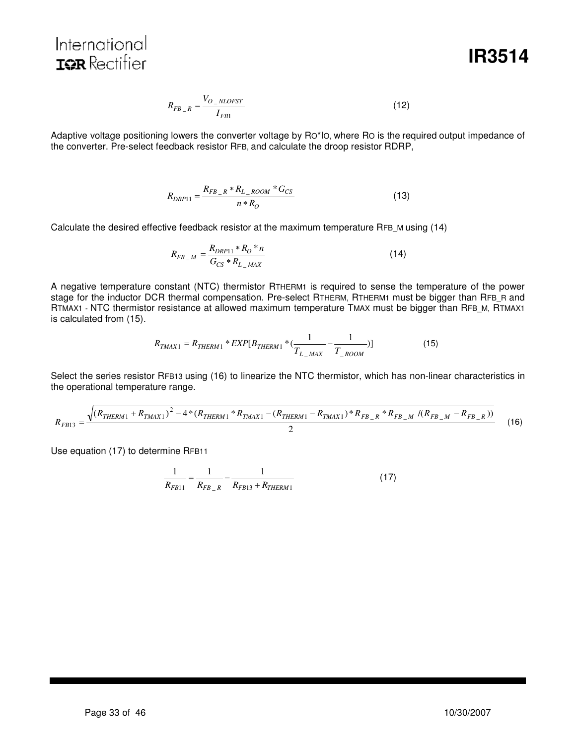$$R_{FB\_R} = \frac{V_{O\_NLOFST}}{I_{FB1}} \tag{12}$$

Adaptive voltage positioning lowers the converter voltage by $R_O$*$I_O$, where $R_O$ is the required output impedance of the converter. Pre-select feedback resistor $R_{FB}$, and calculate the droop resistor RDRP,

$$R_{DRP11} = \frac{R_{FB\_R} * R_{L\_ROOM} * G_{CS}}{n * R_O} \tag{13}$$

Calculate the desired effective feedback resistor at the maximum temperature $R_{FB\_M}$ using (14)

$$R_{FB\_M} = \frac{R_{DRP11} * R_O * n}{G_{CS} * R_{L\_MAX}} \tag{14}$$

A negative temperature constant (NTC) thermistor $R_{THERM1}$ is required to sense the temperature of the power stage for the inductor DCR thermal compensation. Pre-select $R_{THERM}$, $R_{THERM1}$ must be bigger than $R_{FB\_R}$ and $R_{TMAX1}$ - NTC thermistor resistance at allowed maximum temperature $T_{MAX}$ must be bigger than $R_{FB\_M}$, $R_{TMAX1}$ is calculated from (15).

$$R_{TMAX1} = R_{THERM1} * EXP[B_{THERM1} * (\frac{1}{T_{L\_MAX}} - \frac{1}{T_{\_ROOM}})] \tag{15}$$

Select the series resistor $R_{FB13}$ using (16) to linearize the NTC thermistor, which has non-linear characteristics in the operational temperature range.

$$R_{FB13} = \frac{\sqrt{(R_{THERM1} + R_{TMAX1})^2 - 4 * (R_{THERM1} * R_{TMAX1} - (R_{THERM1} - R_{TMAX1}) * R_{FB\_R} * R_{FB\_M} / (R_{FB\_M} - R_{FB\_R}))}}{2} \tag{16}$$

Use equation (17) to determine $R_{FB11}$

$$\frac{1}{R_{FB11}} = \frac{1}{R_{FB\_R}} - \frac{1}{R_{FB13} + R_{THERM1}} \tag{17}$$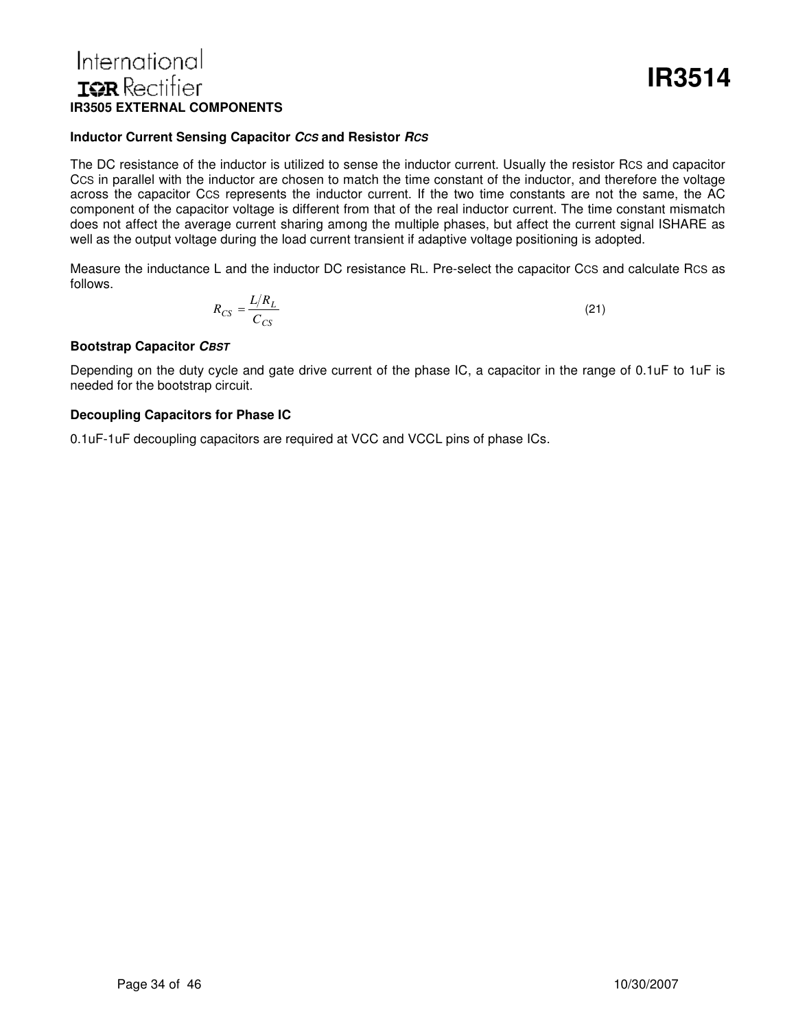### IR3505 EXTERNAL COMPONENTS

**Inductor Current Sensing Capacitor $C_{CS}$ and Resistor $R_{CS}$**

The DC resistance of the inductor is utilized to sense the inductor current. Usually the resistor $R_{CS}$ and capacitor $C_{CS}$ in parallel with the inductor are chosen to match the time constant of the inductor, and therefore the voltage across the capacitor $C_{CS}$ represents the inductor current. If the two time constants are not the same, the AC component of the capacitor voltage is different from that of the real inductor current. The time constant mismatch does not affect the average current sharing among the multiple phases, but affect the current signal ISHARE as well as the output voltage during the load current transient if adaptive voltage positioning is adopted.

Measure the inductance L and the inductor DC resistance $R_L$. Pre-select the capacitor $C_{CS}$ and calculate $R_{CS}$ as follows.

$$R_{CS} = \frac{L/R_L}{C_{CS}} \tag{21}$$

**Bootstrap Capacitor $C_{BST}$**

Depending on the duty cycle and gate drive current of the phase IC, a capacitor in the range of 0.1uF to 1uF is needed for the bootstrap circuit.

**Decoupling Capacitors for Phase IC**

0.1uF-1uF decoupling capacitors are required at VCC and VCCL pins of phase ICs.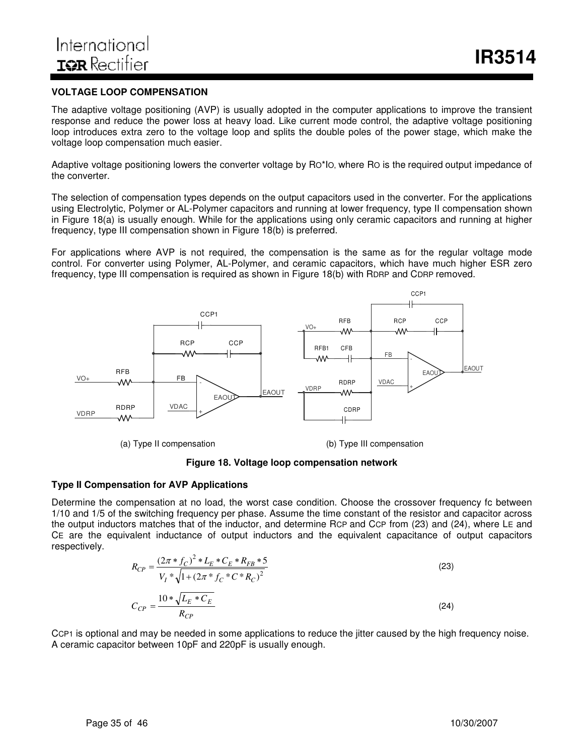## VOLTAGE LOOP COMPENSATION

The adaptive voltage positioning (AVP) is usually adopted in the computer applications to improve the transient response and reduce the power loss at heavy load. Like current mode control, the adaptive voltage positioning loop introduces extra zero to the voltage loop and splits the double poles of the power stage, which make the voltage loop compensation much easier.

Adaptive voltage positioning lowers the converter voltage by $R_O * I_O$, where $R_O$ is the required output impedance of the converter.

The selection of compensation types depends on the output capacitors used in the converter. For the applications using Electrolytic, Polymer or AL-Polymer capacitors and running at lower frequency, type II compensation shown in Figure 18(a) is usually enough. While for the applications using only ceramic capacitors and running at higher frequency, type III compensation shown in Figure 18(b) is preferred.

For applications where AVP is not required, the compensation is the same as for the regular voltage mode control. For converter using Polymer, AL-Polymer, and ceramic capacitors, which have much higher ESR zero frequency, type III compensation is required as shown in Figure 18(b) with $R_{DRP}$ and $C_{DRP}$ removed.

(a) Type II compensation (b) Type III compensation

**Figure 18. Voltage loop compensation network**

### Type II Compensation for AVP Applications

Determine the compensation at no load, the worst case condition. Choose the crossover frequency fc between 1/10 and 1/5 of the switching frequency per phase. Assume the time constant of the resistor and capacitor across the output inductors matches that of the inductor, and determine $R_{CP}$ and $C_{CP}$ from (23) and (24), where $L_E$ and $C_E$ are the equivalent inductance of output inductors and the equivalent capacitance of output capacitors respectively.

$$R_{CP} = \frac{(2\pi * f_C)^2 * L_E * C_E * R_{FB} * 5}{V_I * \sqrt{1 + (2\pi * f_C * C * R_C)^2}} \tag{23}$$

$$C_{CP} = \frac{10 * \sqrt{L_E * C_E}}{R_{CP}} \tag{24}$$

$C_{CP1}$ is optional and may be needed in some applications to reduce the jitter caused by the high frequency noise. A ceramic capacitor between 10pF and 220pF is usually enough.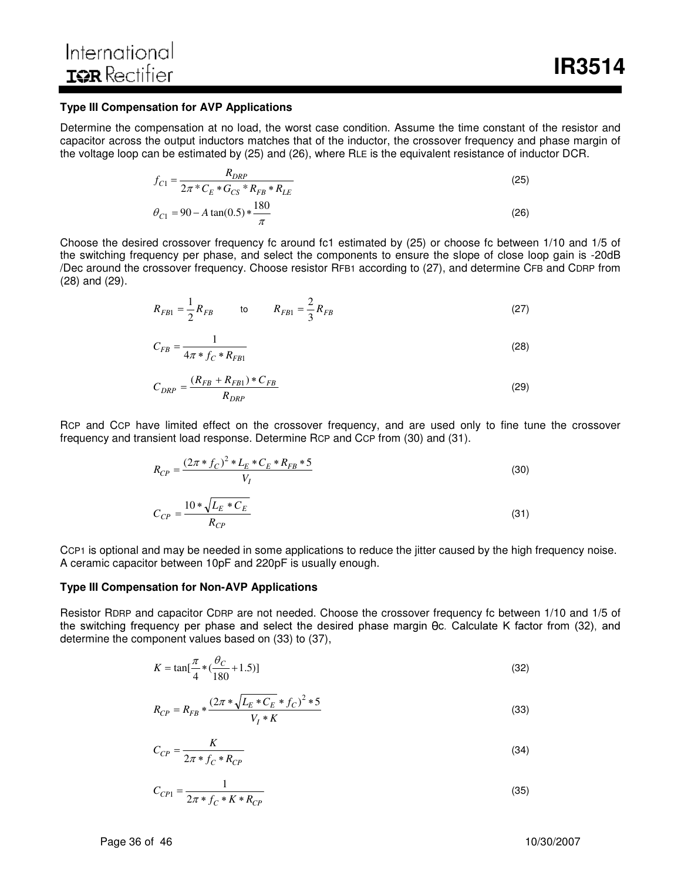### Type III Compensation for AVP Applications

Determine the compensation at no load, the worst case condition. Assume the time constant of the resistor and capacitor across the output inductors matches that of the inductor, the crossover frequency and phase margin of the voltage loop can be estimated by (25) and (26), where $R_{LE}$ is the equivalent resistance of inductor DCR.

$$f_{C1} = \frac{R_{DRP}}{2\pi * C_E * G_{CS} * R_{FB} * R_{LE}} \tag{25}$$

$$\theta_{C1} = 90 - A\tan(0.5) * \frac{180}{\pi} \tag{26}$$

Choose the desired crossover frequency fc around fc1 estimated by (25) or choose fc between 1/10 and 1/5 of the switching frequency per phase, and select the components to ensure the slope of close loop gain is -20dB /Dec around the crossover frequency. Choose resistor $R_{FB1}$ according to (27), and determine $C_{FB}$ and $C_{DRP}$ from (28) and (29).

$$R_{FB1} = \frac{1}{2}R_{FB} \quad \text{to} \quad R_{FB1} = \frac{2}{3}R_{FB} \tag{27}$$

$$C_{FB} = \frac{1}{4\pi * f_C * R_{FB1}} \tag{28}$$

$$C_{DRP} = \frac{(R_{FB} + R_{FB1}) * C_{FB}}{R_{DRP}} \tag{29}$$

$R_{CP}$ and $C_{CP}$ have limited effect on the crossover frequency, and are used only to fine tune the crossover frequency and transient load response. Determine $R_{CP}$ and $C_{CP}$ from (30) and (31).

$$R_{CP} = \frac{(2\pi * f_C)^2 * L_E * C_E * R_{FB} * 5}{V_I} \tag{30}$$

$$C_{CP} = \frac{10 * \sqrt{L_E * C_E}}{R_{CP}} \tag{31}$$

$C_{CP1}$ is optional and may be needed in some applications to reduce the jitter caused by the high frequency noise. A ceramic capacitor between 10pF and 220pF is usually enough.

### Type III Compensation for Non-AVP Applications

Resistor $R_{DRP}$ and capacitor $C_{DRP}$ are not needed. Choose the crossover frequency fc between 1/10 and 1/5 of the switching frequency per phase and select the desired phase margin $\theta_C$. Calculate K factor from (32), and determine the component values based on (33) to (37),

$$K = \tan\left[\frac{\pi}{4} * \left(\frac{\theta_C}{180} + 1.5\right)\right] \tag{32}$$

$$R_{CP} = R_{FB} * \frac{(2\pi * \sqrt{L_E * C_E} * f_C)^2 * 5}{V_I * K} \tag{33}$$

$$C_{CP} = \frac{K}{2\pi * f_C * R_{CP}} \tag{34}$$

$$C_{CP1} = \frac{1}{2\pi * f_C * K * R_{CP}} \tag{35}$$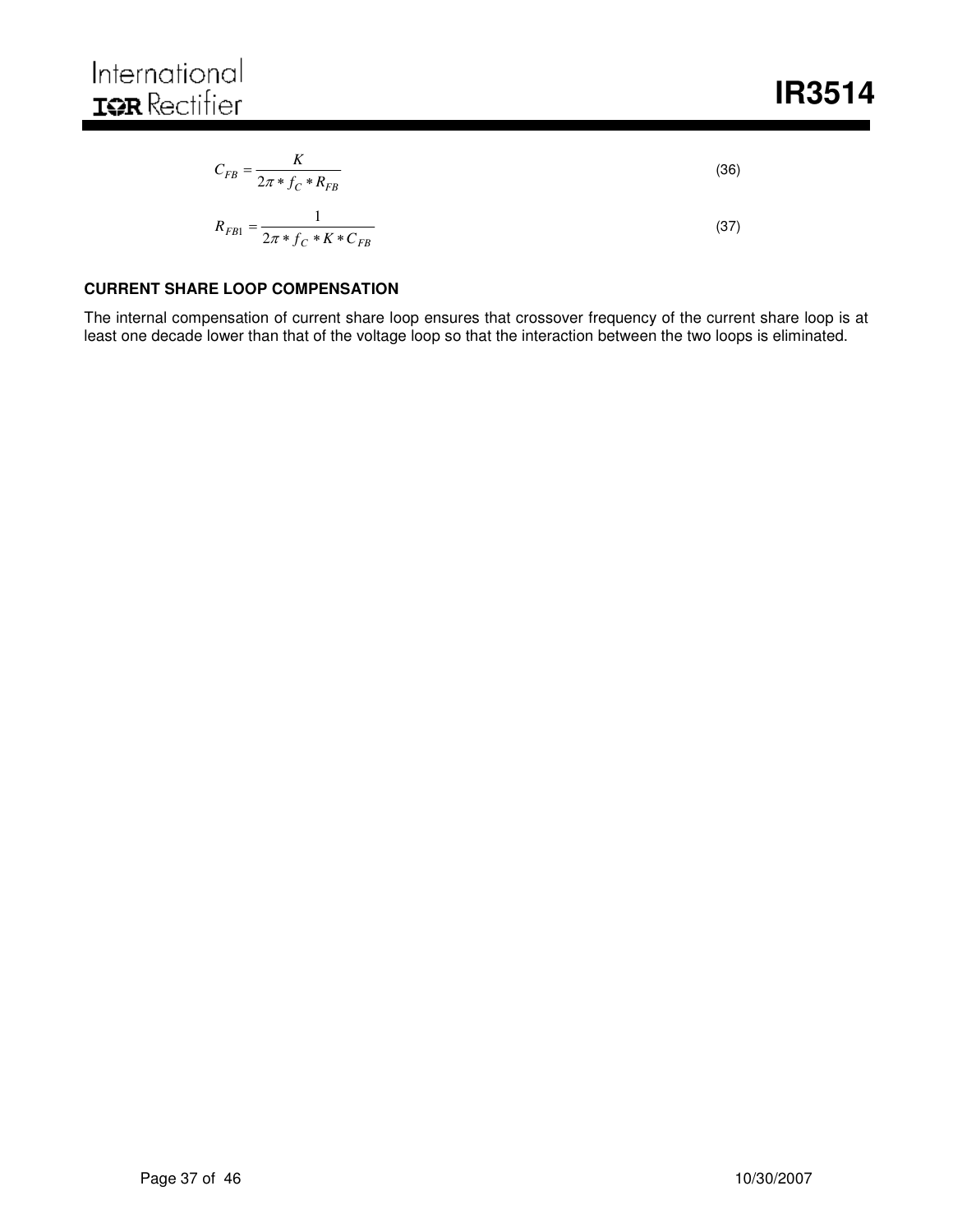$$C_{FB} = \frac{K}{2\pi * f_C * R_{FB}} \tag{36}$$

$$R_{FB1} = \frac{1}{2\pi * f_C * K * C_{FB}} \tag{37}$$

**CURRENT SHARE LOOP COMPENSATION**

The internal compensation of current share loop ensures that crossover frequency of the current share loop is at least one decade lower than that of the voltage loop so that the interaction between the two loops is eliminated.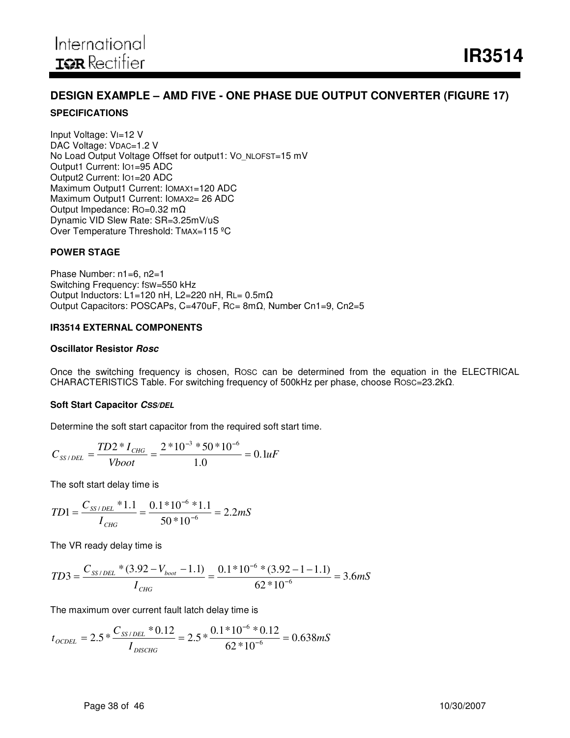## DESIGN EXAMPLE – AMD FIVE - ONE PHASE DUE OUTPUT CONVERTER (FIGURE 17)

### SPECIFICATIONS

Input Voltage: $V_I$=12 V
DAC Voltage: $V_{DAC}$=1.2 V
No Load Output Voltage Offset for output1: $V_{O\_NLOFST}$=15 mV
Output1 Current: $I_{O1}$=95 ADC
Output2 Current: $I_{O1}$=20 ADC
Maximum Output1 Current: $I_{OMAX1}$=120 ADC
Maximum Output1 Current: $I_{OMAX2}$= 26 ADC
Output Impedance: $R_O$=0.32 mΩ
Dynamic VID Slew Rate: SR=3.25mV/uS
Over Temperature Threshold: $T_{MAX}$=115 ºC

### POWER STAGE

Phase Number: n1=6, n2=1
Switching Frequency: $f_{SW}$=550 kHz
Output Inductors: L1=120 nH, L2=220 nH, $R_L$= 0.5mΩ
Output Capacitors: POSCAPs, C=470uF, $R_C$= 8mΩ, Number Cn1=9, Cn2=5

### IR3514 EXTERNAL COMPONENTS

**Oscillator Resistor *Rosc***

Once the switching frequency is chosen, $R_{OSC}$ can be determined from the equation in the ELECTRICAL CHARACTERISTICS Table. For switching frequency of 500kHz per phase, choose $R_{OSC}$=23.2kΩ.

**Soft Start Capacitor *$C_{SS/DEL}$***

Determine the soft start capacitor from the required soft start time.

$$C_{SS/DEL} = \frac{TD2 * I_{CHG}}{Vboot} = \frac{2*10^{-3}*50*10^{-6}}{1.0} = 0.1uF$$

The soft start delay time is

$$TD1 = \frac{C_{SS/DEL}*1.1}{I_{CHG}} = \frac{0.1*10^{-6}*1.1}{50*10^{-6}} = 2.2mS$$

The VR ready delay time is

$$TD3 = \frac{C_{SS/DEL}*(3.92 - V_{boot} - 1.1)}{I_{CHG}} = \frac{0.1*10^{-6}*(3.92-1-1.1)}{62*10^{-6}} = 3.6mS$$

The maximum over current fault latch delay time is

$$t_{OCDEL} = 2.5*\frac{C_{SS/DEL}*0.12}{I_{DISCHG}} = 2.5*\frac{0.1*10^{-6}*0.12}{62*10^{-6}} = 0.638mS$$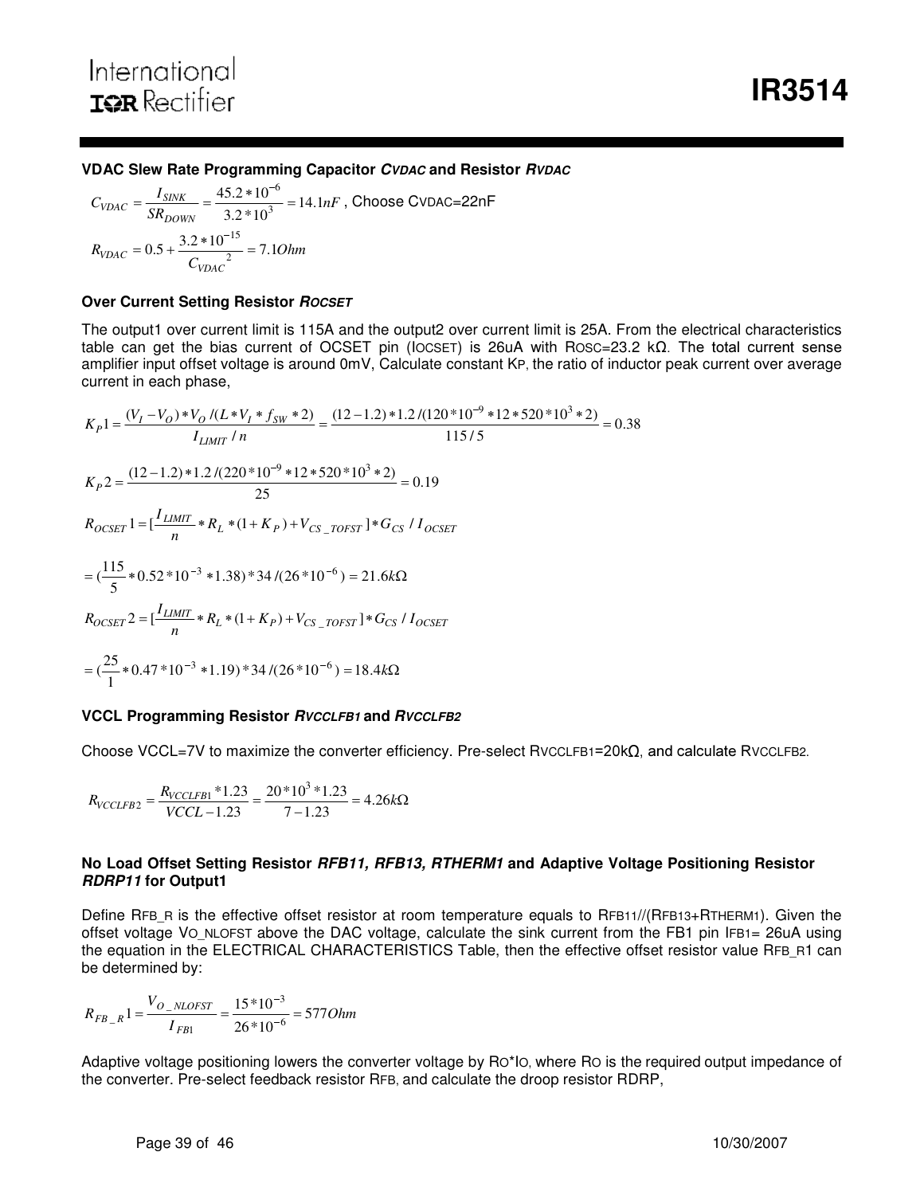**VDAC Slew Rate Programming Capacitor $C_{VDAC}$ and Resistor $R_{VDAC}$**

$C_{VDAC} = \frac{I_{SINK}}{SR_{DOWN}} = \frac{45.2*10^{-6}}{3.2*10^{3}} = 14.1nF$ , Choose $C_{VDAC}$=22nF

$$R_{VDAC} = 0.5 + \frac{3.2*10^{-15}}{C_{VDAC}^{\;2}} = 7.1Ohm$$

**Over Current Setting Resistor $R_{OCSET}$**

The output1 over current limit is 115A and the output2 over current limit is 25A. From the electrical characteristics table can get the bias current of OCSET pin ($I_{OCSET}$) is 26uA with $R_{OSC}$=23.2 kΩ. The total current sense amplifier input offset voltage is around 0mV, Calculate constant $K_P$, the ratio of inductor peak current over average current in each phase,

$$K_P1 = \frac{(V_I - V_O)*V_O/(L*V_I*f_{SW}*2)}{I_{LIMIT}/n} = \frac{(12-1.2)*1.2/(120*10^{-9}*12*520*10^{3}*2)}{115/5} = 0.38$$

$$K_P2 = \frac{(12-1.2)*1.2/(220*10^{-9}*12*520*10^{3}*2)}{25} = 0.19$$

$$R_{OCSET}1 = [\frac{I_{LIMIT}}{n}*R_L*(1+K_P)+V_{CS\_TOFST}]*G_{CS}/I_{OCSET}$$

$$= (\frac{115}{5}*0.52*10^{-3}*1.38)*34/(26*10^{-6}) = 21.6k\Omega$$

$$R_{OCSET}2 = [\frac{I_{LIMIT}}{n}*R_L*(1+K_P)+V_{CS\_TOFST}]*G_{CS}/I_{OCSET}$$

$$= (\frac{25}{1}*0.47*10^{-3}*1.19)*34/(26*10^{-6}) = 18.4k\Omega$$

**VCCL Programming Resistor $R_{VCCLFB1}$ and $R_{VCCLFB2}$**

Choose VCCL=7V to maximize the converter efficiency. Pre-select $R_{VCCLFB1}$=20kΩ, and calculate $R_{VCCLFB2}$.

$$R_{VCCLFB2} = \frac{R_{VCCLFB1}*1.23}{VCCL-1.23} = \frac{20*10^{3}*1.23}{7-1.23} = 4.26k\Omega$$

**No Load Offset Setting Resistor $R_{FB11}$, $R_{FB13}$, $R_{THERM1}$ and Adaptive Voltage Positioning Resistor $R_{DRP11}$ for Output1**

Define $R_{FB\_R}$ is the effective offset resistor at room temperature equals to $R_{FB11}$//($R_{FB13}$+$R_{THERM1}$). Given the offset voltage $V_{O\_NLOFST}$ above the DAC voltage, calculate the sink current from the FB1 pin $I_{FB1}$= 26uA using the equation in the ELECTRICAL CHARACTERISTICS Table, then the effective offset resistor value $R_{FB\_R}1$ can be determined by:

$$R_{FB\_R}1 = \frac{V_{O\_NLOFST}}{I_{FB1}} = \frac{15*10^{-3}}{26*10^{-6}} = 577Ohm$$

Adaptive voltage positioning lowers the converter voltage by $R_O$*$I_O$, where $R_O$ is the required output impedance of the converter. Pre-select feedback resistor $R_{FB}$, and calculate the droop resistor RDRP,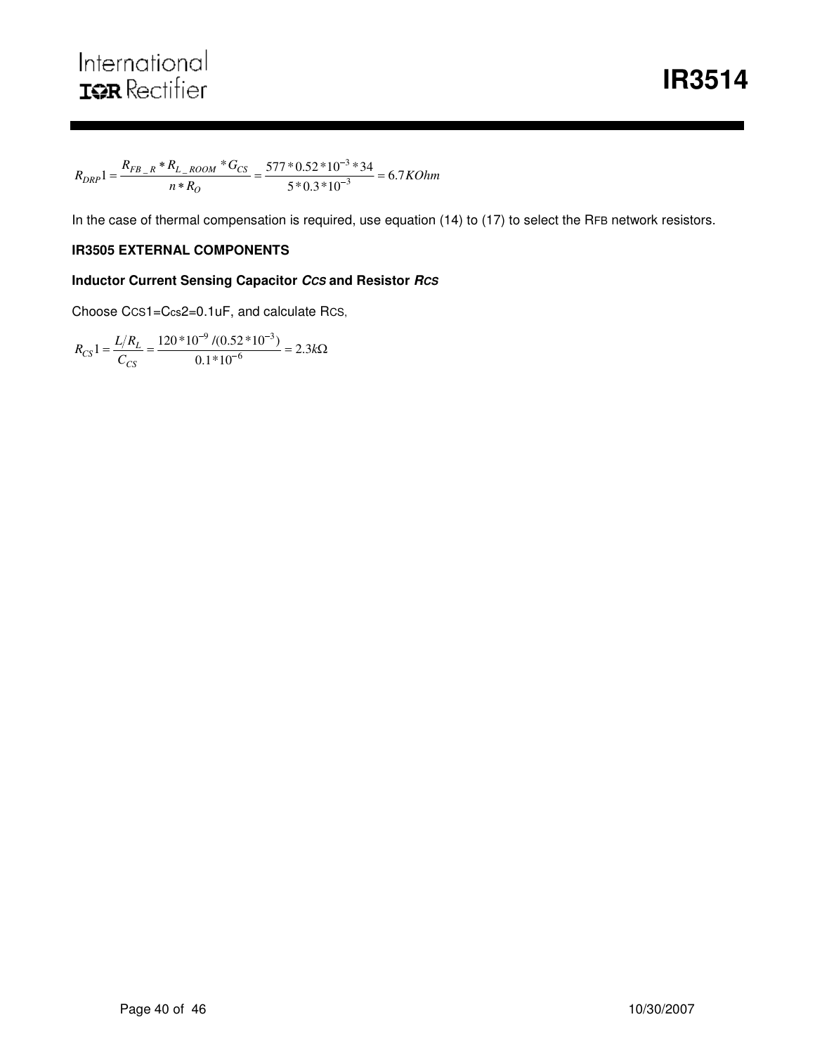$$R_{DRP}1 = \frac{R_{FB\_R} * R_{L\_ROOM} * G_{CS}}{n * R_O} = \frac{577 * 0.52 * 10^{-3} * 34}{5 * 0.3 * 10^{-3}} = 6.7KOhm$$

In the case of thermal compensation is required, use equation (14) to (17) to select the $R_{FB}$ network resistors.

**IR3505 EXTERNAL COMPONENTS**

**Inductor Current Sensing Capacitor *CCS* and Resistor *RCS***

Choose $C_{CS}1=C_{CS}2=0.1uF$, and calculate $R_{CS}$,

$$R_{CS}1 = \frac{L/R_L}{C_{CS}} = \frac{120 * 10^{-9} / (0.52 * 10^{-3})}{0.1 * 10^{-6}} = 2.3k\Omega$$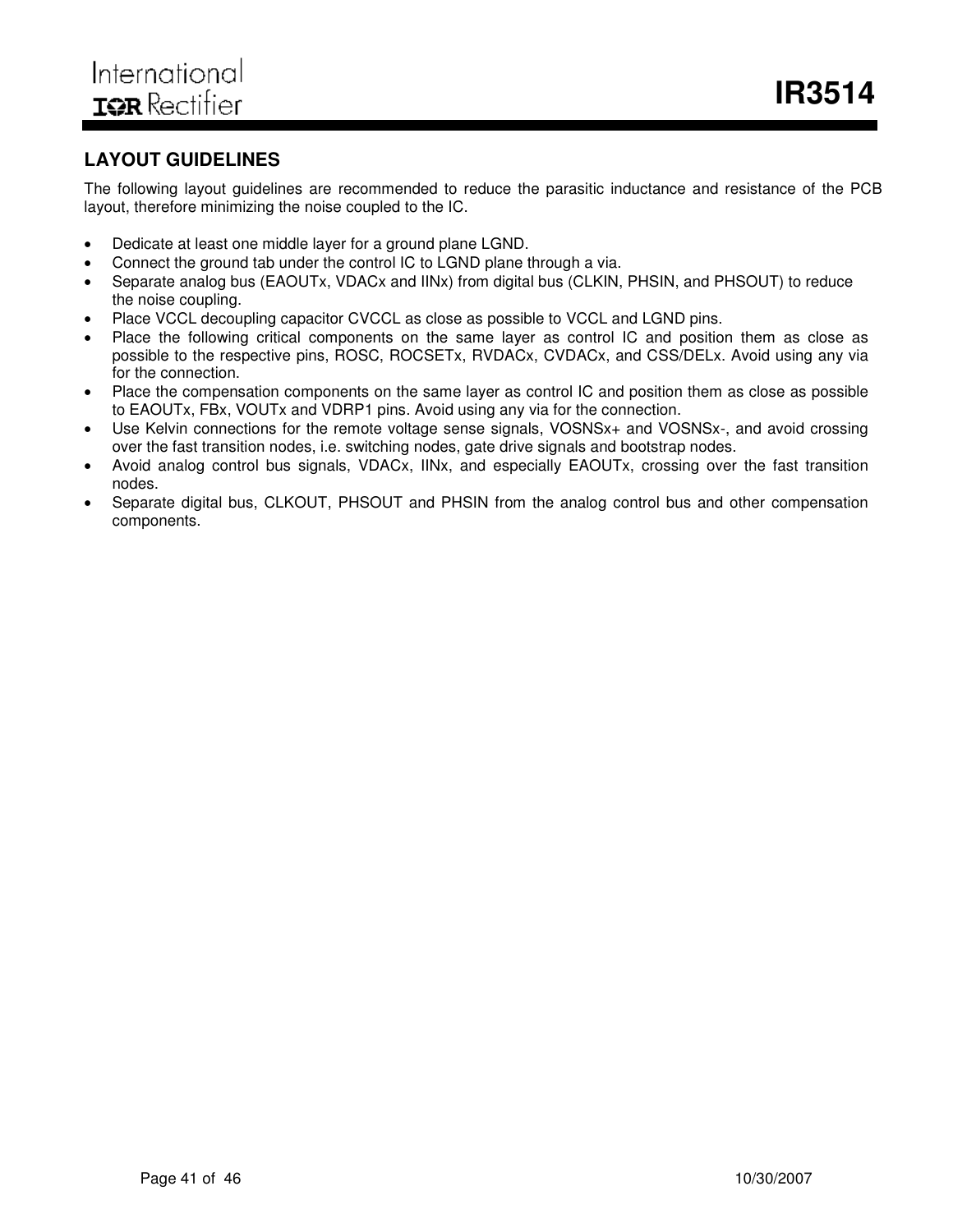## LAYOUT GUIDELINES

The following layout guidelines are recommended to reduce the parasitic inductance and resistance of the PCB layout, therefore minimizing the noise coupled to the IC.

- Dedicate at least one middle layer for a ground plane LGND.
- Connect the ground tab under the control IC to LGND plane through a via.
- Separate analog bus (EAOUTx, VDACx and IINx) from digital bus (CLKIN, PHSIN, and PHSOUT) to reduce the noise coupling.
- Place VCCL decoupling capacitor CVCCL as close as possible to VCCL and LGND pins.
- Place the following critical components on the same layer as control IC and position them as close as possible to the respective pins, ROSC, ROCSETx, RVDACx, CVDACx, and CSS/DELx. Avoid using any via for the connection.
- Place the compensation components on the same layer as control IC and position them as close as possible to EAOUTx, FBx, VOUTx and VDRP1 pins. Avoid using any via for the connection.
- Use Kelvin connections for the remote voltage sense signals, VOSNSx+ and VOSNSx-, and avoid crossing over the fast transition nodes, i.e. switching nodes, gate drive signals and bootstrap nodes.
- Avoid analog control bus signals, VDACx, IINx, and especially EAOUTx, crossing over the fast transition nodes.
- Separate digital bus, CLKOUT, PHSOUT and PHSIN from the analog control bus and other compensation components.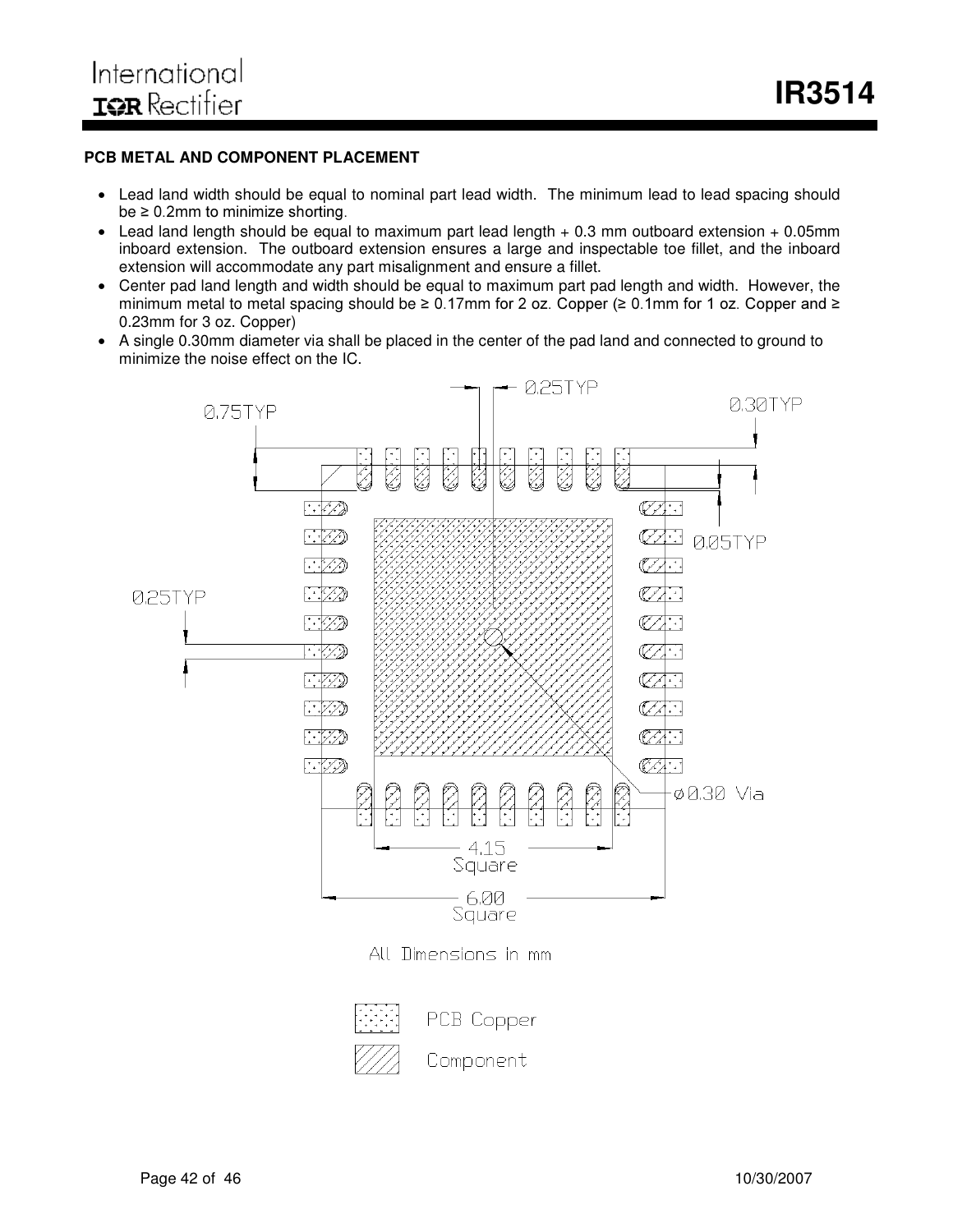## PCB METAL AND COMPONENT PLACEMENT

- Lead land width should be equal to nominal part lead width. The minimum lead to lead spacing should be ≥ 0.2mm to minimize shorting.
- Lead land length should be equal to maximum part lead length + 0.3 mm outboard extension + 0.05mm inboard extension. The outboard extension ensures a large and inspectable toe fillet, and the inboard extension will accommodate any part misalignment and ensure a fillet.
- Center pad land length and width should be equal to maximum part pad length and width. However, the minimum metal to metal spacing should be ≥ 0.17mm for 2 oz. Copper (≥ 0.1mm for 1 oz. Copper and ≥ 0.23mm for 3 oz. Copper)
- A single 0.30mm diameter via shall be placed in the center of the pad land and connected to ground to minimize the noise effect on the IC.

0.25TYP

0.75TYP

0.30TYP

0.05TYP

0.25TYP

ø0.30 Via

4.15 Square

6.00 Square

All Dimensions in mm

PCB Copper

Component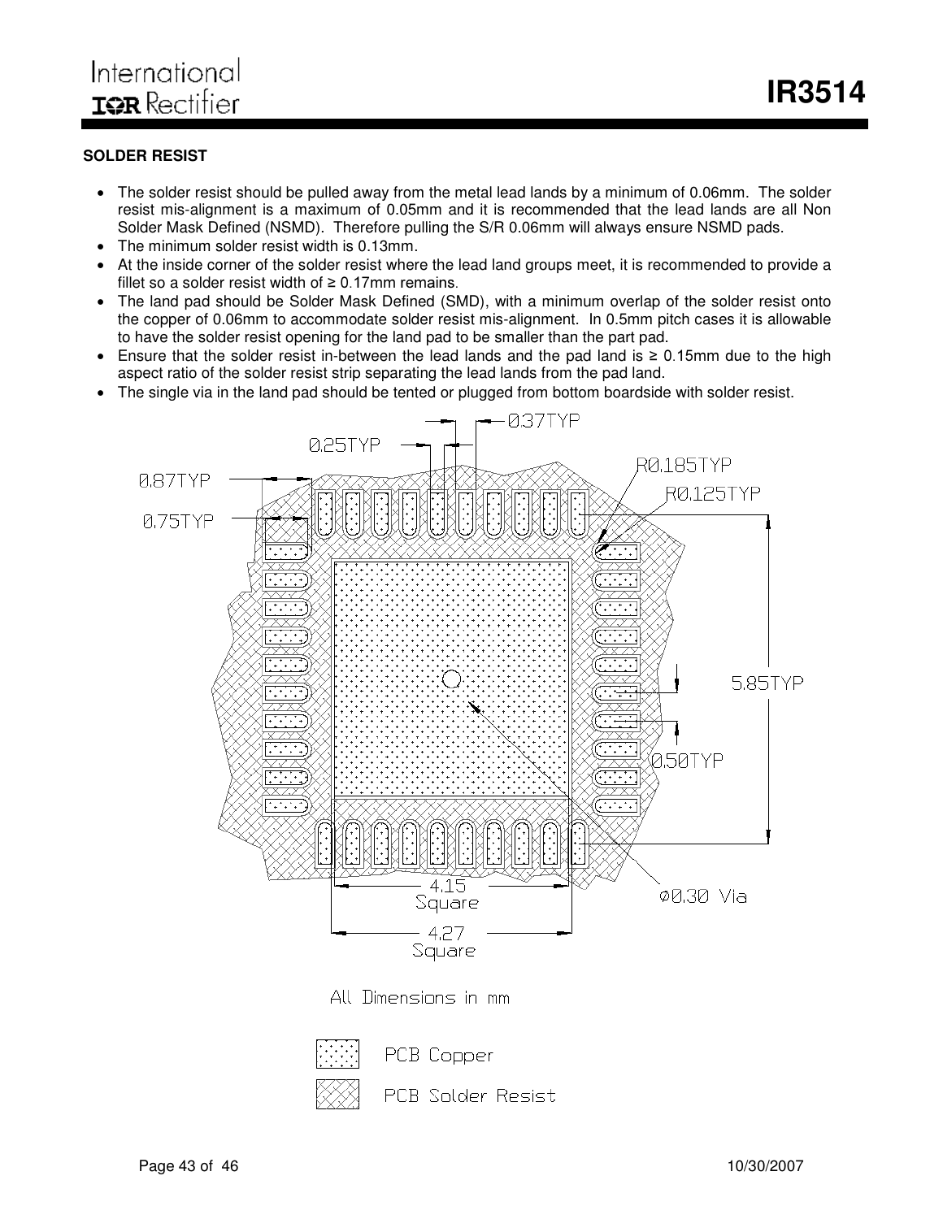## SOLDER RESIST

- The solder resist should be pulled away from the metal lead lands by a minimum of 0.06mm. The solder resist mis-alignment is a maximum of 0.05mm and it is recommended that the lead lands are all Non Solder Mask Defined (NSMD). Therefore pulling the S/R 0.06mm will always ensure NSMD pads.
- The minimum solder resist width is 0.13mm.
- At the inside corner of the solder resist where the lead land groups meet, it is recommended to provide a fillet so a solder resist width of ≥ 0.17mm remains.
- The land pad should be Solder Mask Defined (SMD), with a minimum overlap of the solder resist onto the copper of 0.06mm to accommodate solder resist mis-alignment. In 0.5mm pitch cases it is allowable to have the solder resist opening for the land pad to be smaller than the part pad.
- Ensure that the solder resist in-between the lead lands and the pad land is ≥ 0.15mm due to the high aspect ratio of the solder resist strip separating the lead lands from the pad land.
- The single via in the land pad should be tented or plugged from bottom boardside with solder resist.

0.37TYP
0.25TYP
0.87TYP
0.75TYP
R0.185TYP
R0.125TYP
5.85TYP
0.50TYP
4.15 Square
4.27 Square
ø0.30 Via

All Dimensions in mm

PCB Copper

PCB Solder Resist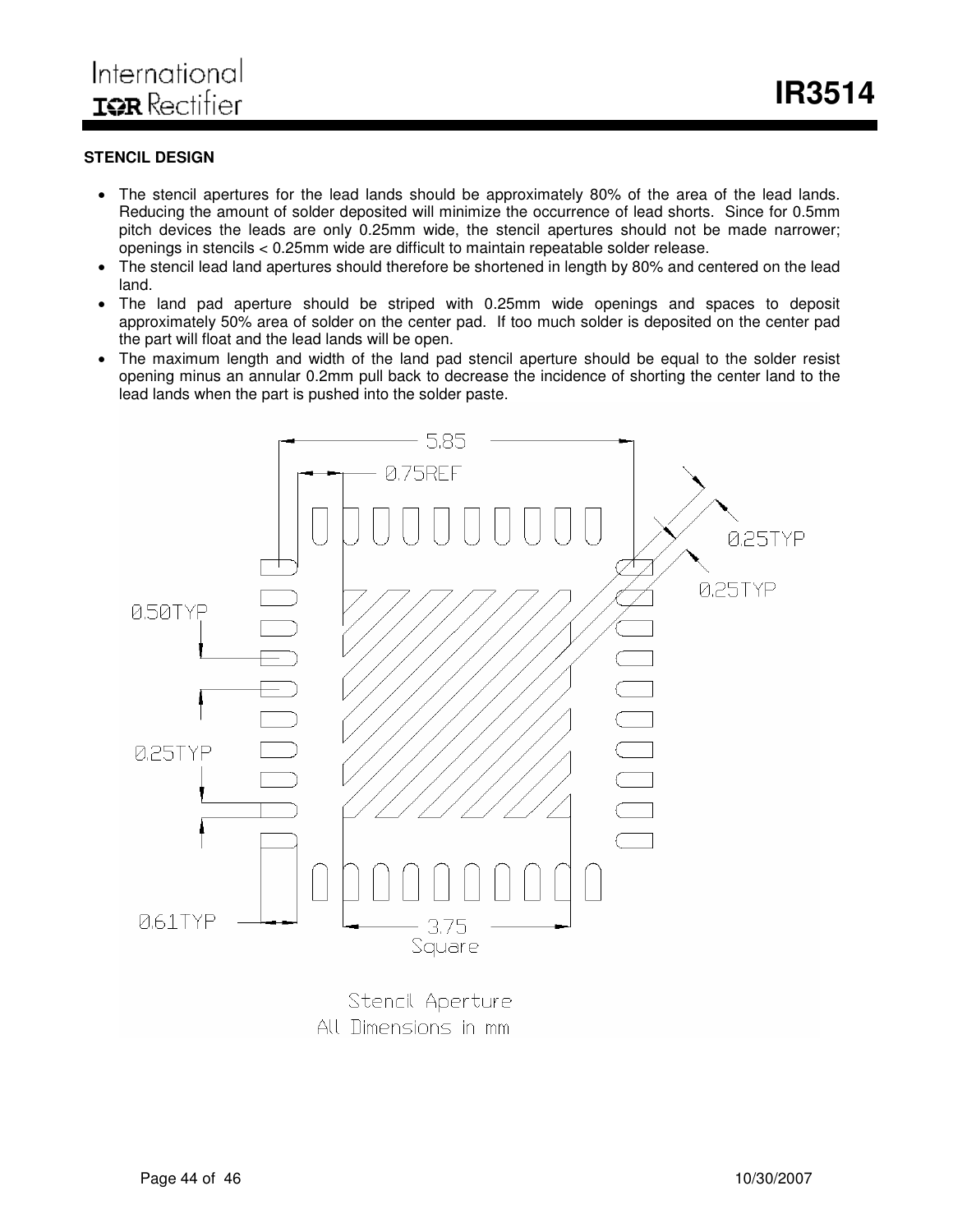**STENCIL DESIGN**

- The stencil apertures for the lead lands should be approximately 80% of the area of the lead lands. Reducing the amount of solder deposited will minimize the occurrence of lead shorts. Since for 0.5mm pitch devices the leads are only 0.25mm wide, the stencil apertures should not be made narrower; openings in stencils < 0.25mm wide are difficult to maintain repeatable solder release.
- The stencil lead land apertures should therefore be shortened in length by 80% and centered on the lead land.
- The land pad aperture should be striped with 0.25mm wide openings and spaces to deposit approximately 50% area of solder on the center pad. If too much solder is deposited on the center pad the part will float and the lead lands will be open.
- The maximum length and width of the land pad stencil aperture should be equal to the solder resist opening minus an annular 0.2mm pull back to decrease the incidence of shorting the center land to the lead lands when the part is pushed into the solder paste.

5.85

0.75REF

0.25TYP

0.25TYP

0.50TYP

0.25TYP

0.61TYP

3.75 Square

Stencil Aperture
All Dimensions in mm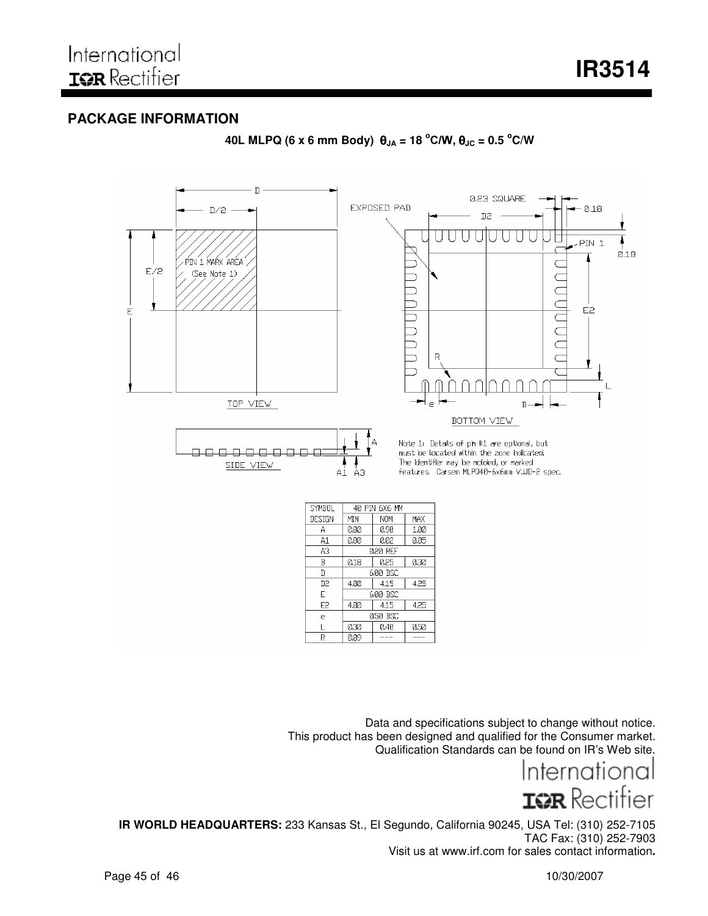## PACKAGE INFORMATION

**40L MLPQ (6 x 6 mm Body) $\theta_{JA}$ = 18 °C/W, $\theta_{JC}$ = 0.5 °C/W**

Note 1: Details of pin #1 are optional, but must be located within the zone indicated. The Identifier may be molded, or marked features. Carsem MLPQ40-6x6mm VJJD-2 spec.

| SYMBOL | 40 PIN 6X6 MM | | |
|---|---|---|---|
| DESIGN | MIN | NOM | MAX |
| A | 0.80 | 0.90 | 1.00 |
| A1 | 0.00 | 0.02 | 0.05 |
| A3 | 0.20 REF | | |
| B | 0.18 | 0.25 | 0.30 |
| D | 6.00 BSC | | |
| D2 | 4.00 | 4.15 | 4.25 |
| E | 6.00 BSC | | |
| E2 | 4.00 | 4.15 | 4.25 |
| e | 0.50 BSC | | |
| L | 0.30 | 0.40 | 0.50 |
| R | 0.09 | --- | --- |

Data and specifications subject to change without notice.
This product has been designed and qualified for the Consumer market.
Qualification Standards can be found on IR's Web site.

**IR WORLD HEADQUARTERS:** 233 Kansas St., El Segundo, California 90245, USA Tel: (310) 252-7105
TAC Fax: (310) 252-7903
Visit us at www.irf.com for sales contact information**.**